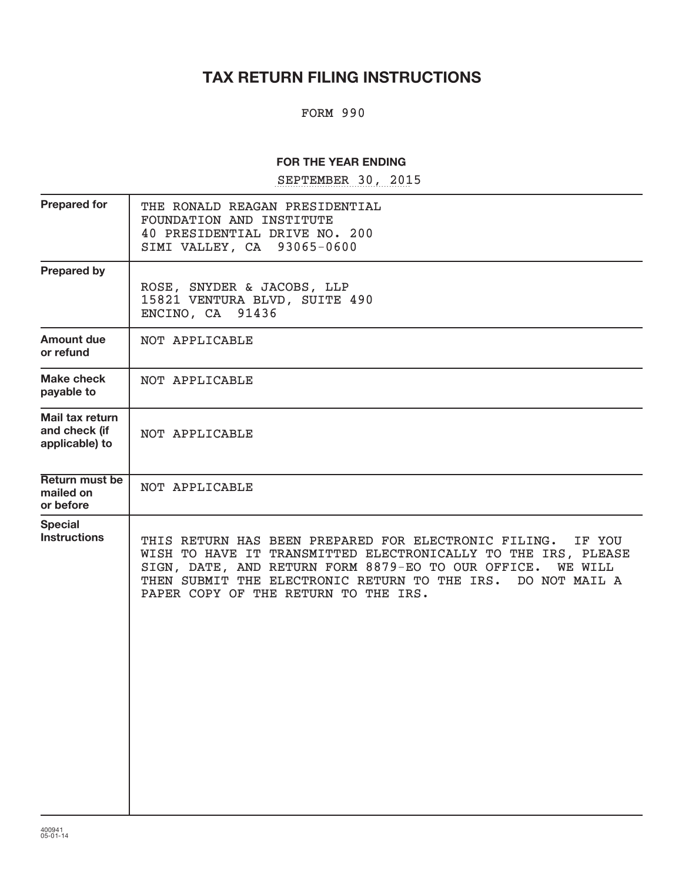# TAX RETURN FILING INSTRUCTIONS

FORM 990

**FOR THE YEAR ENDING**

SEPTEMBER 30, 2015

| | |
|---|---|
| **Prepared for** | THE RONALD REAGAN PRESIDENTIAL<br>FOUNDATION AND INSTITUTE<br>40 PRESIDENTIAL DRIVE NO. 200<br>SIMI VALLEY, CA 93065-0600 |
| **Prepared by** | ROSE, SNYDER & JACOBS, LLP<br>15821 VENTURA BLVD, SUITE 490<br>ENCINO, CA 91436 |
| **Amount due or refund** | NOT APPLICABLE |
| **Make check payable to** | NOT APPLICABLE |
| **Mail tax return and check (if applicable) to** | NOT APPLICABLE |
| **Return must be mailed on or before** | NOT APPLICABLE |
| **Special Instructions** | THIS RETURN HAS BEEN PREPARED FOR ELECTRONIC FILING. IF YOU WISH TO HAVE IT TRANSMITTED ELECTRONICALLY TO THE IRS, PLEASE SIGN, DATE, AND RETURN FORM 8879-EO TO OUR OFFICE. WE WILL THEN SUBMIT THE ELECTRONIC RETURN TO THE IRS. DO NOT MAIL A PAPER COPY OF THE RETURN TO THE IRS. |

400941
05-01-14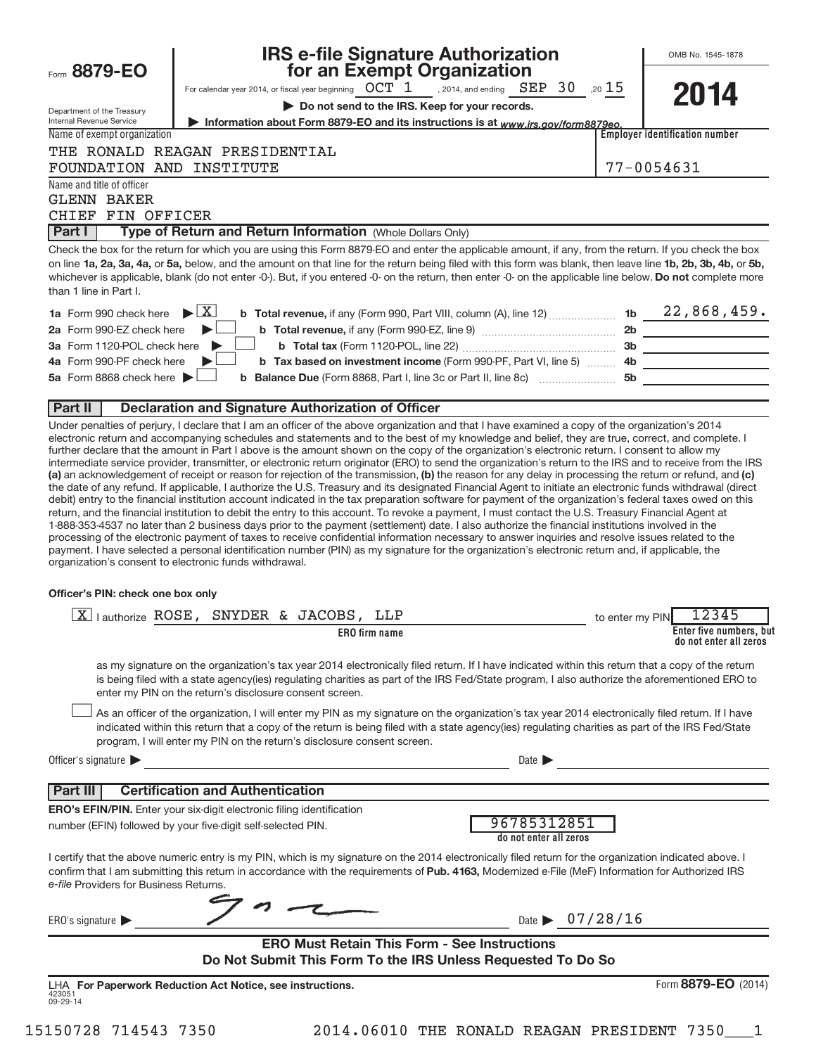Form **8879-EO**

Department of the Treasury
Internal Revenue Service

# IRS e-file Signature Authorization for an Exempt Organization

For calendar year 2014, or fiscal year beginning OCT 1 , 2014, and ending SEP 30 ,20 15

▶ **Do not send to the IRS. Keep for your records.**

▶ **Information about Form 8879-EO and its instructions is at** *www.irs.gov/form8879eo.*

OMB No. 1545-1878

**2014**

| Name of exempt organization | Employer identification number |
|---|---|
| THE RONALD REAGAN PRESIDENTIAL FOUNDATION AND INSTITUTE | 77-0054631 |

Name and title of officer
GLENN BAKER
CHIEF FIN OFFICER

## Part I — Type of Return and Return Information (Whole Dollars Only)

Check the box for the return for which you are using this Form 8879-EO and enter the applicable amount, if any, from the return. If you check the box on line **1a, 2a, 3a, 4a,** or **5a,** below, and the amount on that line for the return being filed with this form was blank, then leave line **1b, 2b, 3b, 4b,** or **5b,** whichever is applicable, blank (do not enter -0-). But, if you entered -0- on the return, then enter -0- on the applicable line below. **Do not** complete more than 1 line in Part I.

| | | | |
|---|---|---|---|
| **1a** Form 990 check here ▶ [X] | **b Total revenue,** if any (Form 990, Part VIII, column (A), line 12) | **1b** | 22,868,459. |
| **2a** Form 990-EZ check here ▶ [ ] | **b Total revenue,** if any (Form 990-EZ, line 9) | **2b** | |
| **3a** Form 1120-POL check here ▶ [ ] | **b Total tax** (Form 1120-POL, line 22) | **3b** | |
| **4a** Form 990-PF check here ▶ [ ] | **b Tax based on investment income** (Form 990-PF, Part VI, line 5) | **4b** | |
| **5a** Form 8868 check here ▶ [ ] | **b Balance Due** (Form 8868, Part I, line 3c or Part II, line 8c) | **5b** | |

## Part II — Declaration and Signature Authorization of Officer

Under penalties of perjury, I declare that I am an officer of the above organization and that I have examined a copy of the organization's 2014 electronic return and accompanying schedules and statements and to the best of my knowledge and belief, they are true, correct, and complete. I further declare that the amount in Part I above is the amount shown on the copy of the organization's electronic return. I consent to allow my intermediate service provider, transmitter, or electronic return originator (ERO) to send the organization's return to the IRS and to receive from the IRS **(a)** an acknowledgement of receipt or reason for rejection of the transmission, **(b)** the reason for any delay in processing the return or refund, and **(c)** the date of any refund. If applicable, I authorize the U.S. Treasury and its designated Financial Agent to initiate an electronic funds withdrawal (direct debit) entry to the financial institution account indicated in the tax preparation software for payment of the organization's federal taxes owed on this return, and the financial institution to debit the entry to this account. To revoke a payment, I must contact the U.S. Treasury Financial Agent at 1-888-353-4537 no later than 2 business days prior to the payment (settlement) date. I also authorize the financial institutions involved in the processing of the electronic payment of taxes to receive confidential information necessary to answer inquiries and resolve issues related to the payment. I have selected a personal identification number (PIN) as my signature for the organization's electronic return and, if applicable, the organization's consent to electronic funds withdrawal.

**Officer's PIN: check one box only**

[X] I authorize ROSE, SNYDER & JACOBS, LLP (**ERO firm name**) to enter my PIN 12345 (**Enter five numbers, but do not enter all zeros**)

as my signature on the organization's tax year 2014 electronically filed return. If I have indicated within this return that a copy of the return is being filed with a state agency(ies) regulating charities as part of the IRS Fed/State program, I also authorize the aforementioned ERO to enter my PIN on the return's disclosure consent screen.

[ ] As an officer of the organization, I will enter my PIN as my signature on the organization's tax year 2014 electronically filed return. If I have indicated within this return that a copy of the return is being filed with a state agency(ies) regulating charities as part of the IRS Fed/State program, I will enter my PIN on the return's disclosure consent screen.

Officer's signature ▶ ______________________ Date ▶ ______________

## Part III — Certification and Authentication

**ERO's EFIN/PIN.** Enter your six-digit electronic filing identification number (EFIN) followed by your five-digit self-selected PIN. 96785312851 (**do not enter all zeros**)

I certify that the above numeric entry is my PIN, which is my signature on the 2014 electronically filed return for the organization indicated above. I confirm that I am submitting this return in accordance with the requirements of **Pub. 4163,** Modernized e-File (MeF) Information for Authorized IRS *e-file* Providers for Business Returns.

ERO's signature ▶ [signature] Date ▶ 07/28/16

**ERO Must Retain This Form - See Instructions**
**Do Not Submit This Form To the IRS Unless Requested To Do So**

LHA **For Paperwork Reduction Act Notice, see instructions.** Form **8879-EO** (2014)

423051 09-29-14

15150728 714543 7350 2014.06010 THE RONALD REAGAN PRESIDENT 7350___1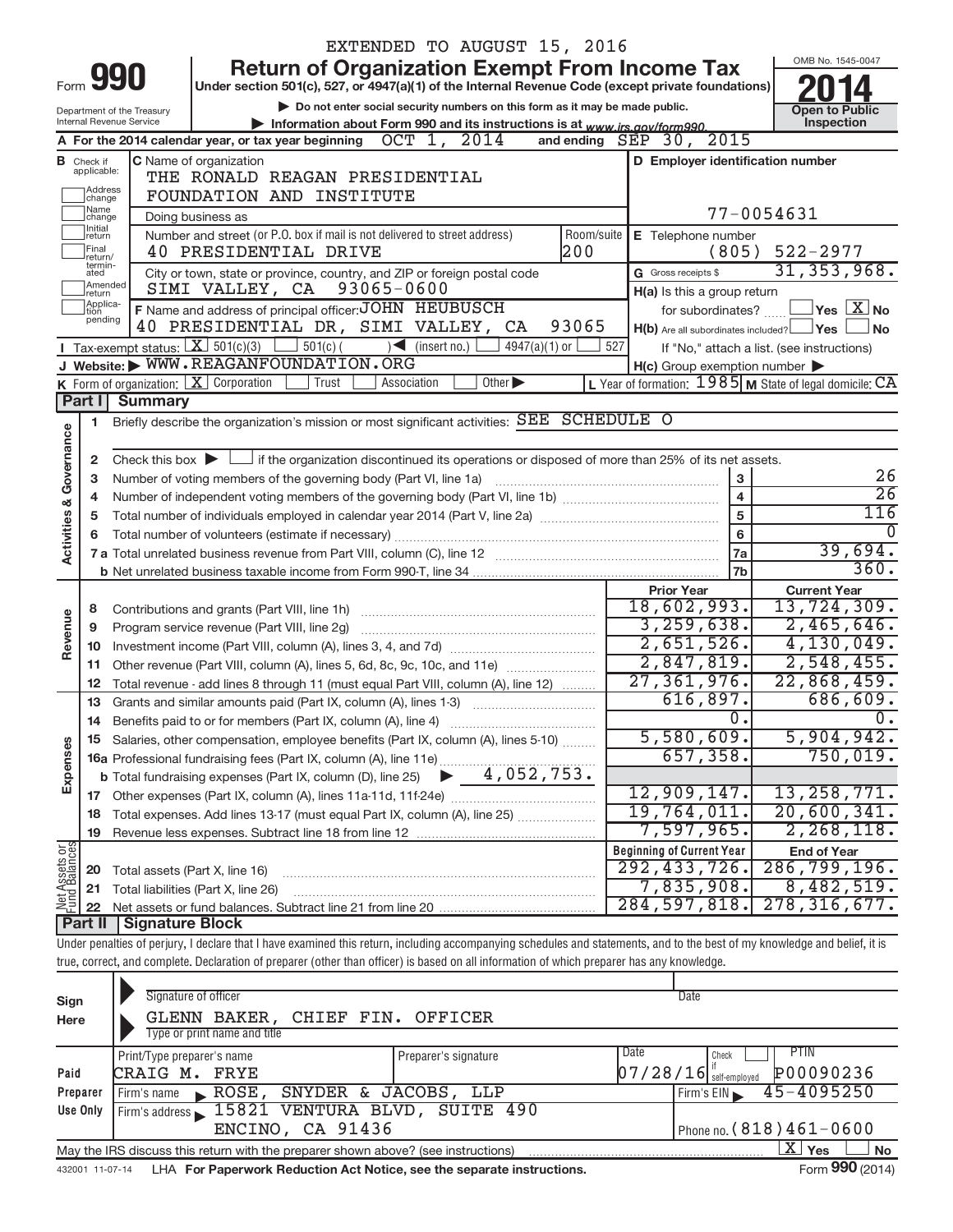EXTENDED TO AUGUST 15, 2016

# Form 990 — Return of Organization Exempt From Income Tax

**Under section 501(c), 527, or 4947(a)(1) of the Internal Revenue Code (except private foundations)**

▶ Do not enter social security numbers on this form as it may be made public.

▶ Information about Form 990 and its instructions is at www.irs.gov/form990.

Department of the Treasury
Internal Revenue Service

OMB No. 1545-0047

**2014**

**Open to Public Inspection**

**A** For the 2014 calendar year, or tax year beginning OCT 1, 2014 and ending SEP 30, 2015

**B** Check if applicable: Address change, Name change, Initial return, Final return/terminated, Amended return, Application pending

**C** Name of organization: THE RONALD REAGAN PRESIDENTIAL FOUNDATION AND INSTITUTE

Doing business as

Number and street (or P.O. box if mail is not delivered to street address): 40 PRESIDENTIAL DRIVE — Room/suite: 200

City or town, state or province, country, and ZIP or foreign postal code: SIMI VALLEY, CA 93065-0600

**D** Employer identification number: 77-0054631

**E** Telephone number: (805) 522-2977

**G** Gross receipts $ 31,353,968.

**F** Name and address of principal officer: JOHN HEUBUSCH, 40 PRESIDENTIAL DR, SIMI VALLEY, CA 93065

**H(a)** Is this a group return for subordinates? ☐ Yes ☒ No

**H(b)** Are all subordinates included? ☐ Yes ☐ No — If "No," attach a list. (see instructions)

**H(c)** Group exemption number ▶

**I** Tax-exempt status: ☒ 501(c)(3) ☐ 501(c) ( ) ◀ (insert no.) ☐ 4947(a)(1) or ☐ 527

**J** Website: ▶ WWW.REAGANFOUNDATION.ORG

**K** Form of organization: ☒ Corporation ☐ Trust ☐ Association ☐ Other ▶

**L** Year of formation: 1985 **M** State of legal domicile: CA

## Part I Summary

**Activities & Governance**

1. Briefly describe the organization's mission or most significant activities: SEE SCHEDULE O
2. Check this box ▶ ☐ if the organization discontinued its operations or disposed of more than 25% of its net assets.

| | | | |
|---|---|---|---|
| 3 | Number of voting members of the governing body (Part VI, line 1a) | 3 | 26 |
| 4 | Number of independent voting members of the governing body (Part VI, line 1b) | 4 | 26 |
| 5 | Total number of individuals employed in calendar year 2014 (Part V, line 2a) | 5 | 116 |
| 6 | Total number of volunteers (estimate if necessary) | 6 | 0 |
| 7a | Total unrelated business revenue from Part VIII, column (C), line 12 | 7a | 39,694. |
| 7b | Net unrelated business taxable income from Form 990-T, line 34 | 7b | 360. |

| | | Prior Year | Current Year |
|---|---|---|---|
| **Revenue** | | | |
| 8 | Contributions and grants (Part VIII, line 1h) | 18,602,993. | 13,724,309. |
| 9 | Program service revenue (Part VIII, line 2g) | 3,259,638. | 2,465,646. |
| 10 | Investment income (Part VIII, column (A), lines 3, 4, and 7d) | 2,651,526. | 4,130,049. |
| 11 | Other revenue (Part VIII, column (A), lines 5, 6d, 8c, 9c, 10c, and 11e) | 2,847,819. | 2,548,455. |
| 12 | Total revenue - add lines 8 through 11 (must equal Part VIII, column (A), line 12) | 27,361,976. | 22,868,459. |
| **Expenses** | | | |
| 13 | Grants and similar amounts paid (Part IX, column (A), lines 1-3) | 616,897. | 686,609. |
| 14 | Benefits paid to or for members (Part IX, column (A), line 4) | 0. | 0. |
| 15 | Salaries, other compensation, employee benefits (Part IX, column (A), lines 5-10) | 5,580,609. | 5,904,942. |
| 16a | Professional fundraising fees (Part IX, column (A), line 11e) | 657,358. | 750,019. |
| b | Total fundraising expenses (Part IX, column (D), line 25) ▶ 4,052,753. | | |
| 17 | Other expenses (Part IX, column (A), lines 11a-11d, 11f-24e) | 12,909,147. | 13,258,771. |
| 18 | Total expenses. Add lines 13-17 (must equal Part IX, column (A), line 25) | 19,764,011. | 20,600,341. |
| 19 | Revenue less expenses. Subtract line 18 from line 12 | 7,597,965. | 2,268,118. |

| | **Net Assets or Fund Balances** | Beginning of Current Year | End of Year |
|---|---|---|---|
| 20 | Total assets (Part X, line 16) | 292,433,726. | 286,799,196. |
| 21 | Total liabilities (Part X, line 26) | 7,835,908. | 8,482,519. |
| 22 | Net assets or fund balances. Subtract line 21 from line 20 | 284,597,818. | 278,316,677. |

## Part II Signature Block

Under penalties of perjury, I declare that I have examined this return, including accompanying schedules and statements, and to the best of my knowledge and belief, it is true, correct, and complete. Declaration of preparer (other than officer) is based on all information of which preparer has any knowledge.

**Sign Here**

Signature of officer — Date

GLENN BAKER, CHIEF FIN. OFFICER
Type or print name and title

**Paid Preparer Use Only**

| Print/Type preparer's name | Preparer's signature | Date | Check if self-employed | PTIN |
|---|---|---|---|---|
| CRAIG M. FRYE | | 07/28/16 | ☐ | P00090236 |

Firm's name ▶ ROSE, SNYDER & JACOBS, LLP — Firm's EIN ▶ 45-4095250

Firm's address ▶ 15821 VENTURA BLVD, SUITE 490, ENCINO, CA 91436 — Phone no. (818)461-0600

May the IRS discuss this return with the preparer shown above? (see instructions) ☒ Yes ☐ No

432001 11-07-14 LHA **For Paperwork Reduction Act Notice, see the separate instructions.** Form **990** (2014)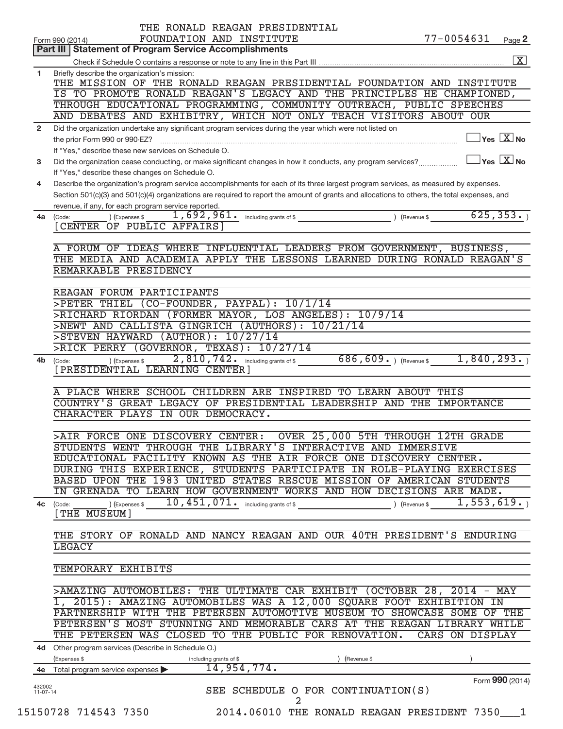THE RONALD REAGAN PRESIDENTIAL FOUNDATION AND INSTITUTE

Form 990 (2014) 77-0054631 Page **2**

## Part III | Statement of Program Service Accomplishments

Check if Schedule O contains a response or note to any line in this Part III ..... [X]

**1** Briefly describe the organization's mission:

THE MISSION OF THE RONALD REAGAN PRESIDENTIAL FOUNDATION AND INSTITUTE IS TO PROMOTE RONALD REAGAN'S LEGACY AND THE PRINCIPLES HE CHAMPIONED, THROUGH EDUCATIONAL PROGRAMMING, COMMUNITY OUTREACH, PUBLIC SPEECHES AND DEBATES AND EXHIBITRY, WHICH NOT ONLY TEACH VISITORS ABOUT OUR

**2** Did the organization undertake any significant program services during the year which were not listed on the prior Form 990 or 990-EZ? ..... [ ] Yes [X] No

If "Yes," describe these new services on Schedule O.

**3** Did the organization cease conducting, or make significant changes in how it conducts, any program services? ..... [ ] Yes [X] No

If "Yes," describe these changes on Schedule O.

**4** Describe the organization's program service accomplishments for each of its three largest program services, as measured by expenses. Section 501(c)(3) and 501(c)(4) organizations are required to report the amount of grants and allocations to others, the total expenses, and revenue, if any, for each program service reported.

**4a** (Code: ) (Expenses $ 1,692,961. including grants of $ ) (Revenue $ 625,353. )

[CENTER OF PUBLIC AFFAIRS]

A FORUM OF IDEAS WHERE INFLUENTIAL LEADERS FROM GOVERNMENT, BUSINESS, THE MEDIA AND ACADEMIA APPLY THE LESSONS LEARNED DURING RONALD REAGAN'S REMARKABLE PRESIDENCY

REAGAN FORUM PARTICIPANTS

>PETER THIEL (CO-FOUNDER, PAYPAL): 10/1/14

>RICHARD RIORDAN (FORMER MAYOR, LOS ANGELES): 10/9/14

>NEWT AND CALLISTA GINGRICH (AUTHORS): 10/21/14

>STEVEN HAYWARD (AUTHOR): 10/27/14

>RICK PERRY (GOVERNOR, TEXAS): 10/27/14

**4b** (Code: ) (Expenses $ 2,810,742. including grants of $ 686,609. ) (Revenue $ 1,840,293. )

[PRESIDENTIAL LEARNING CENTER]

A PLACE WHERE SCHOOL CHILDREN ARE INSPIRED TO LEARN ABOUT THIS COUNTRY'S GREAT LEGACY OF PRESIDENTIAL LEADERSHIP AND THE IMPORTANCE CHARACTER PLAYS IN OUR DEMOCRACY.

>AIR FORCE ONE DISCOVERY CENTER: OVER 25,000 5TH THROUGH 12TH GRADE STUDENTS WENT THROUGH THE LIBRARY'S INTERACTIVE AND IMMERSIVE EDUCATIONAL FACILITY KNOWN AS THE AIR FORCE ONE DISCOVERY CENTER. DURING THIS EXPERIENCE, STUDENTS PARTICIPATE IN ROLE-PLAYING EXERCISES BASED UPON THE 1983 UNITED STATES RESCUE MISSION OF AMERICAN STUDENTS IN GRENADA TO LEARN HOW GOVERNMENT WORKS AND HOW DECISIONS ARE MADE.

**4c** (Code: ) (Expenses $ 10,451,071. including grants of $ ) (Revenue $ 1,553,619. )

[THE MUSEUM]

THE STORY OF RONALD AND NANCY REAGAN AND OUR 40TH PRESIDENT'S ENDURING LEGACY

TEMPORARY EXHIBITS

>AMAZING AUTOMOBILES: THE ULTIMATE CAR EXHIBIT (OCTOBER 28, 2014 - MAY 1, 2015): AMAZING AUTOMOBILES WAS A 12,000 SQUARE FOOT EXHIBITION IN PARTNERSHIP WITH THE PETERSEN AUTOMOTIVE MUSEUM TO SHOWCASE SOME OF THE PETERSEN'S MOST STUNNING AND MEMORABLE CARS AT THE REAGAN LIBRARY WHILE THE PETERSEN WAS CLOSED TO THE PUBLIC FOR RENOVATION. CARS ON DISPLAY

**4d** Other program services (Describe in Schedule O.)

(Expenses $ including grants of $ ) (Revenue $ )

**4e** Total program service expenses ▶ 14,954,774.

Form **990** (2014)

SEE SCHEDULE O FOR CONTINUATION(S)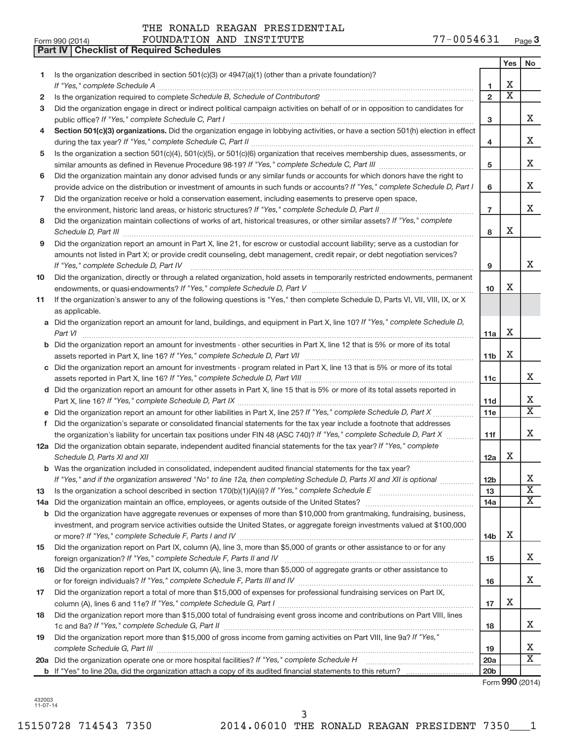THE RONALD REAGAN PRESIDENTIAL FOUNDATION AND INSTITUTE 77-0054631

Form 990 (2014)

## Part IV | Checklist of Required Schedules

| | | | Yes | No |
|---|---|---|---|---|
| 1 | Is the organization described in section 501(c)(3) or 4947(a)(1) (other than a private foundation)? *If "Yes," complete Schedule A* | 1 | X | |
| 2 | Is the organization required to complete *Schedule B, Schedule of Contributors*? | 2 | X | |
| 3 | Did the organization engage in direct or indirect political campaign activities on behalf of or in opposition to candidates for public office? *If "Yes," complete Schedule C, Part I* | 3 | | X |
| 4 | **Section 501(c)(3) organizations.** Did the organization engage in lobbying activities, or have a section 501(h) election in effect during the tax year? *If "Yes," complete Schedule C, Part II* | 4 | | X |
| 5 | Is the organization a section 501(c)(4), 501(c)(5), or 501(c)(6) organization that receives membership dues, assessments, or similar amounts as defined in Revenue Procedure 98-19? *If "Yes," complete Schedule C, Part III* | 5 | | X |
| 6 | Did the organization maintain any donor advised funds or any similar funds or accounts for which donors have the right to provide advice on the distribution or investment of amounts in such funds or accounts? *If "Yes," complete Schedule D, Part I* | 6 | | X |
| 7 | Did the organization receive or hold a conservation easement, including easements to preserve open space, the environment, historic land areas, or historic structures? *If "Yes," complete Schedule D, Part II* | 7 | | X |
| 8 | Did the organization maintain collections of works of art, historical treasures, or other similar assets? *If "Yes," complete Schedule D, Part III* | 8 | X | |
| 9 | Did the organization report an amount in Part X, line 21, for escrow or custodial account liability; serve as a custodian for amounts not listed in Part X; or provide credit counseling, debt management, credit repair, or debt negotiation services? *If "Yes," complete Schedule D, Part IV* | 9 | | X |
| 10 | Did the organization, directly or through a related organization, hold assets in temporarily restricted endowments, permanent endowments, or quasi-endowments? *If "Yes," complete Schedule D, Part V* | 10 | X | |
| 11 | If the organization's answer to any of the following questions is "Yes," then complete Schedule D, Parts VI, VII, VIII, IX, or X as applicable. | | | |
| a | Did the organization report an amount for land, buildings, and equipment in Part X, line 10? *If "Yes," complete Schedule D, Part VI* | 11a | X | |
| b | Did the organization report an amount for investments - other securities in Part X, line 12 that is 5% or more of its total assets reported in Part X, line 16? *If "Yes," complete Schedule D, Part VII* | 11b | X | |
| c | Did the organization report an amount for investments - program related in Part X, line 13 that is 5% or more of its total assets reported in Part X, line 16? *If "Yes," complete Schedule D, Part VIII* | 11c | | X |
| d | Did the organization report an amount for other assets in Part X, line 15 that is 5% or more of its total assets reported in Part X, line 16? *If "Yes," complete Schedule D, Part IX* | 11d | | X |
| e | Did the organization report an amount for other liabilities in Part X, line 25? *If "Yes," complete Schedule D, Part X* | 11e | | X |
| f | Did the organization's separate or consolidated financial statements for the tax year include a footnote that addresses the organization's liability for uncertain tax positions under FIN 48 (ASC 740)? *If "Yes," complete Schedule D, Part X* | 11f | | X |
| 12a | Did the organization obtain separate, independent audited financial statements for the tax year? *If "Yes," complete Schedule D, Parts XI and XII* | 12a | X | |
| b | Was the organization included in consolidated, independent audited financial statements for the tax year? *If "Yes," and if the organization answered "No" to line 12a, then completing Schedule D, Parts XI and XII is optional* | 12b | | X |
| 13 | Is the organization a school described in section 170(b)(1)(A)(ii)? *If "Yes," complete Schedule E* | 13 | | X |
| 14a | Did the organization maintain an office, employees, or agents outside of the United States? | 14a | | X |
| b | Did the organization have aggregate revenues or expenses of more than $10,000 from grantmaking, fundraising, business, investment, and program service activities outside the United States, or aggregate foreign investments valued at $100,000 or more? *If "Yes," complete Schedule F, Parts I and IV* | 14b | X | |
| 15 | Did the organization report on Part IX, column (A), line 3, more than $5,000 of grants or other assistance to or for any foreign organization? *If "Yes," complete Schedule F, Parts II and IV* | 15 | | X |
| 16 | Did the organization report on Part IX, column (A), line 3, more than $5,000 of aggregate grants or other assistance to or for foreign individuals? *If "Yes," complete Schedule F, Parts III and IV* | 16 | | X |
| 17 | Did the organization report a total of more than $15,000 of expenses for professional fundraising services on Part IX, column (A), lines 6 and 11e? *If "Yes," complete Schedule G, Part I* | 17 | X | |
| 18 | Did the organization report more than $15,000 total of fundraising event gross income and contributions on Part VIII, lines 1c and 8a? *If "Yes," complete Schedule G, Part II* | 18 | | X |
| 19 | Did the organization report more than $15,000 of gross income from gaming activities on Part VIII, line 9a? *If "Yes," complete Schedule G, Part III* | 19 | | X |
| 20a | Did the organization operate one or more hospital facilities? *If "Yes," complete Schedule H* | 20a | | X |
| b | If "Yes" to line 20a, did the organization attach a copy of its audited financial statements to this return? | 20b | | |

Form **990** (2014)

432003 11-07-14

15150728 714543 7350 2014.06010 THE RONALD REAGAN PRESIDENT 7350___1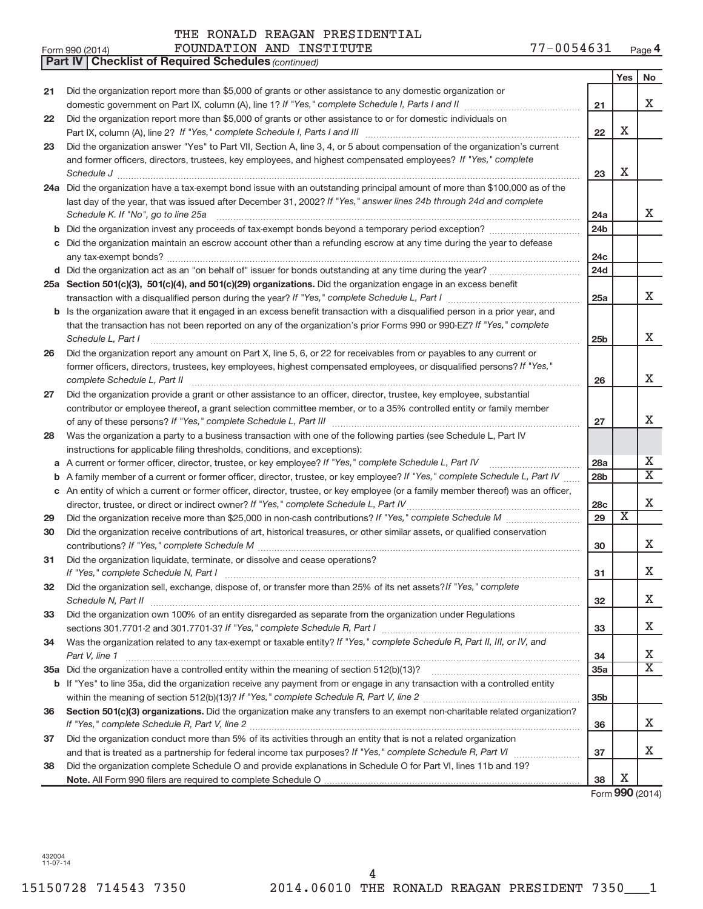THE RONALD REAGAN PRESIDENTIAL

Form 990 (2014) FOUNDATION AND INSTITUTE 77-0054631 Page 4

**Part IV | Checklist of Required Schedules** *(continued)*

| | | | Yes | No |
|---|---|---|---|---|
| 21 | Did the organization report more than $5,000 of grants or other assistance to any domestic organization or domestic government on Part IX, column (A), line 1? *If "Yes," complete Schedule I, Parts I and II* | 21 | | X |
| 22 | Did the organization report more than $5,000 of grants or other assistance to or for domestic individuals on Part IX, column (A), line 2? *If "Yes," complete Schedule I, Parts I and III* | 22 | X | |
| 23 | Did the organization answer "Yes" to Part VII, Section A, line 3, 4, or 5 about compensation of the organization's current and former officers, directors, trustees, key employees, and highest compensated employees? *If "Yes," complete Schedule J* | 23 | X | |
| 24a | Did the organization have a tax-exempt bond issue with an outstanding principal amount of more than $100,000 as of the last day of the year, that was issued after December 31, 2002? *If "Yes," answer lines 24b through 24d and complete Schedule K. If "No", go to line 25a* | 24a | | X |
| b | Did the organization invest any proceeds of tax-exempt bonds beyond a temporary period exception? | 24b | | |
| c | Did the organization maintain an escrow account other than a refunding escrow at any time during the year to defease any tax-exempt bonds? | 24c | | |
| d | Did the organization act as an "on behalf of" issuer for bonds outstanding at any time during the year? | 24d | | |
| 25a | **Section 501(c)(3), 501(c)(4), and 501(c)(29) organizations.** Did the organization engage in an excess benefit transaction with a disqualified person during the year? *If "Yes," complete Schedule L, Part I* | 25a | | X |
| b | Is the organization aware that it engaged in an excess benefit transaction with a disqualified person in a prior year, and that the transaction has not been reported on any of the organization's prior Forms 990 or 990-EZ? *If "Yes," complete Schedule L, Part I* | 25b | | X |
| 26 | Did the organization report any amount on Part X, line 5, 6, or 22 for receivables from or payables to any current or former officers, directors, trustees, key employees, highest compensated employees, or disqualified persons? *If "Yes," complete Schedule L, Part II* | 26 | | X |
| 27 | Did the organization provide a grant or other assistance to an officer, director, trustee, key employee, substantial contributor or employee thereof, a grant selection committee member, or to a 35% controlled entity or family member of any of these persons? *If "Yes," complete Schedule L, Part III* | 27 | | X |
| 28 | Was the organization a party to a business transaction with one of the following parties (see Schedule L, Part IV instructions for applicable filing thresholds, conditions, and exceptions): | | | |
| a | A current or former officer, director, trustee, or key employee? *If "Yes," complete Schedule L, Part IV* | 28a | | X |
| b | A family member of a current or former officer, director, trustee, or key employee? *If "Yes," complete Schedule L, Part IV* | 28b | | X |
| c | An entity of which a current or former officer, director, trustee, or key employee (or a family member thereof) was an officer, director, trustee, or direct or indirect owner? *If "Yes," complete Schedule L, Part IV* | 28c | | X |
| 29 | Did the organization receive more than $25,000 in non-cash contributions? *If "Yes," complete Schedule M* | 29 | X | |
| 30 | Did the organization receive contributions of art, historical treasures, or other similar assets, or qualified conservation contributions? *If "Yes," complete Schedule M* | 30 | | X |
| 31 | Did the organization liquidate, terminate, or dissolve and cease operations? *If "Yes," complete Schedule N, Part I* | 31 | | X |
| 32 | Did the organization sell, exchange, dispose of, or transfer more than 25% of its net assets? *If "Yes," complete Schedule N, Part II* | 32 | | X |
| 33 | Did the organization own 100% of an entity disregarded as separate from the organization under Regulations sections 301.7701-2 and 301.7701-3? *If "Yes," complete Schedule R, Part I* | 33 | | X |
| 34 | Was the organization related to any tax-exempt or taxable entity? *If "Yes," complete Schedule R, Part II, III, or IV, and Part V, line 1* | 34 | | X |
| 35a | Did the organization have a controlled entity within the meaning of section 512(b)(13)? | 35a | | X |
| b | If "Yes" to line 35a, did the organization receive any payment from or engage in any transaction with a controlled entity within the meaning of section 512(b)(13)? *If "Yes," complete Schedule R, Part V, line 2* | 35b | | |
| 36 | **Section 501(c)(3) organizations.** Did the organization make any transfers to an exempt non-charitable related organization? *If "Yes," complete Schedule R, Part V, line 2* | 36 | | X |
| 37 | Did the organization conduct more than 5% of its activities through an entity that is not a related organization and that is treated as a partnership for federal income tax purposes? *If "Yes," complete Schedule R, Part VI* | 37 | | X |
| 38 | Did the organization complete Schedule O and provide explanations in Schedule O for Part VI, lines 11b and 19? **Note.** All Form 990 filers are required to complete Schedule O | 38 | X | |

Form **990** (2014)

432004
11-07-14

15150728 714543 7350 2014.06010 THE RONALD REAGAN PRESIDENT 7350___1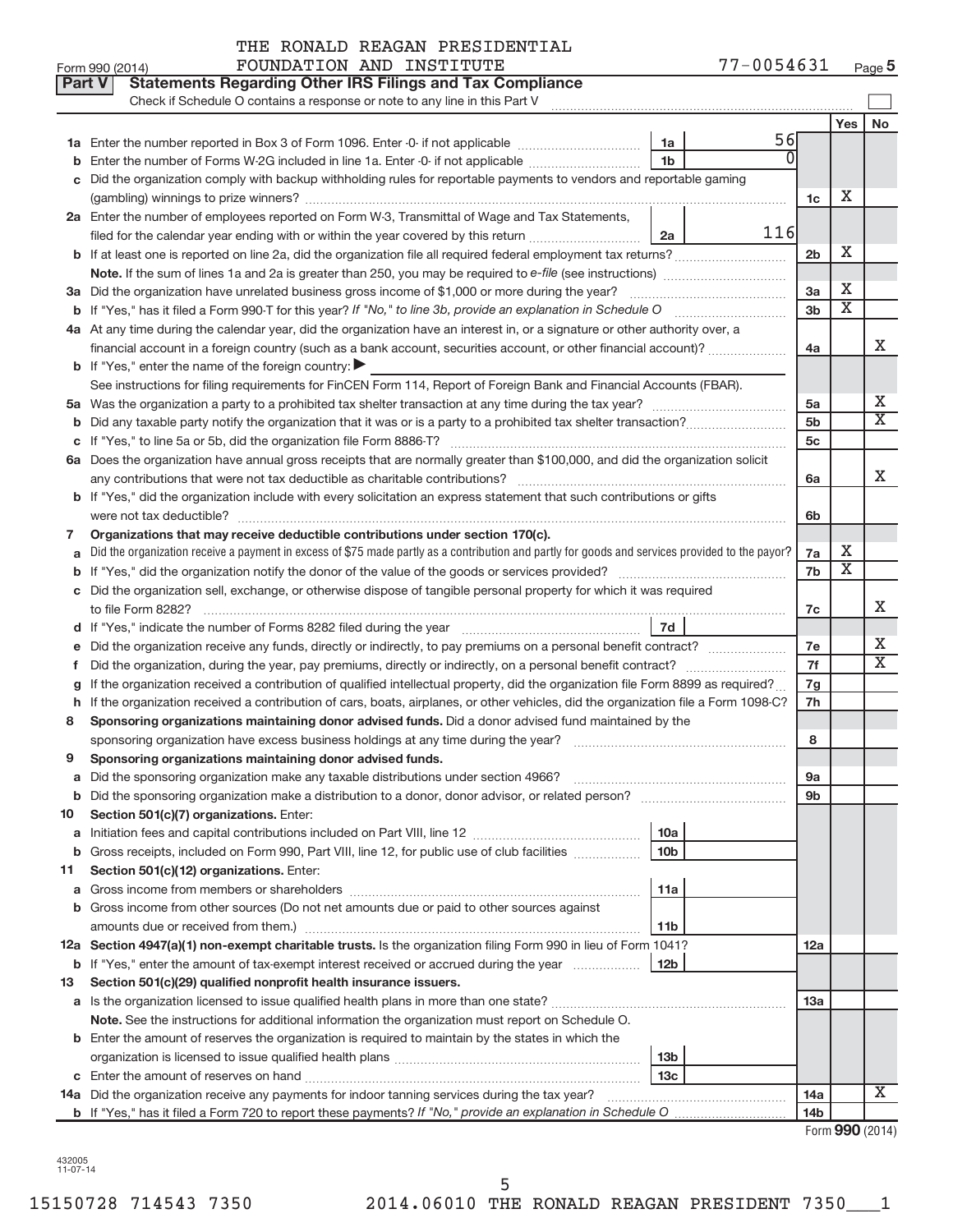THE RONALD REAGAN PRESIDENTIAL FOUNDATION AND INSTITUTE 77-0054631

Form 990 (2014)

## Part V Statements Regarding Other IRS Filings and Tax Compliance

Check if Schedule O contains a response or note to any line in this Part V

| Line | Description | Box | Amount | Line | Yes | No |
|---|---|---|---|---|---|---|
| 1a | Enter the number reported in Box 3 of Form 1096. Enter -0- if not applicable | 1a | 56 | | | |
| b | Enter the number of Forms W-2G included in line 1a. Enter -0- if not applicable | 1b | 0 | | | |
| c | Did the organization comply with backup withholding rules for reportable payments to vendors and reportable gaming (gambling) winnings to prize winners? | | | 1c | X | |
| 2a | Enter the number of employees reported on Form W-3, Transmittal of Wage and Tax Statements, filed for the calendar year ending with or within the year covered by this return | 2a | 116 | | | |
| b | If at least one is reported on line 2a, did the organization file all required federal employment tax returns? | | | 2b | X | |
| | **Note.** If the sum of lines 1a and 2a is greater than 250, you may be required to *e-file* (see instructions) | | | | | |
| 3a | Did the organization have unrelated business gross income of $1,000 or more during the year? | | | 3a | X | |
| b | If "Yes," has it filed a Form 990-T for this year? *If "No," to line 3b, provide an explanation in Schedule O* | | | 3b | X | |
| 4a | At any time during the calendar year, did the organization have an interest in, or a signature or other authority over, a financial account in a foreign country (such as a bank account, securities account, or other financial account)? | | | 4a | | X |
| b | If "Yes," enter the name of the foreign country: ▶ | | | | | |
| | See instructions for filing requirements for FinCEN Form 114, Report of Foreign Bank and Financial Accounts (FBAR). | | | | | |
| 5a | Was the organization a party to a prohibited tax shelter transaction at any time during the tax year? | | | 5a | | X |
| b | Did any taxable party notify the organization that it was or is a party to a prohibited tax shelter transaction? | | | 5b | | X |
| c | If "Yes," to line 5a or 5b, did the organization file Form 8886-T? | | | 5c | | |
| 6a | Does the organization have annual gross receipts that are normally greater than $100,000, and did the organization solicit any contributions that were not tax deductible as charitable contributions? | | | 6a | | X |
| b | If "Yes," did the organization include with every solicitation an express statement that such contributions or gifts were not tax deductible? | | | 6b | | |
| 7 | **Organizations that may receive deductible contributions under section 170(c).** | | | | | |
| a | Did the organization receive a payment in excess of $75 made partly as a contribution and partly for goods and services provided to the payor? | | | 7a | X | |
| b | If "Yes," did the organization notify the donor of the value of the goods or services provided? | | | 7b | X | |
| c | Did the organization sell, exchange, or otherwise dispose of tangible personal property for which it was required to file Form 8282? | | | 7c | | X |
| d | If "Yes," indicate the number of Forms 8282 filed during the year | 7d | | | | |
| e | Did the organization receive any funds, directly or indirectly, to pay premiums on a personal benefit contract? | | | 7e | | X |
| f | Did the organization, during the year, pay premiums, directly or indirectly, on a personal benefit contract? | | | 7f | | X |
| g | If the organization received a contribution of qualified intellectual property, did the organization file Form 8899 as required? | | | 7g | | |
| h | If the organization received a contribution of cars, boats, airplanes, or other vehicles, did the organization file a Form 1098-C? | | | 7h | | |
| 8 | **Sponsoring organizations maintaining donor advised funds.** Did a donor advised fund maintained by the sponsoring organization have excess business holdings at any time during the year? | | | 8 | | |
| 9 | **Sponsoring organizations maintaining donor advised funds.** | | | | | |
| a | Did the sponsoring organization make any taxable distributions under section 4966? | | | 9a | | |
| b | Did the sponsoring organization make a distribution to a donor, donor advisor, or related person? | | | 9b | | |
| 10 | **Section 501(c)(7) organizations.** Enter: | | | | | |
| a | Initiation fees and capital contributions included on Part VIII, line 12 | 10a | | | | |
| b | Gross receipts, included on Form 990, Part VIII, line 12, for public use of club facilities | 10b | | | | |
| 11 | **Section 501(c)(12) organizations.** Enter: | | | | | |
| a | Gross income from members or shareholders | 11a | | | | |
| b | Gross income from other sources (Do not net amounts due or paid to other sources against amounts due or received from them.) | 11b | | | | |
| 12a | **Section 4947(a)(1) non-exempt charitable trusts.** Is the organization filing Form 990 in lieu of Form 1041? | | | 12a | | |
| b | If "Yes," enter the amount of tax-exempt interest received or accrued during the year | 12b | | | | |
| 13 | **Section 501(c)(29) qualified nonprofit health insurance issuers.** | | | | | |
| a | Is the organization licensed to issue qualified health plans in more than one state? | | | 13a | | |
| | **Note.** See the instructions for additional information the organization must report on Schedule O. | | | | | |
| b | Enter the amount of reserves the organization is required to maintain by the states in which the organization is licensed to issue qualified health plans | 13b | | | | |
| c | Enter the amount of reserves on hand | 13c | | | | |
| 14a | Did the organization receive any payments for indoor tanning services during the tax year? | | | 14a | | X |
| b | If "Yes," has it filed a Form 720 to report these payments? *If "No," provide an explanation in Schedule O* | | | 14b | | |

Form **990** (2014)

432005 11-07-14

15150728 714543 7350 2014.06010 THE RONALD REAGAN PRESIDENT 7350___1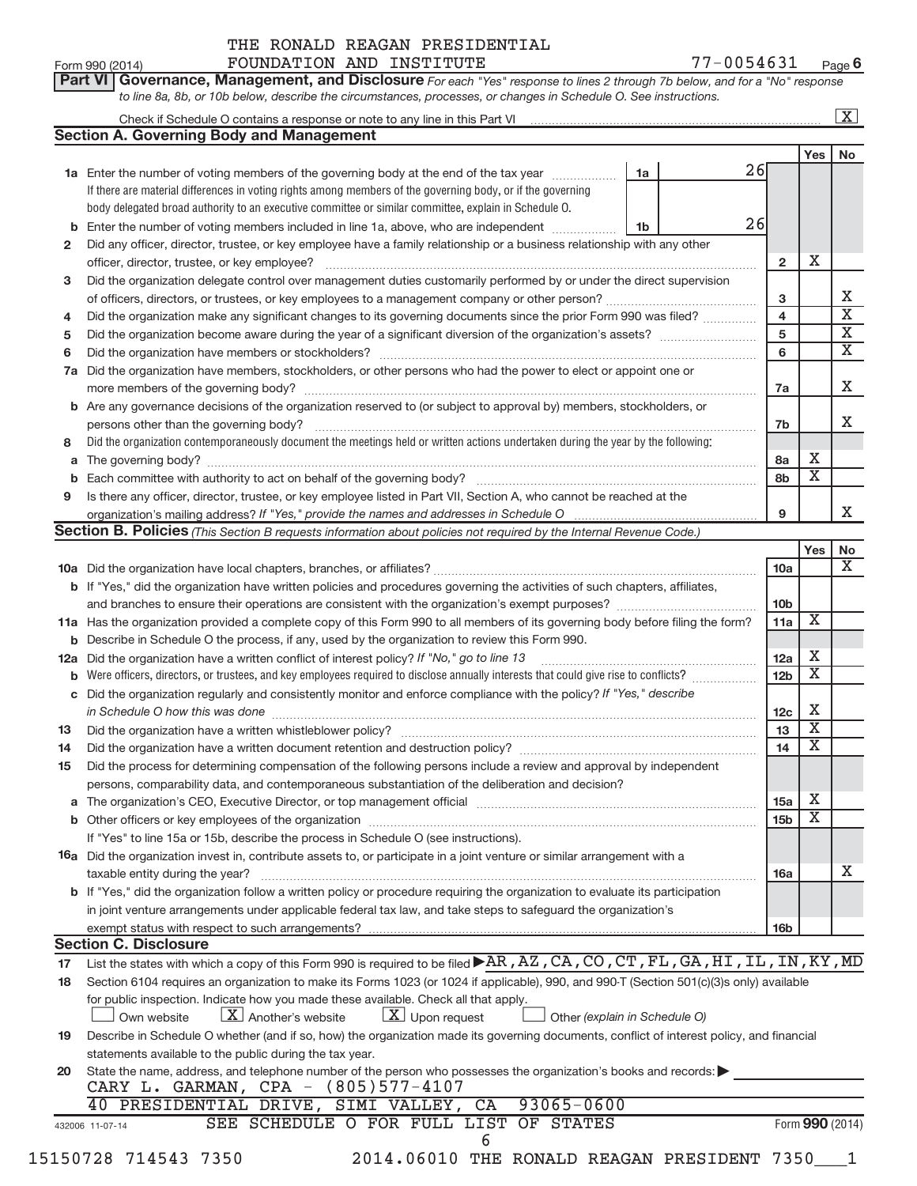THE RONALD REAGAN PRESIDENTIAL FOUNDATION AND INSTITUTE 77-0054631

Form 990 (2014) Page 6

**Part VI** **Governance, Management, and Disclosure** *For each "Yes" response to lines 2 through 7b below, and for a "No" response to line 8a, 8b, or 10b below, describe the circumstances, processes, or changes in Schedule O. See instructions.*

Check if Schedule O contains a response or note to any line in this Part VI [X]

## Section A. Governing Body and Management

| | | | | | Yes | No |
|---|---|---|---|---|---|---|
| **1a** | Enter the number of voting members of the governing body at the end of the tax year. If there are material differences in voting rights among members of the governing body, or if the governing body delegated broad authority to an executive committee or similar committee, explain in Schedule O. | 1a | 26 | | | |
| **b** | Enter the number of voting members included in line 1a, above, who are independent | 1b | 26 | | | |
| **2** | Did any officer, director, trustee, or key employee have a family relationship or a business relationship with any other officer, director, trustee, or key employee? | | | 2 | X | |
| **3** | Did the organization delegate control over management duties customarily performed by or under the direct supervision of officers, directors, or trustees, or key employees to a management company or other person? | | | 3 | | X |
| **4** | Did the organization make any significant changes to its governing documents since the prior Form 990 was filed? | | | 4 | | X |
| **5** | Did the organization become aware during the year of a significant diversion of the organization's assets? | | | 5 | | X |
| **6** | Did the organization have members or stockholders? | | | 6 | | X |
| **7a** | Did the organization have members, stockholders, or other persons who had the power to elect or appoint one or more members of the governing body? | | | 7a | | X |
| **b** | Are any governance decisions of the organization reserved to (or subject to approval by) members, stockholders, or persons other than the governing body? | | | 7b | | X |
| **8** | Did the organization contemporaneously document the meetings held or written actions undertaken during the year by the following: | | | | | |
| **a** | The governing body? | | | 8a | X | |
| **b** | Each committee with authority to act on behalf of the governing body? | | | 8b | X | |
| **9** | Is there any officer, director, trustee, or key employee listed in Part VII, Section A, who cannot be reached at the organization's mailing address? *If "Yes," provide the names and addresses in Schedule O* | | | 9 | | X |

## Section B. Policies *(This Section B requests information about policies not required by the Internal Revenue Code.)*

| | | | Yes | No |
|---|---|---|---|---|
| **10a** | Did the organization have local chapters, branches, or affiliates? | 10a | | X |
| **b** | If "Yes," did the organization have written policies and procedures governing the activities of such chapters, affiliates, and branches to ensure their operations are consistent with the organization's exempt purposes? | 10b | | |
| **11a** | Has the organization provided a complete copy of this Form 990 to all members of its governing body before filing the form? | 11a | X | |
| **b** | Describe in Schedule O the process, if any, used by the organization to review this Form 990. | | | |
| **12a** | Did the organization have a written conflict of interest policy? *If "No," go to line 13* | 12a | X | |
| **b** | Were officers, directors, or trustees, and key employees required to disclose annually interests that could give rise to conflicts? | 12b | X | |
| **c** | Did the organization regularly and consistently monitor and enforce compliance with the policy? *If "Yes," describe in Schedule O how this was done* | 12c | X | |
| **13** | Did the organization have a written whistleblower policy? | 13 | X | |
| **14** | Did the organization have a written document retention and destruction policy? | 14 | X | |
| **15** | Did the process for determining compensation of the following persons include a review and approval by independent persons, comparability data, and contemporaneous substantiation of the deliberation and decision? | | | |
| **a** | The organization's CEO, Executive Director, or top management official | 15a | X | |
| **b** | Other officers or key employees of the organization | 15b | X | |
| | If "Yes" to line 15a or 15b, describe the process in Schedule O (see instructions). | | | |
| **16a** | Did the organization invest in, contribute assets to, or participate in a joint venture or similar arrangement with a taxable entity during the year? | 16a | | X |
| **b** | If "Yes," did the organization follow a written policy or procedure requiring the organization to evaluate its participation in joint venture arrangements under applicable federal tax law, and take steps to safeguard the organization's exempt status with respect to such arrangements? | 16b | | |

## Section C. Disclosure

**17** List the states with which a copy of this Form 990 is required to be filed ▶ AR,AZ,CA,CO,CT,FL,GA,HI,IL,IN,KY,MD

**18** Section 6104 requires an organization to make its Forms 1023 (or 1024 if applicable), 990, and 990-T (Section 501(c)(3)s only) available for public inspection. Indicate how you made these available. Check all that apply.

[ ] Own website [X] Another's website [X] Upon request [ ] Other *(explain in Schedule O)*

**19** Describe in Schedule O whether (and if so, how) the organization made its governing documents, conflict of interest policy, and financial statements available to the public during the tax year.

**20** State the name, address, and telephone number of the person who possesses the organization's books and records: ▶

CARY L. GARMAN, CPA - (805)577-4107
40 PRESIDENTIAL DRIVE, SIMI VALLEY, CA 93065-0600

SEE SCHEDULE O FOR FULL LIST OF STATES

Form **990** (2014)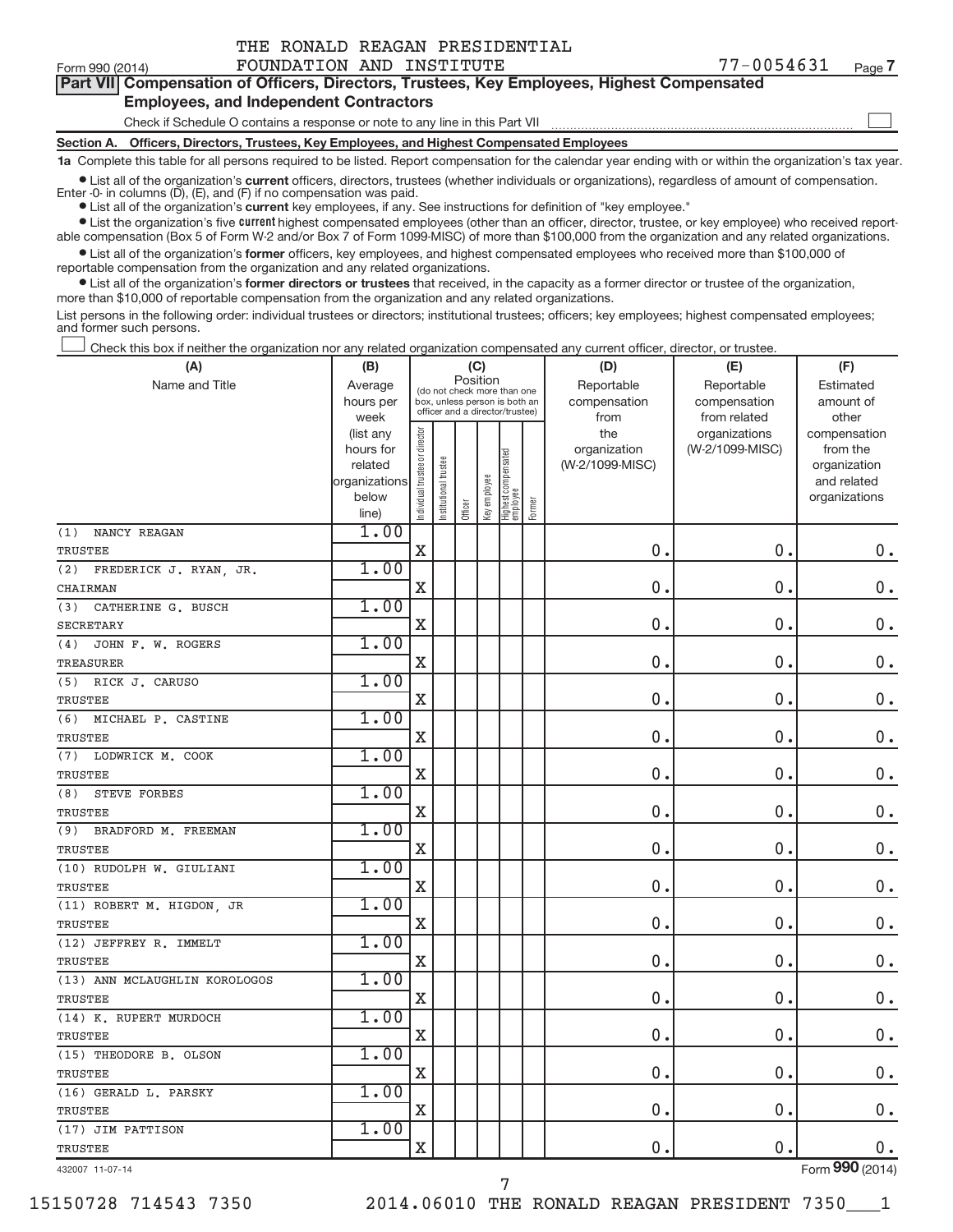THE RONALD REAGAN PRESIDENTIAL FOUNDATION AND INSTITUTE

Form 990 (2014) 77-0054631 Page 7

**Part VII Compensation of Officers, Directors, Trustees, Key Employees, Highest Compensated Employees, and Independent Contractors**

Check if Schedule O contains a response or note to any line in this Part VII ☐

**Section A. Officers, Directors, Trustees, Key Employees, and Highest Compensated Employees**

**1a** Complete this table for all persons required to be listed. Report compensation for the calendar year ending with or within the organization's tax year.

- List all of the organization's **current** officers, directors, trustees (whether individuals or organizations), regardless of amount of compensation. Enter -0- in columns (D), (E), and (F) if no compensation was paid.
- List all of the organization's **current** key employees, if any. See instructions for definition of "key employee."
- List the organization's five **current** highest compensated employees (other than an officer, director, trustee, or key employee) who received reportable compensation (Box 5 of Form W-2 and/or Box 7 of Form 1099-MISC) of more than $100,000 from the organization and any related organizations.
- List all of the organization's **former** officers, key employees, and highest compensated employees who received more than $100,000 of reportable compensation from the organization and any related organizations.
- List all of the organization's **former directors or trustees** that received, in the capacity as a former director or trustee of the organization, more than $10,000 of reportable compensation from the organization and any related organizations.

List persons in the following order: individual trustees or directors; institutional trustees; officers; key employees; highest compensated employees; and former such persons.

☐ Check this box if neither the organization nor any related organization compensated any current officer, director, or trustee.

| (A) Name and Title | (B) Average hours per week (list any hours for related organizations below line) | (C) Position: Individual trustee or director | Institutional trustee | Officer | Key employee | Highest compensated employee | Former | (D) Reportable compensation from the organization (W-2/1099-MISC) | (E) Reportable compensation from related organizations (W-2/1099-MISC) | (F) Estimated amount of other compensation from the organization and related organizations |
|---|---|---|---|---|---|---|---|---|---|---|
| (1) NANCY REAGAN<br>TRUSTEE | 1.00 | X | | | | | | 0. | 0. | 0. |
| (2) FREDERICK J. RYAN, JR.<br>CHAIRMAN | 1.00 | X | | | | | | 0. | 0. | 0. |
| (3) CATHERINE G. BUSCH<br>SECRETARY | 1.00 | X | | | | | | 0. | 0. | 0. |
| (4) JOHN F. W. ROGERS<br>TREASURER | 1.00 | X | | | | | | 0. | 0. | 0. |
| (5) RICK J. CARUSO<br>TRUSTEE | 1.00 | X | | | | | | 0. | 0. | 0. |
| (6) MICHAEL P. CASTINE<br>TRUSTEE | 1.00 | X | | | | | | 0. | 0. | 0. |
| (7) LODWRICK M. COOK<br>TRUSTEE | 1.00 | X | | | | | | 0. | 0. | 0. |
| (8) STEVE FORBES<br>TRUSTEE | 1.00 | X | | | | | | 0. | 0. | 0. |
| (9) BRADFORD M. FREEMAN<br>TRUSTEE | 1.00 | X | | | | | | 0. | 0. | 0. |
| (10) RUDOLPH W. GIULIANI<br>TRUSTEE | 1.00 | X | | | | | | 0. | 0. | 0. |
| (11) ROBERT M. HIGDON, JR<br>TRUSTEE | 1.00 | X | | | | | | 0. | 0. | 0. |
| (12) JEFFREY R. IMMELT<br>TRUSTEE | 1.00 | X | | | | | | 0. | 0. | 0. |
| (13) ANN MCLAUGHLIN KOROLOGOS<br>TRUSTEE | 1.00 | X | | | | | | 0. | 0. | 0. |
| (14) K. RUPERT MURDOCH<br>TRUSTEE | 1.00 | X | | | | | | 0. | 0. | 0. |
| (15) THEODORE B. OLSON<br>TRUSTEE | 1.00 | X | | | | | | 0. | 0. | 0. |
| (16) GERALD L. PARSKY<br>TRUSTEE | 1.00 | X | | | | | | 0. | 0. | 0. |
| (17) JIM PATTISON<br>TRUSTEE | 1.00 | X | | | | | | 0. | 0. | 0. |

432007 11-07-14 Form 990 (2014)

15150728 714543 7350 2014.06010 THE RONALD REAGAN PRESIDENT 7350___1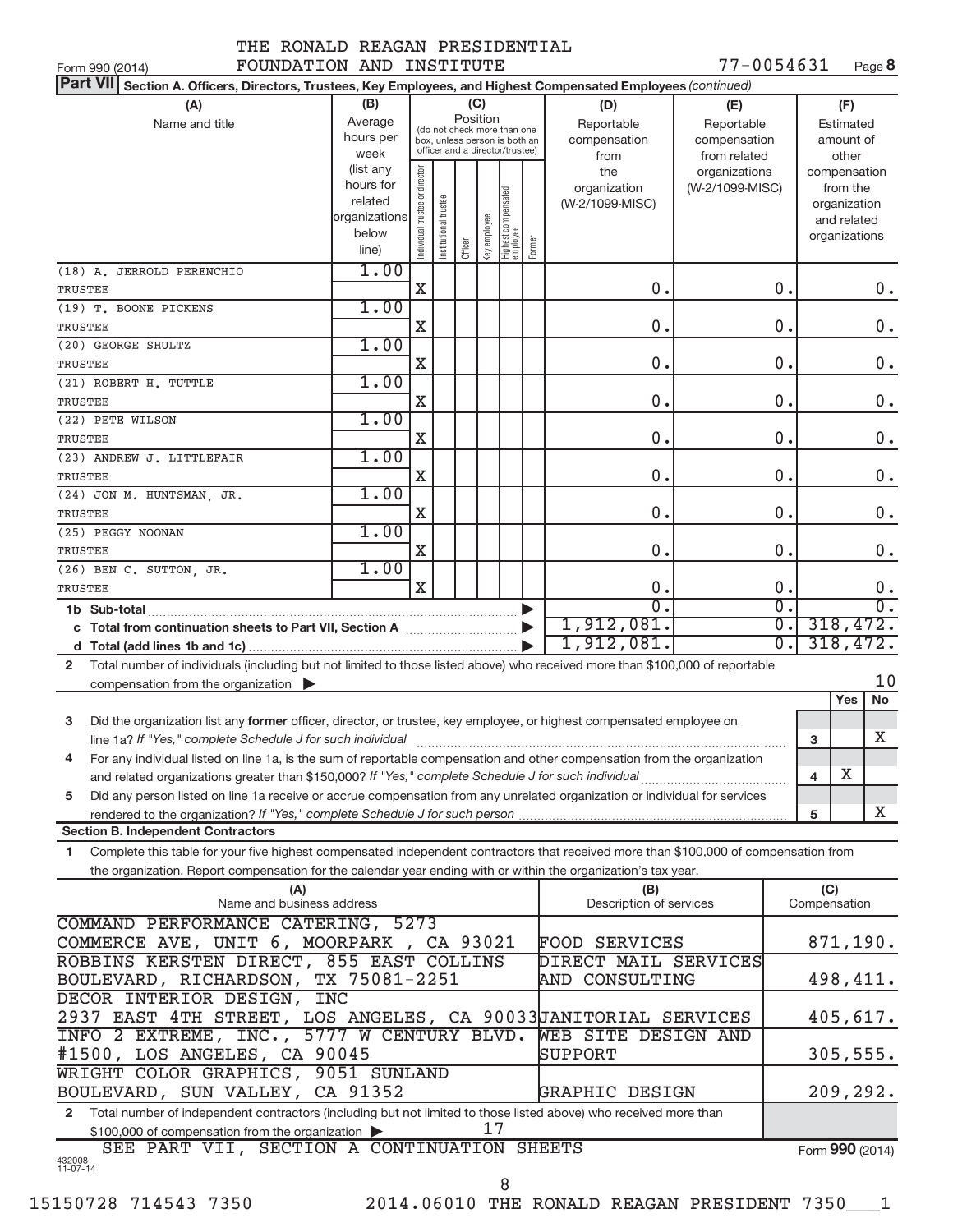THE RONALD REAGAN PRESIDENTIAL FOUNDATION AND INSTITUTE 77-0054631

Form 990 (2014)

**Part VII Section A. Officers, Directors, Trustees, Key Employees, and Highest Compensated Employees** *(continued)*

| (A) Name and title | (B) Average hours per week (list any hours for related organizations below line) | (C) Position: Individual trustee or director | Institutional trustee | Officer | Key employee | Highest compensated employee | Former | (D) Reportable compensation from the organization (W-2/1099-MISC) | (E) Reportable compensation from related organizations (W-2/1099-MISC) | (F) Estimated amount of other compensation from the organization and related organizations |
|---|---|---|---|---|---|---|---|---|---|---|
| (18) A. JERROLD PERENCHIO<br>TRUSTEE | 1.00 | X | | | | | | 0. | 0. | 0. |
| (19) T. BOONE PICKENS<br>TRUSTEE | 1.00 | X | | | | | | 0. | 0. | 0. |
| (20) GEORGE SHULTZ<br>TRUSTEE | 1.00 | X | | | | | | 0. | 0. | 0. |
| (21) ROBERT H. TUTTLE<br>TRUSTEE | 1.00 | X | | | | | | 0. | 0. | 0. |
| (22) PETE WILSON<br>TRUSTEE | 1.00 | X | | | | | | 0. | 0. | 0. |
| (23) ANDREW J. LITTLEFAIR<br>TRUSTEE | 1.00 | X | | | | | | 0. | 0. | 0. |
| (24) JON M. HUNTSMAN, JR.<br>TRUSTEE | 1.00 | X | | | | | | 0. | 0. | 0. |
| (25) PEGGY NOONAN<br>TRUSTEE | 1.00 | X | | | | | | 0. | 0. | 0. |
| (26) BEN C. SUTTON, JR.<br>TRUSTEE | 1.00 | X | | | | | | 0. | 0. | 0. |
| **1b Sub-total** | | | | | | | | 0. | 0. | 0. |
| **c Total from continuation sheets to Part VII, Section A** | | | | | | | | 1,912,081. | 0. | 318,472. |
| **d Total (add lines 1b and 1c)** | | | | | | | | 1,912,081. | 0. | 318,472. |

**2** Total number of individuals (including but not limited to those listed above) who received more than $100,000 of reportable compensation from the organization ▶ 10

| | | Yes | No |
|---|---|---|---|
| **3** Did the organization list any **former** officer, director, or trustee, key employee, or highest compensated employee on line 1a? *If "Yes," complete Schedule J for such individual* | 3 | | X |
| **4** For any individual listed on line 1a, is the sum of reportable compensation and other compensation from the organization and related organizations greater than $150,000? *If "Yes," complete Schedule J for such individual* | 4 | X | |
| **5** Did any person listed on line 1a receive or accrue compensation from any unrelated organization or individual for services rendered to the organization? *If "Yes," complete Schedule J for such person* | 5 | | X |

**Section B. Independent Contractors**

**1** Complete this table for your five highest compensated independent contractors that received more than $100,000 of compensation from the organization. Report compensation for the calendar year ending with or within the organization's tax year.

| (A) Name and business address | (B) Description of services | (C) Compensation |
|---|---|---|
| COMMAND PERFORMANCE CATERING, 5273 COMMERCE AVE, UNIT 6, MOORPARK , CA 93021 | FOOD SERVICES | 871,190. |
| ROBBINS KERSTEN DIRECT, 855 EAST COLLINS BOULEVARD, RICHARDSON, TX 75081-2251 | DIRECT MAIL SERVICES AND CONSULTING | 498,411. |
| DECOR INTERIOR DESIGN, INC 2937 EAST 4TH STREET, LOS ANGELES, CA 90033 | JANITORIAL SERVICES | 405,617. |
| INFO 2 EXTREME, INC., 5777 W CENTURY BLVD. #1500, LOS ANGELES, CA 90045 | WEB SITE DESIGN AND SUPPORT | 305,555. |
| WRIGHT COLOR GRAPHICS, 9051 SUNLAND BOULEVARD, SUN VALLEY, CA 91352 | GRAPHIC DESIGN | 209,292. |

**2** Total number of independent contractors (including but not limited to those listed above) who received more than $100,000 of compensation from the organization ▶ 17

SEE PART VII, SECTION A CONTINUATION SHEETS

Form **990** (2014)

432008 11-07-14

15150728 714543 7350 2014.06010 THE RONALD REAGAN PRESIDENT 7350___1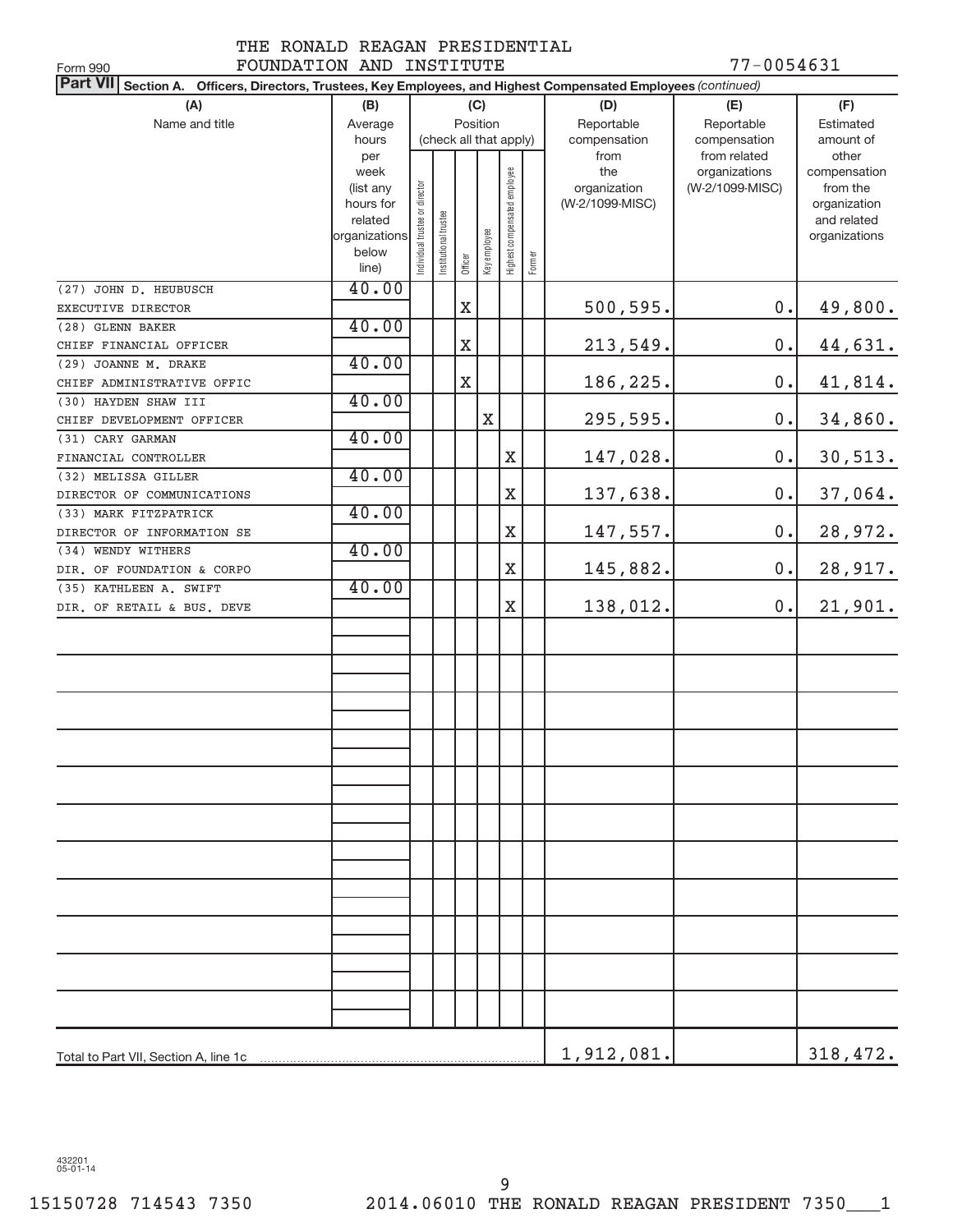THE RONALD REAGAN PRESIDENTIAL FOUNDATION AND INSTITUTE

77-0054631

Form 990

**Part VII** **Section A. Officers, Directors, Trustees, Key Employees, and Highest Compensated Employees** *(continued)*

| (A) Name and title | (B) Average hours per week (list any hours for related organizations below line) | (C) Position (check all that apply): Individual trustee or director | Institutional trustee | Officer | Key employee | Highest compensated employee | Former | (D) Reportable compensation from the organization (W-2/1099-MISC) | (E) Reportable compensation from related organizations (W-2/1099-MISC) | (F) Estimated amount of other compensation from the organization and related organizations |
|---|---|---|---|---|---|---|---|---|---|---|
| (27) JOHN D. HEUBUSCH EXECUTIVE DIRECTOR | 40.00 | | | X | | | | 500,595. | 0. | 49,800. |
| (28) GLENN BAKER CHIEF FINANCIAL OFFICER | 40.00 | | | X | | | | 213,549. | 0. | 44,631. |
| (29) JOANNE M. DRAKE CHIEF ADMINISTRATIVE OFFIC | 40.00 | | | X | | | | 186,225. | 0. | 41,814. |
| (30) HAYDEN SHAW III CHIEF DEVELOPMENT OFFICER | 40.00 | | | | X | | | 295,595. | 0. | 34,860. |
| (31) CARY GARMAN FINANCIAL CONTROLLER | 40.00 | | | | | X | | 147,028. | 0. | 30,513. |
| (32) MELISSA GILLER DIRECTOR OF COMMUNICATIONS | 40.00 | | | | | X | | 137,638. | 0. | 37,064. |
| (33) MARK FITZPATRICK DIRECTOR OF INFORMATION SE | 40.00 | | | | | X | | 147,557. | 0. | 28,972. |
| (34) WENDY WITHERS DIR. OF FOUNDATION & CORPO | 40.00 | | | | | X | | 145,882. | 0. | 28,917. |
| (35) KATHLEEN A. SWIFT DIR. OF RETAIL & BUS. DEVE | 40.00 | | | | | X | | 138,012. | 0. | 21,901. |
| Total to Part VII, Section A, line 1c | | | | | | | | 1,912,081. | | 318,472. |

432201 05-01-14

15150728 714543 7350 2014.06010 THE RONALD REAGAN PRESIDENT 7350___1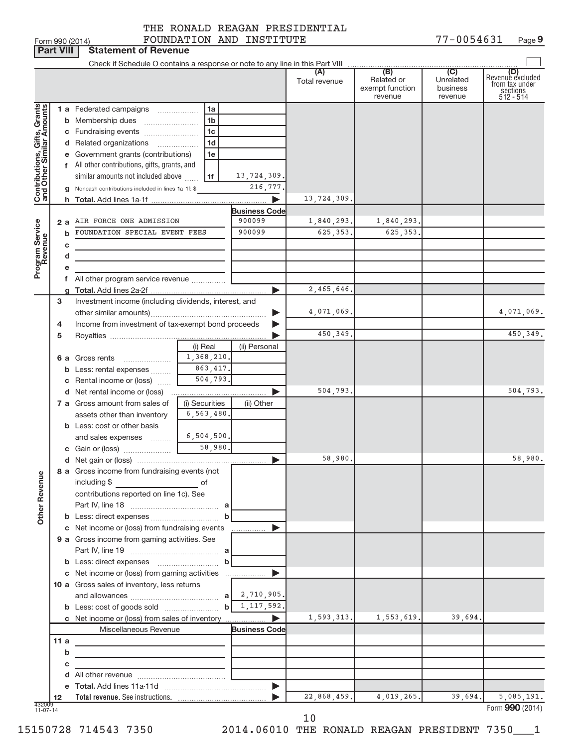THE RONALD REAGAN PRESIDENTIAL FOUNDATION AND INSTITUTE

Form 990 (2014) 77-0054631 Page **9**

**Part VIII | Statement of Revenue**

Check if Schedule O contains a response or note to any line in this Part VIII ☐

| | | | (A) Total revenue | (B) Related or exempt function revenue | (C) Unrelated business revenue | (D) Revenue excluded from tax under sections 512 - 514 |
|---|---|---|---|---|---|---|
| **Contributions, Gifts, Grants and Other Similar Amounts** | 1a Federated campaigns (1a) | | | | | |
| | b Membership dues (1b) | | | | | |
| | c Fundraising events (1c) | | | | | |
| | d Related organizations (1d) | | | | | |
| | e Government grants (contributions) (1e) | | | | | |
| | f All other contributions, gifts, grants, and similar amounts not included above (1f) | 13,724,309. | | | | |
| | g Noncash contributions included in lines 1a-1f: $ | 216,777. | | | | |
| | h **Total.** Add lines 1a-1f ▶ | | 13,724,309. | | | |
| **Program Service Revenue** | | **Business Code** | | | | |
| | 2a AIR FORCE ONE ADMISSION | 900099 | 1,840,293. | 1,840,293. | | |
| | b FOUNDATION SPECIAL EVENT FEES | 900099 | 625,353. | 625,353. | | |
| | c | | | | | |
| | d | | | | | |
| | e | | | | | |
| | f All other program service revenue | | | | | |
| | g **Total.** Add lines 2a-2f ▶ | | 2,465,646. | | | |
| **Other Revenue** | 3 Investment income (including dividends, interest, and other similar amounts) ▶ | | 4,071,069. | | | 4,071,069. |
| | 4 Income from investment of tax-exempt bond proceeds ▶ | | | | | |
| | 5 Royalties ▶ | | 450,349. | | | 450,349. |
| | 6a Gross rents — (i) Real: 1,368,210. (ii) Personal: | | | | | |
| | b Less: rental expenses — (i) Real: 863,417. | | | | | |
| | c Rental income or (loss) — (i) Real: 504,793. | | | | | |
| | d Net rental income or (loss) ▶ | | 504,793. | | | 504,793. |
| | 7a Gross amount from sales of assets other than inventory — (i) Securities: 6,563,480. (ii) Other: | | | | | |
| | b Less: cost or other basis and sales expenses — (i) Securities: 6,504,500. | | | | | |
| | c Gain or (loss) — (i) Securities: 58,980. | | | | | |
| | d Net gain or (loss) ▶ | | 58,980. | | | 58,980. |
| | 8a Gross income from fundraising events (not including $ ____ of contributions reported on line 1c). See Part IV, line 18 (a) | | | | | |
| | b Less: direct expenses (b) | | | | | |
| | c Net income or (loss) from fundraising events ▶ | | | | | |
| | 9a Gross income from gaming activities. See Part IV, line 19 (a) | | | | | |
| | b Less: direct expenses (b) | | | | | |
| | c Net income or (loss) from gaming activities ▶ | | | | | |
| | 10a Gross sales of inventory, less returns and allowances (a) | 2,710,905. | | | | |
| | b Less: cost of goods sold (b) | 1,117,592. | | | | |
| | c Net income or (loss) from sales of inventory ▶ | | 1,593,313. | 1,553,619. | 39,694. | |
| | Miscellaneous Revenue | **Business Code** | | | | |
| | 11a | | | | | |
| | b | | | | | |
| | c | | | | | |
| | d All other revenue | | | | | |
| | e **Total.** Add lines 11a-11d ▶ | | | | | |
| | 12 **Total revenue.** See instructions. ▶ | | 22,868,459. | 4,019,265. | 39,694. | 5,085,191. |

432009 11-07-14

Form **990** (2014)

15150728 714543 7350 2014.06010 THE RONALD REAGAN PRESIDENT 7350___1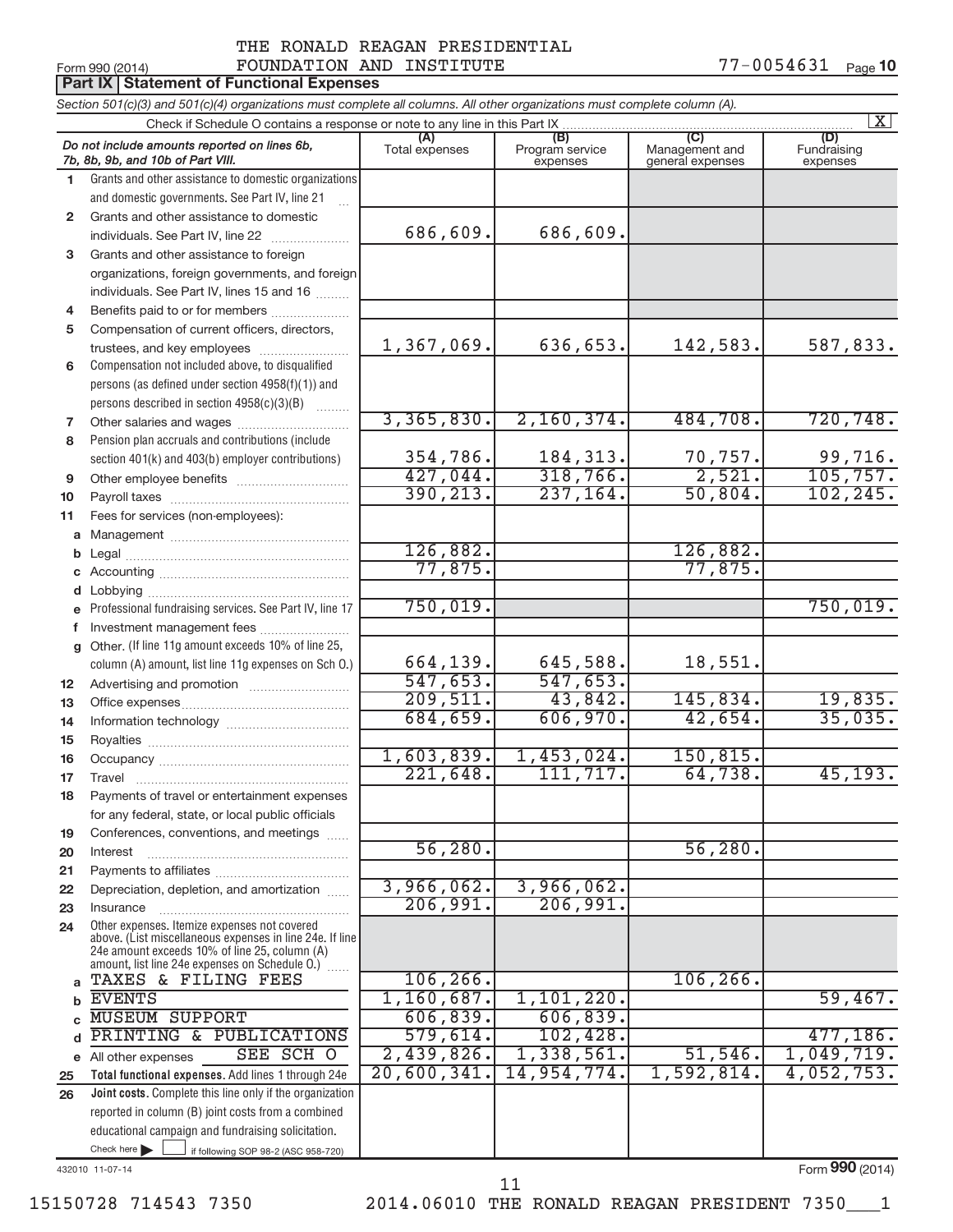Form 990 (2014) THE RONALD REAGAN PRESIDENTIAL FOUNDATION AND INSTITUTE 77-0054631 Page **10**

**Part IX Statement of Functional Expenses**

*Section 501(c)(3) and 501(c)(4) organizations must complete all columns. All other organizations must complete column (A).*

Check if Schedule O contains a response or note to any line in this Part IX [X]

| *Do not include amounts reported on lines 6b, 7b, 8b, 9b, and 10b of Part VIII.* | (A) Total expenses | (B) Program service expenses | (C) Management and general expenses | (D) Fundraising expenses |
|---|---|---|---|---|
| 1 Grants and other assistance to domestic organizations and domestic governments. See Part IV, line 21 | | | | |
| 2 Grants and other assistance to domestic individuals. See Part IV, line 22 | 686,609. | 686,609. | | |
| 3 Grants and other assistance to foreign organizations, foreign governments, and foreign individuals. See Part IV, lines 15 and 16 | | | | |
| 4 Benefits paid to or for members | | | | |
| 5 Compensation of current officers, directors, trustees, and key employees | 1,367,069. | 636,653. | 142,583. | 587,833. |
| 6 Compensation not included above, to disqualified persons (as defined under section 4958(f)(1)) and persons described in section 4958(c)(3)(B) | | | | |
| 7 Other salaries and wages | 3,365,830. | 2,160,374. | 484,708. | 720,748. |
| 8 Pension plan accruals and contributions (include section 401(k) and 403(b) employer contributions) | 354,786. | 184,313. | 70,757. | 99,716. |
| 9 Other employee benefits | 427,044. | 318,766. | 2,521. | 105,757. |
| 10 Payroll taxes | 390,213. | 237,164. | 50,804. | 102,245. |
| 11 Fees for services (non-employees): | | | | |
| a Management | | | | |
| b Legal | 126,882. | | 126,882. | |
| c Accounting | 77,875. | | 77,875. | |
| d Lobbying | | | | |
| e Professional fundraising services. See Part IV, line 17 | 750,019. | | | 750,019. |
| f Investment management fees | | | | |
| g Other. (If line 11g amount exceeds 10% of line 25, column (A) amount, list line 11g expenses on Sch O.) | 664,139. | 645,588. | 18,551. | |
| 12 Advertising and promotion | 547,653. | 547,653. | | |
| 13 Office expenses | 209,511. | 43,842. | 145,834. | 19,835. |
| 14 Information technology | 684,659. | 606,970. | 42,654. | 35,035. |
| 15 Royalties | | | | |
| 16 Occupancy | 1,603,839. | 1,453,024. | 150,815. | |
| 17 Travel | 221,648. | 111,717. | 64,738. | 45,193. |
| 18 Payments of travel or entertainment expenses for any federal, state, or local public officials | | | | |
| 19 Conferences, conventions, and meetings | | | | |
| 20 Interest | 56,280. | | 56,280. | |
| 21 Payments to affiliates | | | | |
| 22 Depreciation, depletion, and amortization | 3,966,062. | 3,966,062. | | |
| 23 Insurance | 206,991. | 206,991. | | |
| 24 Other expenses. Itemize expenses not covered above. (List miscellaneous expenses in line 24e. If line 24e amount exceeds 10% of line 25, column (A) amount, list line 24e expenses on Schedule O.) | | | | |
| a TAXES & FILING FEES | 106,266. | | 106,266. | |
| b EVENTS | 1,160,687. | 1,101,220. | | 59,467. |
| c MUSEUM SUPPORT | 606,839. | 606,839. | | |
| d PRINTING & PUBLICATIONS | 579,614. | 102,428. | | 477,186. |
| e All other expenses SEE SCH O | 2,439,826. | 1,338,561. | 51,546. | 1,049,719. |
| 25 **Total functional expenses.** Add lines 1 through 24e | 20,600,341. | 14,954,774. | 1,592,814. | 4,052,753. |
| 26 **Joint costs.** Complete this line only if the organization reported in column (B) joint costs from a combined educational campaign and fundraising solicitation. Check here [ ] if following SOP 98-2 (ASC 958-720) | | | | |

432010 11-07-14 Form **990** (2014)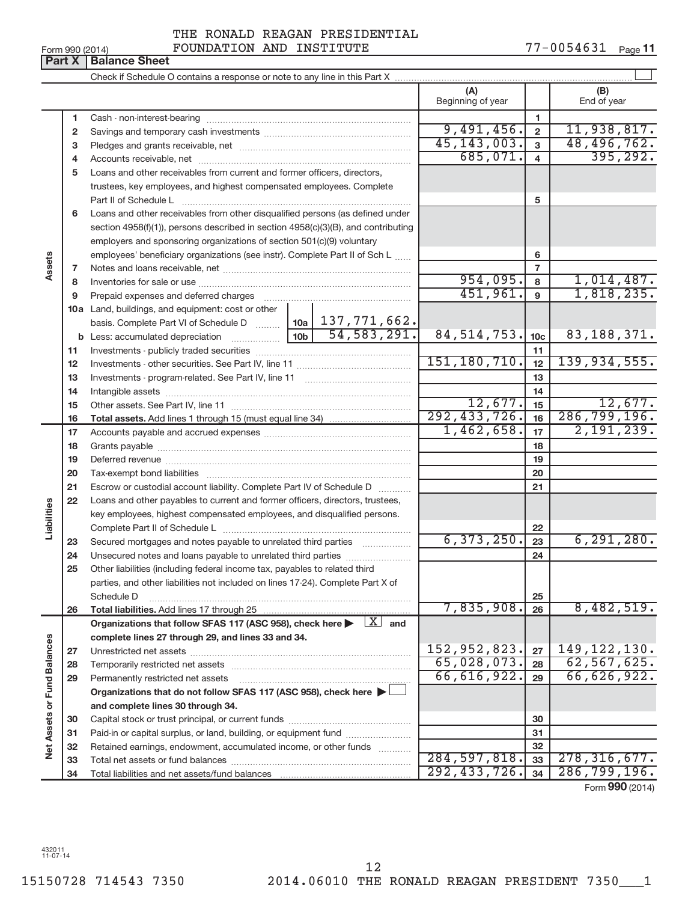THE RONALD REAGAN PRESIDENTIAL FOUNDATION AND INSTITUTE

Form 990 (2014) 77-0054631 Page 11

**Part X | Balance Sheet**

Check if Schedule O contains a response or note to any line in this Part X ☐

| | | | (A) Beginning of year | | (B) End of year |
|---|---|---|---|---|---|
| Assets | 1 | Cash - non-interest-bearing | | 1 | |
| | 2 | Savings and temporary cash investments | 9,491,456. | 2 | 11,938,817. |
| | 3 | Pledges and grants receivable, net | 45,143,003. | 3 | 48,496,762. |
| | 4 | Accounts receivable, net | 685,071. | 4 | 395,292. |
| | 5 | Loans and other receivables from current and former officers, directors, trustees, key employees, and highest compensated employees. Complete Part II of Schedule L | | 5 | |
| | 6 | Loans and other receivables from other disqualified persons (as defined under section 4958(f)(1)), persons described in section 4958(c)(3)(B), and contributing employers and sponsoring organizations of section 501(c)(9) voluntary employees' beneficiary organizations (see instr). Complete Part II of Sch L | | 6 | |
| | 7 | Notes and loans receivable, net | | 7 | |
| | 8 | Inventories for sale or use | 954,095. | 8 | 1,014,487. |
| | 9 | Prepaid expenses and deferred charges | 451,961. | 9 | 1,818,235. |
| | 10a | Land, buildings, and equipment: cost or other basis. Complete Part VI of Schedule D ... 10a 137,771,662. | | | |
| | b | Less: accumulated depreciation ... 10b 54,583,291. | 84,514,753. | 10c | 83,188,371. |
| | 11 | Investments - publicly traded securities | | 11 | |
| | 12 | Investments - other securities. See Part IV, line 11 | 151,180,710. | 12 | 139,934,555. |
| | 13 | Investments - program-related. See Part IV, line 11 | | 13 | |
| | 14 | Intangible assets | | 14 | |
| | 15 | Other assets. See Part IV, line 11 | 12,677. | 15 | 12,677. |
| | 16 | **Total assets.** Add lines 1 through 15 (must equal line 34) | 292,433,726. | 16 | 286,799,196. |
| Liabilities | 17 | Accounts payable and accrued expenses | 1,462,658. | 17 | 2,191,239. |
| | 18 | Grants payable | | 18 | |
| | 19 | Deferred revenue | | 19 | |
| | 20 | Tax-exempt bond liabilities | | 20 | |
| | 21 | Escrow or custodial account liability. Complete Part IV of Schedule D | | 21 | |
| | 22 | Loans and other payables to current and former officers, directors, trustees, key employees, highest compensated employees, and disqualified persons. Complete Part II of Schedule L | | 22 | |
| | 23 | Secured mortgages and notes payable to unrelated third parties | 6,373,250. | 23 | 6,291,280. |
| | 24 | Unsecured notes and loans payable to unrelated third parties | | 24 | |
| | 25 | Other liabilities (including federal income tax, payables to related third parties, and other liabilities not included on lines 17-24). Complete Part X of Schedule D | | 25 | |
| | 26 | **Total liabilities.** Add lines 17 through 25 | 7,835,908. | 26 | 8,482,519. |
| Net Assets or Fund Balances | | **Organizations that follow SFAS 117 (ASC 958), check here ▶ [X] and complete lines 27 through 29, and lines 33 and 34.** | | | |
| | 27 | Unrestricted net assets | 152,952,823. | 27 | 149,122,130. |
| | 28 | Temporarily restricted net assets | 65,028,073. | 28 | 62,567,625. |
| | 29 | Permanently restricted net assets | 66,616,922. | 29 | 66,626,922. |
| | | **Organizations that do not follow SFAS 117 (ASC 958), check here ▶ ☐ and complete lines 30 through 34.** | | | |
| | 30 | Capital stock or trust principal, or current funds | | 30 | |
| | 31 | Paid-in or capital surplus, or land, building, or equipment fund | | 31 | |
| | 32 | Retained earnings, endowment, accumulated income, or other funds | | 32 | |
| | 33 | Total net assets or fund balances | 284,597,818. | 33 | 278,316,677. |
| | 34 | Total liabilities and net assets/fund balances | 292,433,726. | 34 | 286,799,196. |

Form **990** (2014)

432011 11-07-14

15150728 714543 7350 2014.06010 THE RONALD REAGAN PRESIDENT 7350___1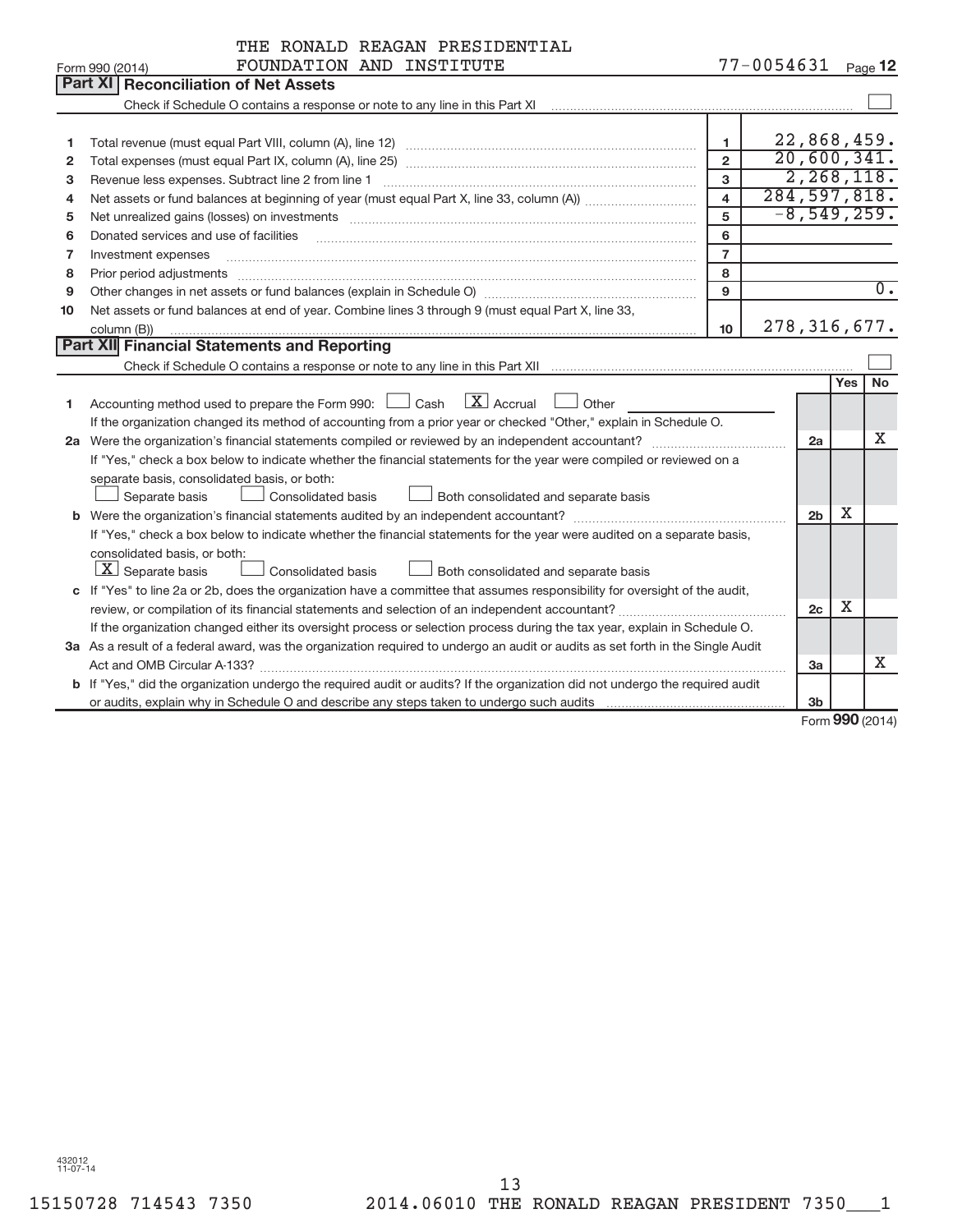THE RONALD REAGAN PRESIDENTIAL FOUNDATION AND INSTITUTE — 77-0054631

Form 990 (2014) Page 12

## Part XI Reconciliation of Net Assets

Check if Schedule O contains a response or note to any line in this Part XI ☐

| | | | |
|---|---|---|---|
| 1 | Total revenue (must equal Part VIII, column (A), line 12) | 1 | 22,868,459. |
| 2 | Total expenses (must equal Part IX, column (A), line 25) | 2 | 20,600,341. |
| 3 | Revenue less expenses. Subtract line 2 from line 1 | 3 | 2,268,118. |
| 4 | Net assets or fund balances at beginning of year (must equal Part X, line 33, column (A)) | 4 | 284,597,818. |
| 5 | Net unrealized gains (losses) on investments | 5 | -8,549,259. |
| 6 | Donated services and use of facilities | 6 | |
| 7 | Investment expenses | 7 | |
| 8 | Prior period adjustments | 8 | |
| 9 | Other changes in net assets or fund balances (explain in Schedule O) | 9 | 0. |
| 10 | Net assets or fund balances at end of year. Combine lines 3 through 9 (must equal Part X, line 33, column (B)) | 10 | 278,316,677. |

## Part XII Financial Statements and Reporting

Check if Schedule O contains a response or note to any line in this Part XII ☐

| | | | Yes | No |
|---|---|---|---|---|
| 1 | Accounting method used to prepare the Form 990: ☐ Cash ☒ Accrual ☐ Other<br>If the organization changed its method of accounting from a prior year or checked "Other," explain in Schedule O. | | | |
| 2a | Were the organization's financial statements compiled or reviewed by an independent accountant?<br>If "Yes," check a box below to indicate whether the financial statements for the year were compiled or reviewed on a separate basis, consolidated basis, or both:<br>☐ Separate basis ☐ Consolidated basis ☐ Both consolidated and separate basis | 2a | | X |
| b | Were the organization's financial statements audited by an independent accountant?<br>If "Yes," check a box below to indicate whether the financial statements for the year were audited on a separate basis, consolidated basis, or both:<br>☒ Separate basis ☐ Consolidated basis ☐ Both consolidated and separate basis | 2b | X | |
| c | If "Yes" to line 2a or 2b, does the organization have a committee that assumes responsibility for oversight of the audit, review, or compilation of its financial statements and selection of an independent accountant?<br>If the organization changed either its oversight process or selection process during the tax year, explain in Schedule O. | 2c | X | |
| 3a | As a result of a federal award, was the organization required to undergo an audit or audits as set forth in the Single Audit Act and OMB Circular A-133? | 3a | | X |
| b | If "Yes," did the organization undergo the required audit or audits? If the organization did not undergo the required audit or audits, explain why in Schedule O and describe any steps taken to undergo such audits | 3b | | |

Form **990** (2014)

432012 11-07-14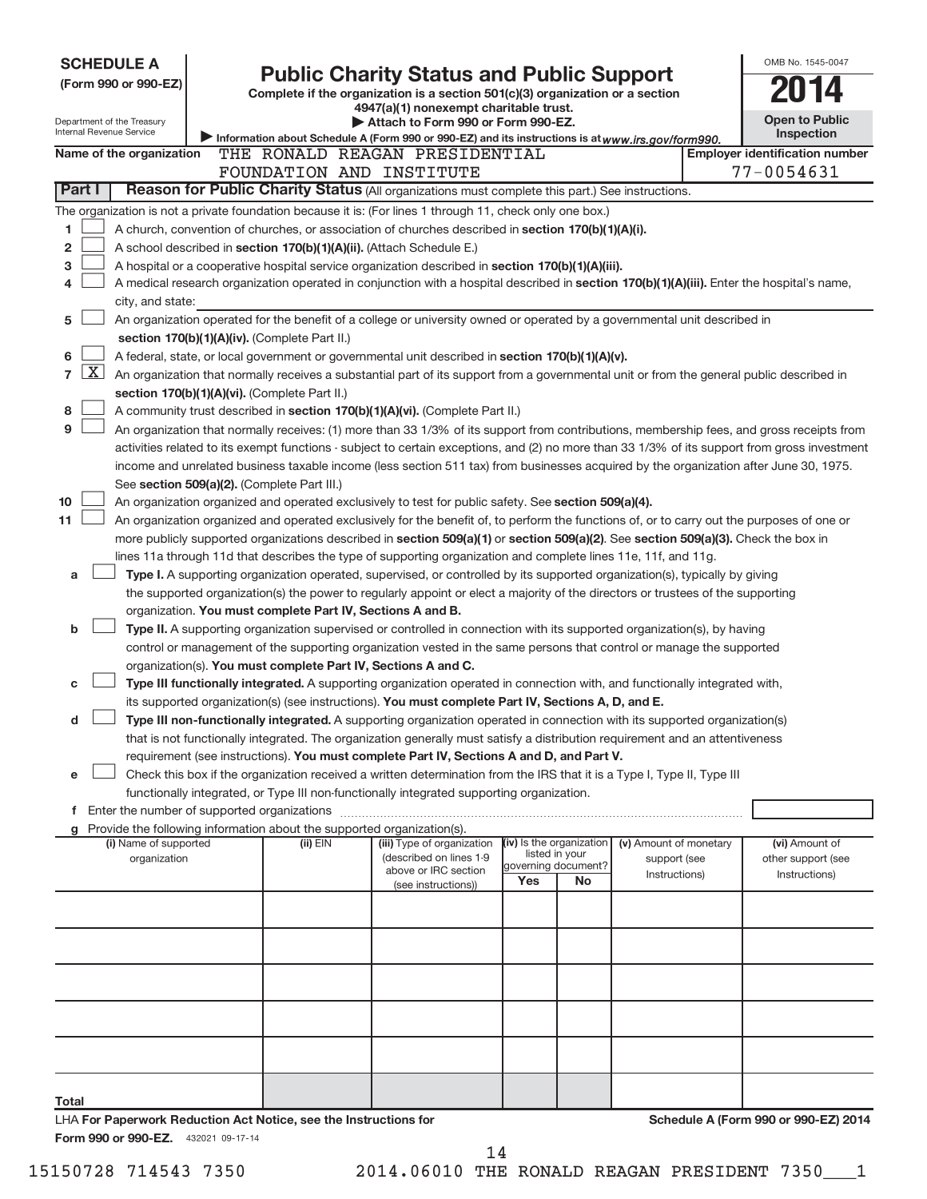**SCHEDULE A**
**(Form 990 or 990-EZ)**

Department of the Treasury
Internal Revenue Service

# Public Charity Status and Public Support

**Complete if the organization is a section 501(c)(3) organization or a section 4947(a)(1) nonexempt charitable trust.**
**▶ Attach to Form 990 or Form 990-EZ.**
▶ Information about Schedule A (Form 990 or 990-EZ) and its instructions is at *www.irs.gov/form990.*

OMB No. 1545-0047
**2014**
**Open to Public Inspection**

**Name of the organization** THE RONALD REAGAN PRESIDENTIAL FOUNDATION AND INSTITUTE

**Employer identification number** 77-0054631

**Part I — Reason for Public Charity Status** (All organizations must complete this part.) See instructions.

The organization is not a private foundation because it is: (For lines 1 through 11, check only one box.)

1 [ ] A church, convention of churches, or association of churches described in **section 170(b)(1)(A)(i).**

2 [ ] A school described in **section 170(b)(1)(A)(ii).** (Attach Schedule E.)

3 [ ] A hospital or a cooperative hospital service organization described in **section 170(b)(1)(A)(iii).**

4 [ ] A medical research organization operated in conjunction with a hospital described in **section 170(b)(1)(A)(iii).** Enter the hospital's name, city, and state:

5 [ ] An organization operated for the benefit of a college or university owned or operated by a governmental unit described in **section 170(b)(1)(A)(iv).** (Complete Part II.)

6 [ ] A federal, state, or local government or governmental unit described in **section 170(b)(1)(A)(v).**

7 [X] An organization that normally receives a substantial part of its support from a governmental unit or from the general public described in **section 170(b)(1)(A)(vi).** (Complete Part II.)

8 [ ] A community trust described in **section 170(b)(1)(A)(vi).** (Complete Part II.)

9 [ ] An organization that normally receives: (1) more than 33 1/3% of its support from contributions, membership fees, and gross receipts from activities related to its exempt functions - subject to certain exceptions, and (2) no more than 33 1/3% of its support from gross investment income and unrelated business taxable income (less section 511 tax) from businesses acquired by the organization after June 30, 1975. See **section 509(a)(2).** (Complete Part III.)

10 [ ] An organization organized and operated exclusively to test for public safety. See **section 509(a)(4).**

11 [ ] An organization organized and operated exclusively for the benefit of, to perform the functions of, or to carry out the purposes of one or more publicly supported organizations described in **section 509(a)(1)** or **section 509(a)(2).** See **section 509(a)(3).** Check the box in lines 11a through 11d that describes the type of supporting organization and complete lines 11e, 11f, and 11g.

a [ ] **Type I.** A supporting organization operated, supervised, or controlled by its supported organization(s), typically by giving the supported organization(s) the power to regularly appoint or elect a majority of the directors or trustees of the supporting organization. **You must complete Part IV, Sections A and B.**

b [ ] **Type II.** A supporting organization supervised or controlled in connection with its supported organization(s), by having control or management of the supporting organization vested in the same persons that control or manage the supported organization(s). **You must complete Part IV, Sections A and C.**

c [ ] **Type III functionally integrated.** A supporting organization operated in connection with, and functionally integrated with, its supported organization(s) (see instructions). **You must complete Part IV, Sections A, D, and E.**

d [ ] **Type III non-functionally integrated.** A supporting organization operated in connection with its supported organization(s) that is not functionally integrated. The organization generally must satisfy a distribution requirement and an attentiveness requirement (see instructions). **You must complete Part IV, Sections A and D, and Part V.**

e [ ] Check this box if the organization received a written determination from the IRS that it is a Type I, Type II, Type III functionally integrated, or Type III non-functionally integrated supporting organization.

f Enter the number of supported organizations

g Provide the following information about the supported organization(s).

| (i) Name of supported organization | (ii) EIN | (iii) Type of organization (described on lines 1-9 above or IRC section (see instructions)) | (iv) Is the organization listed in your governing document? Yes | No | (v) Amount of monetary support (see Instructions) | (vi) Amount of other support (see Instructions) |
|---|---|---|---|---|---|---|
| | | | | | | |
| | | | | | | |
| | | | | | | |
| | | | | | | |
| | | | | | | |
| **Total** | | | | | | |

LHA **For Paperwork Reduction Act Notice, see the Instructions for Form 990 or 990-EZ.** 432021 09-17-14

**Schedule A (Form 990 or 990-EZ) 2014**

15150728 714543 7350 2014.06010 THE RONALD REAGAN PRESIDENT 7350___1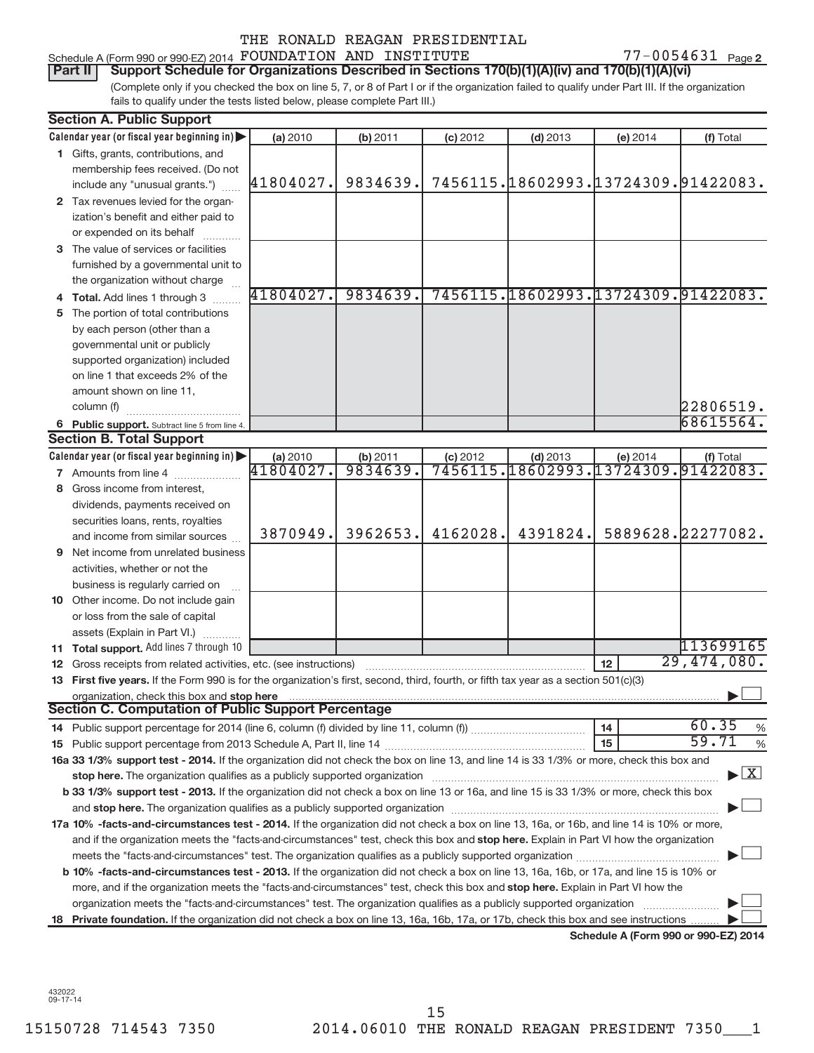THE RONALD REAGAN PRESIDENTIAL

Schedule A (Form 990 or 990-EZ) 2014 FOUNDATION AND INSTITUTE 77-0054631 Page 2

**Part II Support Schedule for Organizations Described in Sections 170(b)(1)(A)(iv) and 170(b)(1)(A)(vi)**

(Complete only if you checked the box on line 5, 7, or 8 of Part I or if the organization failed to qualify under Part III. If the organization fails to qualify under the tests listed below, please complete Part III.)

**Section A. Public Support**

| Calendar year (or fiscal year beginning in) ▶ | (a) 2010 | (b) 2011 | (c) 2012 | (d) 2013 | (e) 2014 | (f) Total |
|---|---|---|---|---|---|---|
| 1 Gifts, grants, contributions, and membership fees received. (Do not include any "unusual grants.") | 41804027. | 9834639. | 7456115. | 18602993. | 13724309. | 91422083. |
| 2 Tax revenues levied for the organization's benefit and either paid to or expended on its behalf | | | | | | |
| 3 The value of services or facilities furnished by a governmental unit to the organization without charge | | | | | | |
| 4 **Total.** Add lines 1 through 3 | 41804027. | 9834639. | 7456115. | 18602993. | 13724309. | 91422083. |
| 5 The portion of total contributions by each person (other than a governmental unit or publicly supported organization) included on line 1 that exceeds 2% of the amount shown on line 11, column (f) | | | | | | 22806519. |
| 6 **Public support.** Subtract line 5 from line 4. | | | | | | 68615564. |

**Section B. Total Support**

| Calendar year (or fiscal year beginning in) ▶ | (a) 2010 | (b) 2011 | (c) 2012 | (d) 2013 | (e) 2014 | (f) Total |
|---|---|---|---|---|---|---|
| 7 Amounts from line 4 | 41804027. | 9834639. | 7456115. | 18602993. | 13724309. | 91422083. |
| 8 Gross income from interest, dividends, payments received on securities loans, rents, royalties and income from similar sources | 3870949. | 3962653. | 4162028. | 4391824. | 5889628. | 22277082. |
| 9 Net income from unrelated business activities, whether or not the business is regularly carried on | | | | | | |
| 10 Other income. Do not include gain or loss from the sale of capital assets (Explain in Part VI.) | | | | | | |
| 11 **Total support.** Add lines 7 through 10 | | | | | | 113699165 |

12 Gross receipts from related activities, etc. (see instructions) | 12 | 29,474,080.

13 **First five years.** If the Form 990 is for the organization's first, second, third, fourth, or fifth tax year as a section 501(c)(3) organization, check this box and **stop here** ▶ ☐

**Section C. Computation of Public Support Percentage**

14 Public support percentage for 2014 (line 6, column (f) divided by line 11, column (f)) | 14 | 60.35 %

15 Public support percentage from 2013 Schedule A, Part II, line 14 | 15 | 59.71 %

**16a 33 1/3% support test - 2014.** If the organization did not check the box on line 13, and line 14 is 33 1/3% or more, check this box and **stop here.** The organization qualifies as a publicly supported organization ▶ ☒

**b 33 1/3% support test - 2013.** If the organization did not check a box on line 13 or 16a, and line 15 is 33 1/3% or more, check this box and **stop here.** The organization qualifies as a publicly supported organization ▶ ☐

**17a 10% -facts-and-circumstances test - 2014.** If the organization did not check a box on line 13, 16a, or 16b, and line 14 is 10% or more, and if the organization meets the "facts-and-circumstances" test, check this box and **stop here.** Explain in Part VI how the organization meets the "facts-and-circumstances" test. The organization qualifies as a publicly supported organization ▶ ☐

**b 10% -facts-and-circumstances test - 2013.** If the organization did not check a box on line 13, 16a, 16b, or 17a, and line 15 is 10% or more, and if the organization meets the "facts-and-circumstances" test, check this box and **stop here.** Explain in Part VI how the organization meets the "facts-and-circumstances" test. The organization qualifies as a publicly supported organization ▶ ☐

18 **Private foundation.** If the organization did not check a box on line 13, 16a, 16b, 17a, or 17b, check this box and see instructions ▶ ☐

**Schedule A (Form 990 or 990-EZ) 2014**

432022 09-17-14

15150728 714543 7350 2014.06010 THE RONALD REAGAN PRESIDENT 7350___1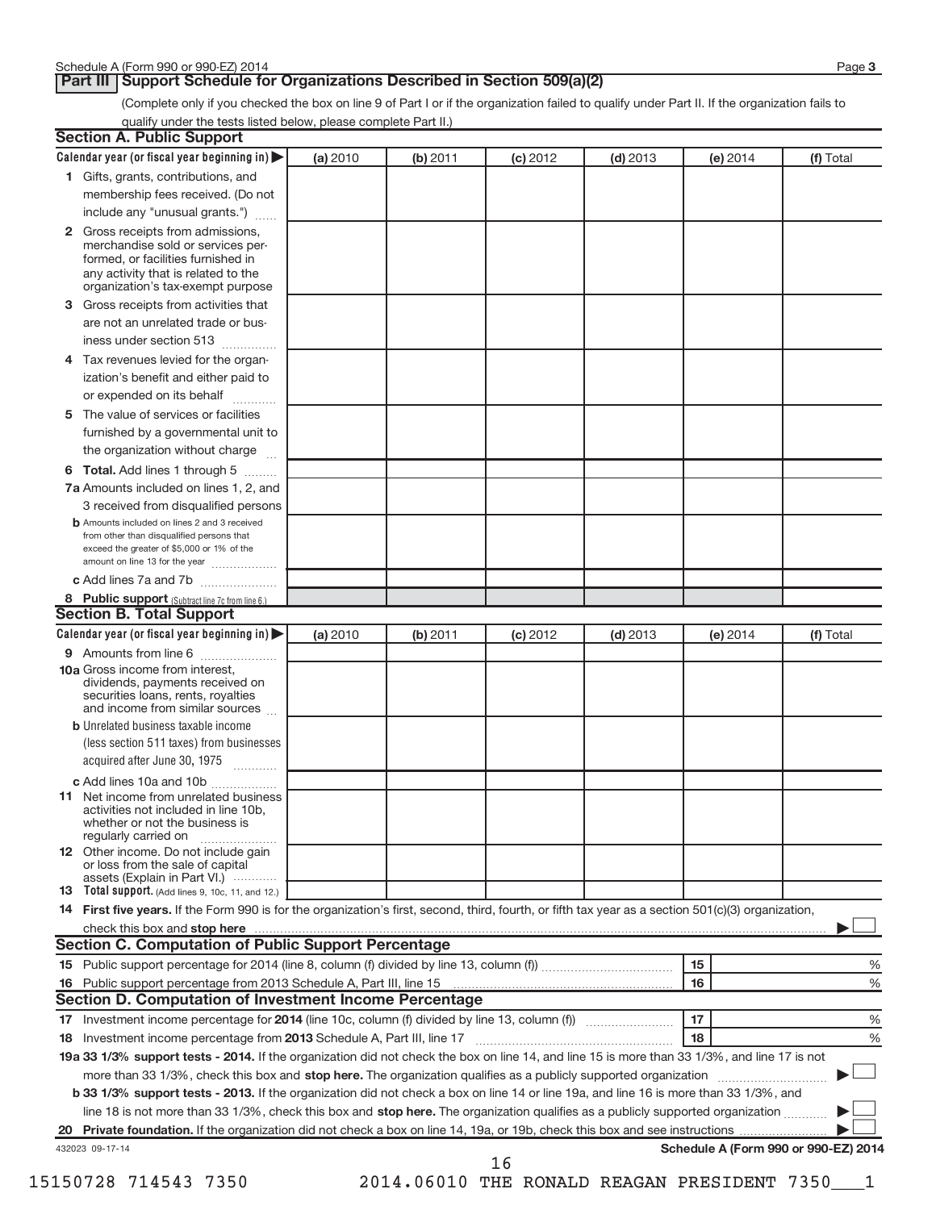## Part III | Support Schedule for Organizations Described in Section 509(a)(2)

(Complete only if you checked the box on line 9 of Part I or if the organization failed to qualify under Part II. If the organization fails to qualify under the tests listed below, please complete Part II.)

### Section A. Public Support

| Calendar year (or fiscal year beginning in) ▶ | (a) 2010 | (b) 2011 | (c) 2012 | (d) 2013 | (e) 2014 | (f) Total |
|---|---|---|---|---|---|---|
| **1** Gifts, grants, contributions, and membership fees received. (Do not include any "unusual grants.") | | | | | | |
| **2** Gross receipts from admissions, merchandise sold or services performed, or facilities furnished in any activity that is related to the organization's tax-exempt purpose | | | | | | |
| **3** Gross receipts from activities that are not an unrelated trade or business under section 513 | | | | | | |
| **4** Tax revenues levied for the organization's benefit and either paid to or expended on its behalf | | | | | | |
| **5** The value of services or facilities furnished by a governmental unit to the organization without charge | | | | | | |
| **6 Total.** Add lines 1 through 5 | | | | | | |
| **7a** Amounts included on lines 1, 2, and 3 received from disqualified persons | | | | | | |
| **b** Amounts included on lines 2 and 3 received from other than disqualified persons that exceed the greater of $5,000 or 1% of the amount on line 13 for the year | | | | | | |
| **c** Add lines 7a and 7b | | | | | | |
| **8 Public support** (Subtract line 7c from line 6.) | | | | | | |

### Section B. Total Support

| Calendar year (or fiscal year beginning in) ▶ | (a) 2010 | (b) 2011 | (c) 2012 | (d) 2013 | (e) 2014 | (f) Total |
|---|---|---|---|---|---|---|
| **9** Amounts from line 6 | | | | | | |
| **10a** Gross income from interest, dividends, payments received on securities loans, rents, royalties and income from similar sources | | | | | | |
| **b** Unrelated business taxable income (less section 511 taxes) from businesses acquired after June 30, 1975 | | | | | | |
| **c** Add lines 10a and 10b | | | | | | |
| **11** Net income from unrelated business activities not included in line 10b, whether or not the business is regularly carried on | | | | | | |
| **12** Other income. Do not include gain or loss from the sale of capital assets (Explain in Part VI.) | | | | | | |
| **13 Total support.** (Add lines 9, 10c, 11, and 12.) | | | | | | |

**14 First five years.** If the Form 990 is for the organization's first, second, third, fourth, or fifth tax year as a section 501(c)(3) organization, check this box and **stop here** ▶ ☐

### Section C. Computation of Public Support Percentage

| | | | |
|---|---|---|---|
| **15** | Public support percentage for 2014 (line 8, column (f) divided by line 13, column (f)) | 15 | % |
| **16** | Public support percentage from 2013 Schedule A, Part III, line 15 | 16 | % |

### Section D. Computation of Investment Income Percentage

| | | | |
|---|---|---|---|
| **17** | Investment income percentage for **2014** (line 10c, column (f) divided by line 13, column (f)) | 17 | % |
| **18** | Investment income percentage from **2013** Schedule A, Part III, line 17 | 18 | % |

**19a 33 1/3% support tests - 2014.** If the organization did not check the box on line 14, and line 15 is more than 33 1/3%, and line 17 is not more than 33 1/3%, check this box and **stop here.** The organization qualifies as a publicly supported organization ▶ ☐

**b 33 1/3% support tests - 2013.** If the organization did not check a box on line 14 or line 19a, and line 16 is more than 33 1/3%, and line 18 is not more than 33 1/3%, check this box and **stop here.** The organization qualifies as a publicly supported organization ▶ ☐

**20 Private foundation.** If the organization did not check a box on line 14, 19a, or 19b, check this box and see instructions ▶ ☐

432023 09-17-14

**Schedule A (Form 990 or 990-EZ) 2014**

15150728 714543 7350 2014.06010 THE RONALD REAGAN PRESIDENT 7350___1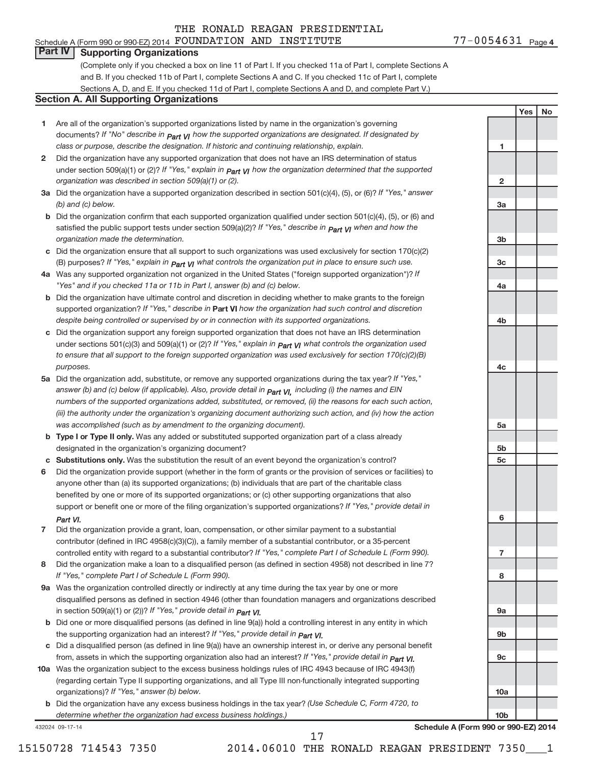THE RONALD REAGAN PRESIDENTIAL

Schedule A (Form 990 or 990-EZ) 2014 FOUNDATION AND INSTITUTE 77-0054631 Page 4

## Part IV Supporting Organizations

(Complete only if you checked a box on line 11 of Part I. If you checked 11a of Part I, complete Sections A and B. If you checked 11b of Part I, complete Sections A and C. If you checked 11c of Part I, complete Sections A, D, and E. If you checked 11d of Part I, complete Sections A and D, and complete Part V.)

### Section A. All Supporting Organizations

| | | | Yes | No |
|---|---|---|---|---|
| **1** | Are all of the organization's supported organizations listed by name in the organization's governing documents? *If "No" describe in Part VI how the supported organizations are designated. If designated by class or purpose, describe the designation. If historic and continuing relationship, explain.* | 1 | | |
| **2** | Did the organization have any supported organization that does not have an IRS determination of status under section 509(a)(1) or (2)? *If "Yes," explain in Part VI how the organization determined that the supported organization was described in section 509(a)(1) or (2).* | 2 | | |
| **3a** | Did the organization have a supported organization described in section 501(c)(4), (5), or (6)? *If "Yes," answer (b) and (c) below.* | 3a | | |
| **b** | Did the organization confirm that each supported organization qualified under section 501(c)(4), (5), or (6) and satisfied the public support tests under section 509(a)(2)? *If "Yes," describe in Part VI when and how the organization made the determination.* | 3b | | |
| **c** | Did the organization ensure that all support to such organizations was used exclusively for section 170(c)(2)(B) purposes? *If "Yes," explain in Part VI what controls the organization put in place to ensure such use.* | 3c | | |
| **4a** | Was any supported organization not organized in the United States ("foreign supported organization")? *If "Yes" and if you checked 11a or 11b in Part I, answer (b) and (c) below.* | 4a | | |
| **b** | Did the organization have ultimate control and discretion in deciding whether to make grants to the foreign supported organization? *If "Yes," describe in* **Part VI** *how the organization had such control and discretion despite being controlled or supervised by or in connection with its supported organizations.* | 4b | | |
| **c** | Did the organization support any foreign supported organization that does not have an IRS determination under sections 501(c)(3) and 509(a)(1) or (2)? *If "Yes," explain in Part VI what controls the organization used to ensure that all support to the foreign supported organization was used exclusively for section 170(c)(2)(B) purposes.* | 4c | | |
| **5a** | Did the organization add, substitute, or remove any supported organizations during the tax year? *If "Yes," answer (b) and (c) below (if applicable). Also, provide detail in Part VI, including (i) the names and EIN numbers of the supported organizations added, substituted, or removed, (ii) the reasons for each such action, (iii) the authority under the organization's organizing document authorizing such action, and (iv) how the action was accomplished (such as by amendment to the organizing document).* | 5a | | |
| **b** | **Type I or Type II only.** Was any added or substituted supported organization part of a class already designated in the organization's organizing document? | 5b | | |
| **c** | **Substitutions only.** Was the substitution the result of an event beyond the organization's control? | 5c | | |
| **6** | Did the organization provide support (whether in the form of grants or the provision of services or facilities) to anyone other than (a) its supported organizations; (b) individuals that are part of the charitable class benefited by one or more of its supported organizations; or (c) other supporting organizations that also support or benefit one or more of the filing organization's supported organizations? *If "Yes," provide detail in Part VI.* | 6 | | |
| **7** | Did the organization provide a grant, loan, compensation, or other similar payment to a substantial contributor (defined in IRC 4958(c)(3)(C)), a family member of a substantial contributor, or a 35-percent controlled entity with regard to a substantial contributor? *If "Yes," complete Part I of Schedule L (Form 990).* | 7 | | |
| **8** | Did the organization make a loan to a disqualified person (as defined in section 4958) not described in line 7? *If "Yes," complete Part I of Schedule L (Form 990).* | 8 | | |
| **9a** | Was the organization controlled directly or indirectly at any time during the tax year by one or more disqualified persons as defined in section 4946 (other than foundation managers and organizations described in section 509(a)(1) or (2))? *If "Yes," provide detail in Part VI.* | 9a | | |
| **b** | Did one or more disqualified persons (as defined in line 9(a)) hold a controlling interest in any entity in which the supporting organization had an interest? *If "Yes," provide detail in Part VI.* | 9b | | |
| **c** | Did a disqualified person (as defined in line 9(a)) have an ownership interest in, or derive any personal benefit from, assets in which the supporting organization also had an interest? *If "Yes," provide detail in Part VI.* | 9c | | |
| **10a** | Was the organization subject to the excess business holdings rules of IRC 4943 because of IRC 4943(f) (regarding certain Type II supporting organizations, and all Type III non-functionally integrated supporting organizations)? *If "Yes," answer (b) below.* | 10a | | |
| **b** | Did the organization have any excess business holdings in the tax year? *(Use Schedule C, Form 4720, to determine whether the organization had excess business holdings.)* | 10b | | |

432024 09-17-14

**Schedule A (Form 990 or 990-EZ) 2014**

15150728 714543 7350 2014.06010 THE RONALD REAGAN PRESIDENT 7350___1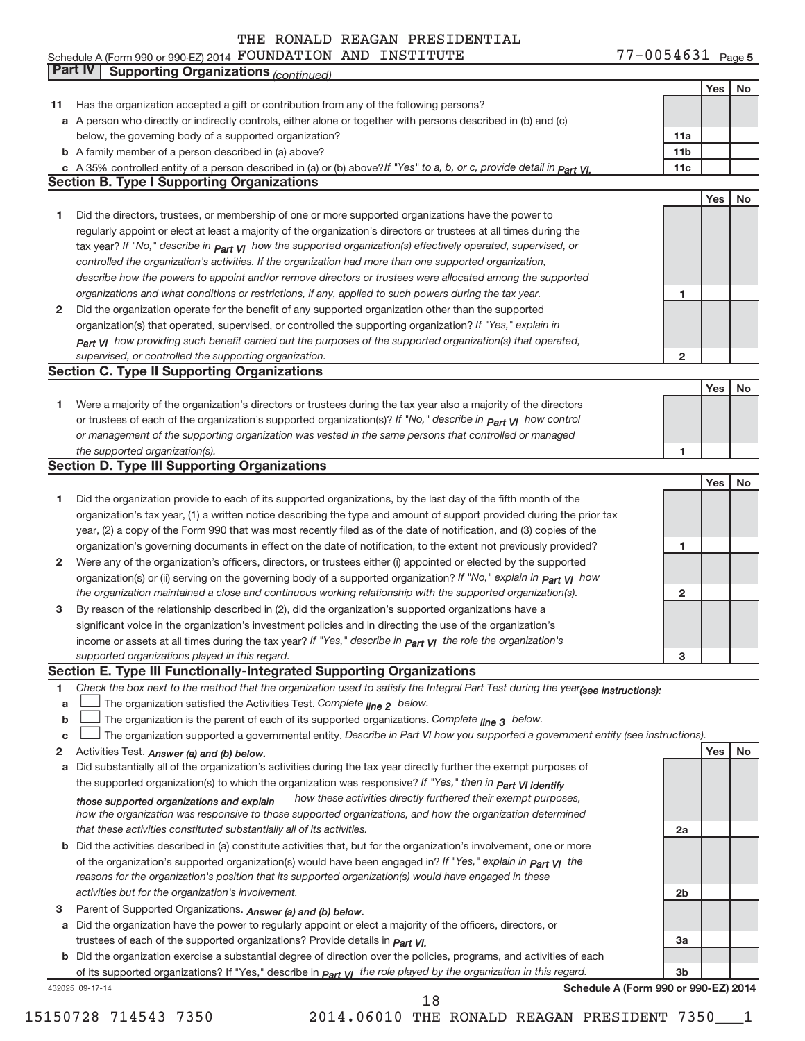Schedule A (Form 990 or 990-EZ) 2014 THE RONALD REAGAN PRESIDENTIAL FOUNDATION AND INSTITUTE 77-0054631 Page 5

## Part IV Supporting Organizations *(continued)*

| | | | Yes | No |
|---|---|---|---|---|
| **11** | Has the organization accepted a gift or contribution from any of the following persons? | | | |
| **a** | A person who directly or indirectly controls, either alone or together with persons described in (b) and (c) below, the governing body of a supported organization? | **11a** | | |
| **b** | A family member of a person described in (a) above? | **11b** | | |
| **c** | A 35% controlled entity of a person described in (a) or (b) above? *If "Yes" to a, b, or c, provide detail in Part VI.* | **11c** | | |

### Section B. Type I Supporting Organizations

| | | | Yes | No |
|---|---|---|---|---|
| **1** | Did the directors, trustees, or membership of one or more supported organizations have the power to regularly appoint or elect at least a majority of the organization's directors or trustees at all times during the tax year? *If "No," describe in Part VI how the supported organization(s) effectively operated, supervised, or controlled the organization's activities. If the organization had more than one supported organization, describe how the powers to appoint and/or remove directors or trustees were allocated among the supported organizations and what conditions or restrictions, if any, applied to such powers during the tax year.* | **1** | | |
| **2** | Did the organization operate for the benefit of any supported organization other than the supported organization(s) that operated, supervised, or controlled the supporting organization? *If "Yes," explain in Part VI how providing such benefit carried out the purposes of the supported organization(s) that operated, supervised, or controlled the supporting organization.* | **2** | | |

### Section C. Type II Supporting Organizations

| | | | Yes | No |
|---|---|---|---|---|
| **1** | Were a majority of the organization's directors or trustees during the tax year also a majority of the directors or trustees of each of the organization's supported organization(s)? *If "No," describe in Part VI how control or management of the supporting organization was vested in the same persons that controlled or managed the supported organization(s).* | **1** | | |

### Section D. Type III Supporting Organizations

| | | | Yes | No |
|---|---|---|---|---|
| **1** | Did the organization provide to each of its supported organizations, by the last day of the fifth month of the organization's tax year, (1) a written notice describing the type and amount of support provided during the prior tax year, (2) a copy of the Form 990 that was most recently filed as of the date of notification, and (3) copies of the organization's governing documents in effect on the date of notification, to the extent not previously provided? | **1** | | |
| **2** | Were any of the organization's officers, directors, or trustees either (i) appointed or elected by the supported organization(s) or (ii) serving on the governing body of a supported organization? *If "No," explain in Part VI how the organization maintained a close and continuous working relationship with the supported organization(s).* | **2** | | |
| **3** | By reason of the relationship described in (2), did the organization's supported organizations have a significant voice in the organization's investment policies and in directing the use of the organization's income or assets at all times during the tax year? *If "Yes," describe in Part VI the role the organization's supported organizations played in this regard.* | **3** | | |

### Section E. Type III Functionally-Integrated Supporting Organizations

**1** *Check the box next to the method that the organization used to satisfy the Integral Part Test during the year(see instructions):*

- **a** ☐ The organization satisfied the Activities Test. *Complete line 2 below.*
- **b** ☐ The organization is the parent of each of its supported organizations. *Complete line 3 below.*
- **c** ☐ The organization supported a governmental entity. *Describe in Part VI how you supported a government entity (see instructions).*

| | | | Yes | No |
|---|---|---|---|---|
| **2** | Activities Test. *Answer (a) and (b) below.* | | | |
| **a** | Did substantially all of the organization's activities during the tax year directly further the exempt purposes of the supported organization(s) to which the organization was responsive? *If "Yes," then in Part VI identify those supported organizations and explain how these activities directly furthered their exempt purposes, how the organization was responsive to those supported organizations, and how the organization determined that these activities constituted substantially all of its activities.* | **2a** | | |
| **b** | Did the activities described in (a) constitute activities that, but for the organization's involvement, one or more of the organization's supported organization(s) would have been engaged in? *If "Yes," explain in Part VI the reasons for the organization's position that its supported organization(s) would have engaged in these activities but for the organization's involvement.* | **2b** | | |
| **3** | Parent of Supported Organizations. *Answer (a) and (b) below.* | | | |
| **a** | Did the organization have the power to regularly appoint or elect a majority of the officers, directors, or trustees of each of the supported organizations? Provide details in *Part VI.* | **3a** | | |
| **b** | Did the organization exercise a substantial degree of direction over the policies, programs, and activities of each of its supported organizations? If "Yes," describe in *Part VI the role played by the organization in this regard.* | **3b** | | |

432025 09-17-14 **Schedule A (Form 990 or 990-EZ) 2014**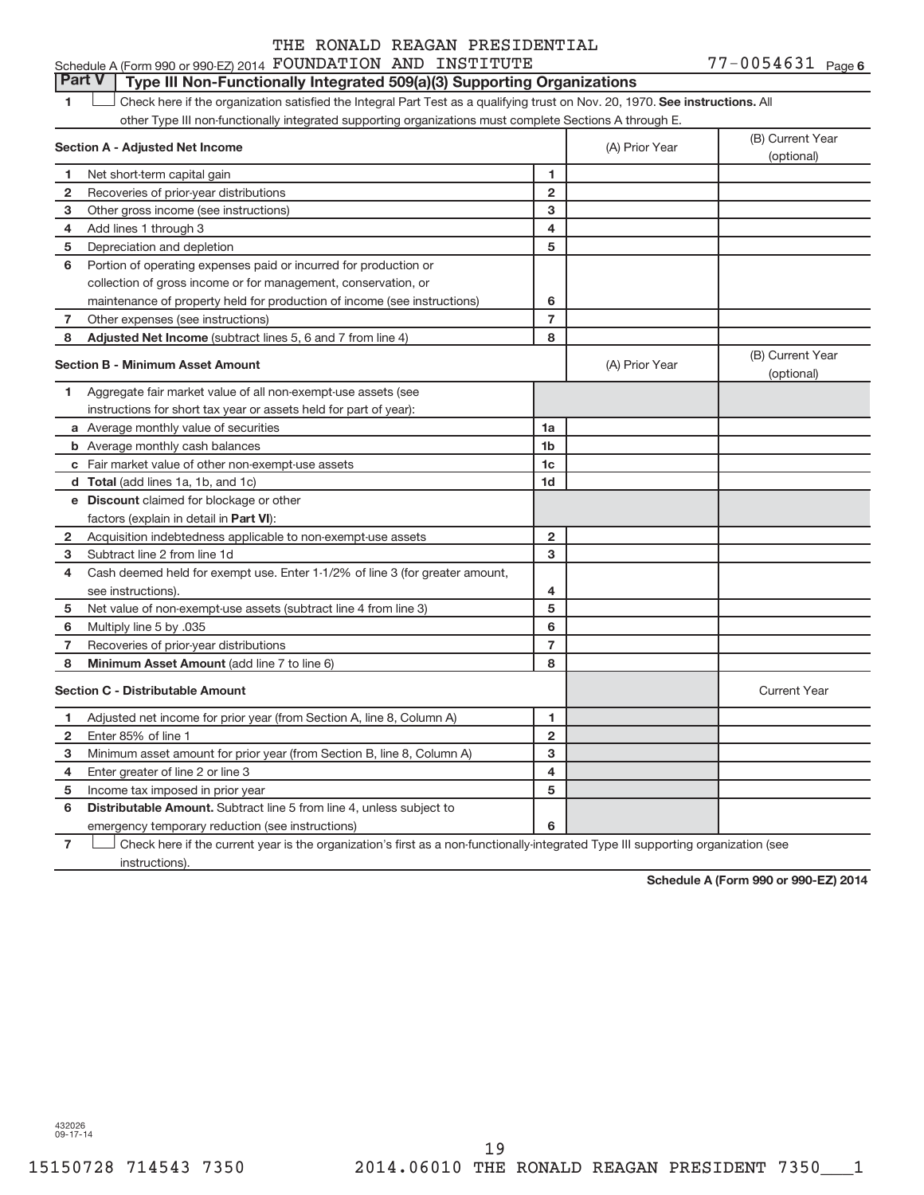THE RONALD REAGAN PRESIDENTIAL

Schedule A (Form 990 or 990-EZ) 2014 FOUNDATION AND INSTITUTE 77-0054631 Page 6

## Part V Type III Non-Functionally Integrated 509(a)(3) Supporting Organizations

1 ☐ Check here if the organization satisfied the Integral Part Test as a qualifying trust on Nov. 20, 1970. **See instructions.** All other Type III non-functionally integrated supporting organizations must complete Sections A through E.

| **Section A - Adjusted Net Income** | | (A) Prior Year | (B) Current Year (optional) |
|---|---|---|---|
| 1 Net short-term capital gain | 1 | | |
| 2 Recoveries of prior-year distributions | 2 | | |
| 3 Other gross income (see instructions) | 3 | | |
| 4 Add lines 1 through 3 | 4 | | |
| 5 Depreciation and depletion | 5 | | |
| 6 Portion of operating expenses paid or incurred for production or collection of gross income or for management, conservation, or maintenance of property held for production of income (see instructions) | 6 | | |
| 7 Other expenses (see instructions) | 7 | | |
| 8 **Adjusted Net Income** (subtract lines 5, 6 and 7 from line 4) | 8 | | |

| **Section B - Minimum Asset Amount** | | (A) Prior Year | (B) Current Year (optional) |
|---|---|---|---|
| 1 Aggregate fair market value of all non-exempt-use assets (see instructions for short tax year or assets held for part of year): | | | |
| a Average monthly value of securities | 1a | | |
| b Average monthly cash balances | 1b | | |
| c Fair market value of other non-exempt-use assets | 1c | | |
| d **Total** (add lines 1a, 1b, and 1c) | 1d | | |
| e **Discount** claimed for blockage or other factors (explain in detail in **Part VI**): | | | |
| 2 Acquisition indebtedness applicable to non-exempt-use assets | 2 | | |
| 3 Subtract line 2 from line 1d | 3 | | |
| 4 Cash deemed held for exempt use. Enter 1-1/2% of line 3 (for greater amount, see instructions). | 4 | | |
| 5 Net value of non-exempt-use assets (subtract line 4 from line 3) | 5 | | |
| 6 Multiply line 5 by .035 | 6 | | |
| 7 Recoveries of prior-year distributions | 7 | | |
| 8 **Minimum Asset Amount** (add line 7 to line 6) | 8 | | |

| **Section C - Distributable Amount** | | | Current Year |
|---|---|---|---|
| 1 Adjusted net income for prior year (from Section A, line 8, Column A) | 1 | | |
| 2 Enter 85% of line 1 | 2 | | |
| 3 Minimum asset amount for prior year (from Section B, line 8, Column A) | 3 | | |
| 4 Enter greater of line 2 or line 3 | 4 | | |
| 5 Income tax imposed in prior year | 5 | | |
| 6 **Distributable Amount.** Subtract line 5 from line 4, unless subject to emergency temporary reduction (see instructions) | 6 | | |

7 ☐ Check here if the current year is the organization's first as a non-functionally-integrated Type III supporting organization (see instructions).

**Schedule A (Form 990 or 990-EZ) 2014**

432026 09-17-14

15150728 714543 7350 2014.06010 THE RONALD REAGAN PRESIDENT 7350___1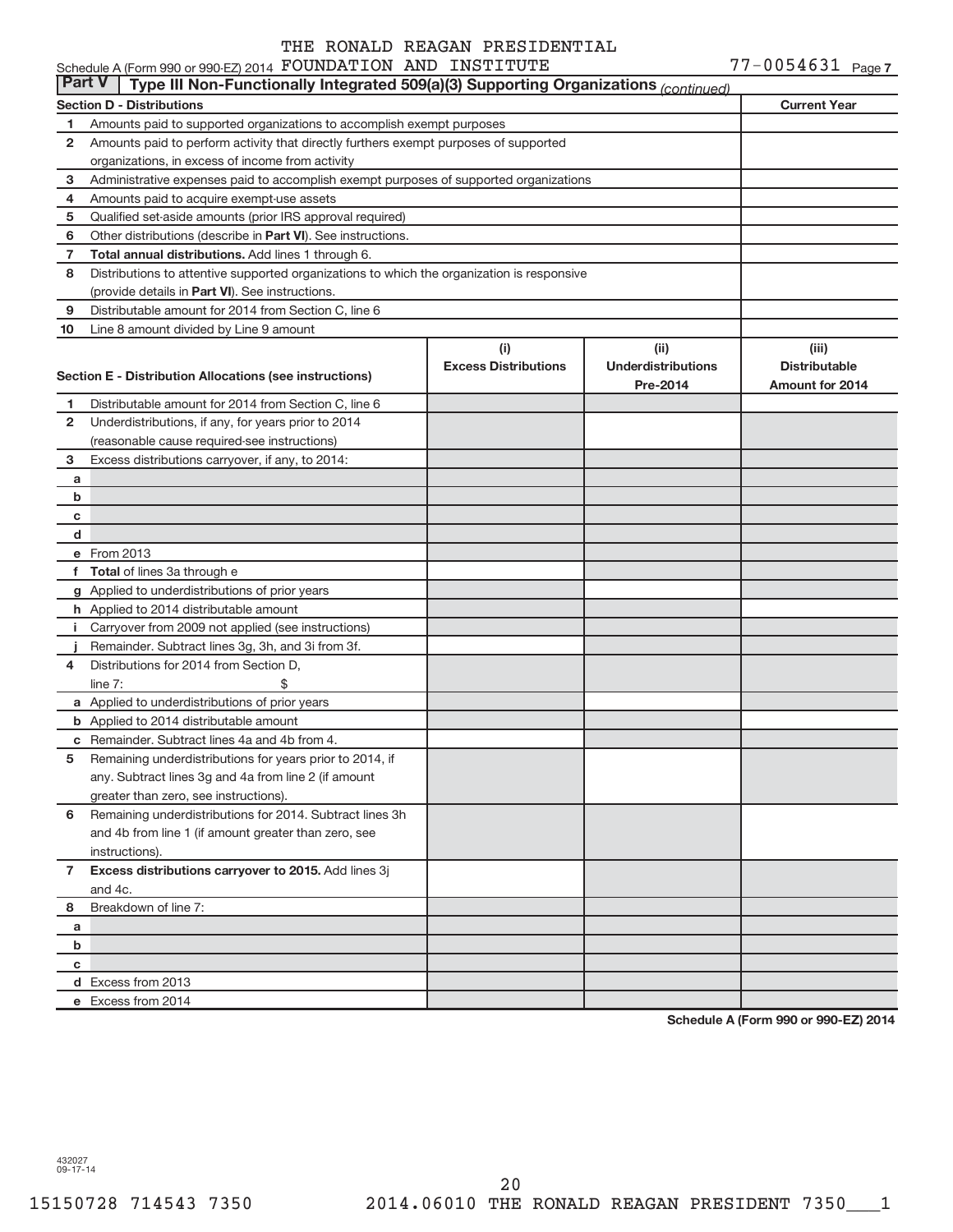Schedule A (Form 990 or 990-EZ) 2014 THE RONALD REAGAN PRESIDENTIAL FOUNDATION AND INSTITUTE 77-0054631 Page 7

**Part V | Type III Non-Functionally Integrated 509(a)(3) Supporting Organizations** *(continued)*

| **Section D - Distributions** | | **Current Year** |
|---|---|---|
| 1 | Amounts paid to supported organizations to accomplish exempt purposes | |
| 2 | Amounts paid to perform activity that directly furthers exempt purposes of supported organizations, in excess of income from activity | |
| 3 | Administrative expenses paid to accomplish exempt purposes of supported organizations | |
| 4 | Amounts paid to acquire exempt-use assets | |
| 5 | Qualified set-aside amounts (prior IRS approval required) | |
| 6 | Other distributions (describe in **Part VI**). See instructions. | |
| 7 | **Total annual distributions.** Add lines 1 through 6. | |
| 8 | Distributions to attentive supported organizations to which the organization is responsive (provide details in **Part VI**). See instructions. | |
| 9 | Distributable amount for 2014 from Section C, line 6 | |
| 10 | Line 8 amount divided by Line 9 amount | |

| | **Section E - Distribution Allocations (see instructions)** | **(i) Excess Distributions** | **(ii) Underdistributions Pre-2014** | **(iii) Distributable Amount for 2014** |
|---|---|---|---|---|
| 1 | Distributable amount for 2014 from Section C, line 6 | | | |
| 2 | Underdistributions, if any, for years prior to 2014 (reasonable cause required-see instructions) | | | |
| 3 | Excess distributions carryover, if any, to 2014: | | | |
| a | | | | |
| b | | | | |
| c | | | | |
| d | | | | |
| e | From 2013 | | | |
| f | **Total** of lines 3a through e | | | |
| g | Applied to underdistributions of prior years | | | |
| h | Applied to 2014 distributable amount | | | |
| i | Carryover from 2009 not applied (see instructions) | | | |
| j | Remainder. Subtract lines 3g, 3h, and 3i from 3f. | | | |
| 4 | Distributions for 2014 from Section D, line 7: $ | | | |
| a | Applied to underdistributions of prior years | | | |
| b | Applied to 2014 distributable amount | | | |
| c | Remainder. Subtract lines 4a and 4b from 4. | | | |
| 5 | Remaining underdistributions for years prior to 2014, if any. Subtract lines 3g and 4a from line 2 (if amount greater than zero, see instructions). | | | |
| 6 | Remaining underdistributions for 2014. Subtract lines 3h and 4b from line 1 (if amount greater than zero, see instructions). | | | |
| 7 | **Excess distributions carryover to 2015.** Add lines 3j and 4c. | | | |
| 8 | Breakdown of line 7: | | | |
| a | | | | |
| b | | | | |
| c | | | | |
| d | Excess from 2013 | | | |
| e | Excess from 2014 | | | |

**Schedule A (Form 990 or 990-EZ) 2014**

432027 09-17-14

15150728 714543 7350 2014.06010 THE RONALD REAGAN PRESIDENT 7350___1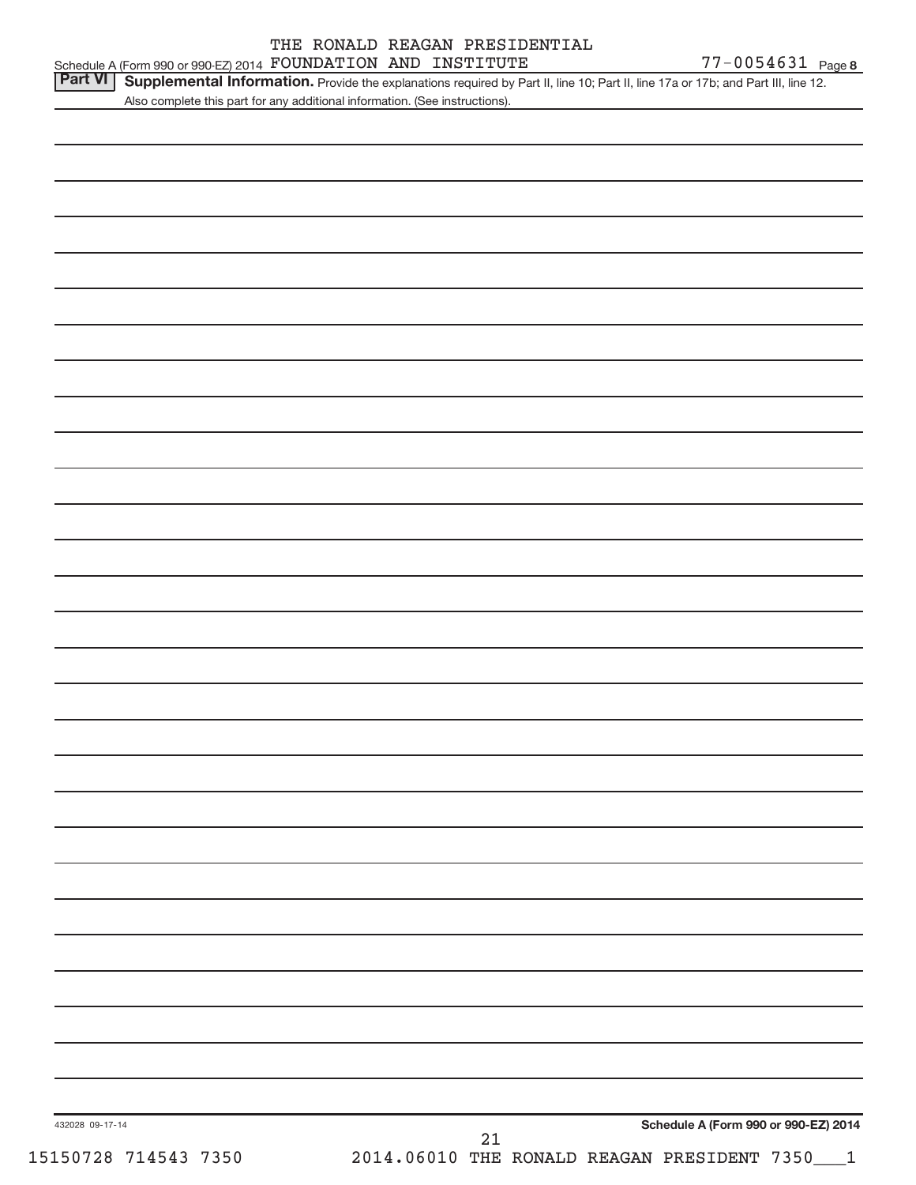Schedule A (Form 990 or 990-EZ) 2014 THE RONALD REAGAN PRESIDENTIAL FOUNDATION AND INSTITUTE 77-0054631 Page 8

**Part VI** **Supplemental Information.** Provide the explanations required by Part II, line 10; Part II, line 17a or 17b; and Part III, line 12. Also complete this part for any additional information. (See instructions).

432028 09-17-14

**Schedule A (Form 990 or 990-EZ) 2014**

15150728 714543 7350 2014.06010 THE RONALD REAGAN PRESIDENT 7350___1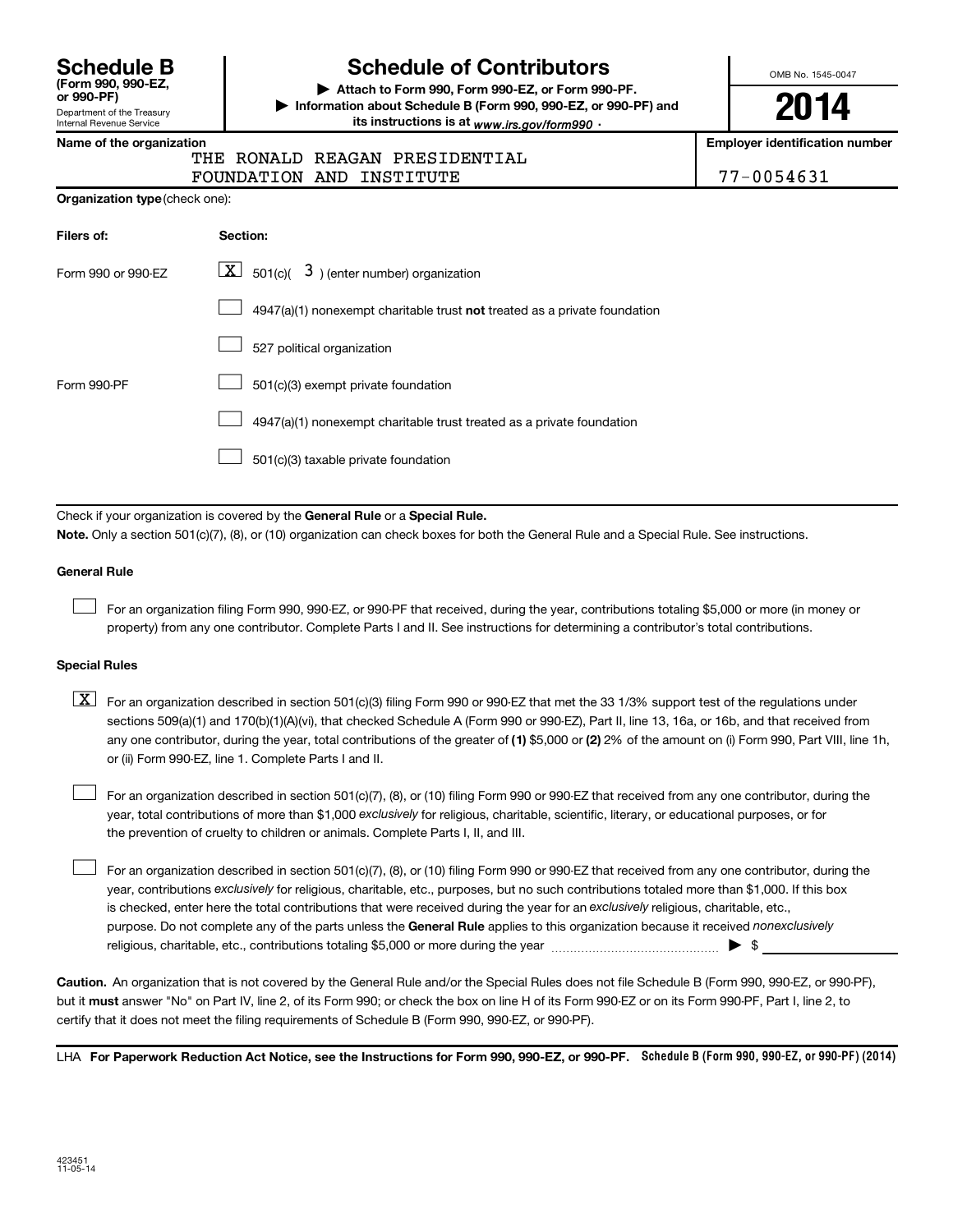# Schedule B

**(Form 990, 990-EZ, or 990-PF)**

Department of the Treasury
Internal Revenue Service

## Schedule of Contributors

▶ **Attach to Form 990, Form 990-EZ, or Form 990-PF.**

▶ **Information about Schedule B (Form 990, 990-EZ, or 990-PF) and its instructions is at** *www.irs.gov/form990* .

OMB No. 1545-0047

**2014**

**Name of the organization**

THE RONALD REAGAN PRESIDENTIAL FOUNDATION AND INSTITUTE

**Employer identification number**

77-0054631

**Organization type** (check one):

| Filers of: | Section: |
|---|---|
| Form 990 or 990-EZ | [X] 501(c)( 3 ) (enter number) organization |
| | [ ] 4947(a)(1) nonexempt charitable trust **not** treated as a private foundation |
| | [ ] 527 political organization |
| Form 990-PF | [ ] 501(c)(3) exempt private foundation |
| | [ ] 4947(a)(1) nonexempt charitable trust treated as a private foundation |
| | [ ] 501(c)(3) taxable private foundation |

Check if your organization is covered by the **General Rule** or a **Special Rule.**

**Note.** Only a section 501(c)(7), (8), or (10) organization can check boxes for both the General Rule and a Special Rule. See instructions.

**General Rule**

[ ] For an organization filing Form 990, 990-EZ, or 990-PF that received, during the year, contributions totaling $5,000 or more (in money or property) from any one contributor. Complete Parts I and II. See instructions for determining a contributor's total contributions.

**Special Rules**

[X] For an organization described in section 501(c)(3) filing Form 990 or 990-EZ that met the 33 1/3% support test of the regulations under sections 509(a)(1) and 170(b)(1)(A)(vi), that checked Schedule A (Form 990 or 990-EZ), Part II, line 13, 16a, or 16b, and that received from any one contributor, during the year, total contributions of the greater of **(1)** $5,000 or **(2)** 2% of the amount on (i) Form 990, Part VIII, line 1h, or (ii) Form 990-EZ, line 1. Complete Parts I and II.

[ ] For an organization described in section 501(c)(7), (8), or (10) filing Form 990 or 990-EZ that received from any one contributor, during the year, total contributions of more than $1,000 *exclusively* for religious, charitable, scientific, literary, or educational purposes, or for the prevention of cruelty to children or animals. Complete Parts I, II, and III.

[ ] For an organization described in section 501(c)(7), (8), or (10) filing Form 990 or 990-EZ that received from any one contributor, during the year, contributions *exclusively* for religious, charitable, etc., purposes, but no such contributions totaled more than $1,000. If this box is checked, enter here the total contributions that were received during the year for an *exclusively* religious, charitable, etc., purpose. Do not complete any of the parts unless the **General Rule** applies to this organization because it received *nonexclusively* religious, charitable, etc., contributions totaling $5,000 or more during the year ▶ $ ________

**Caution.** An organization that is not covered by the General Rule and/or the Special Rules does not file Schedule B (Form 990, 990-EZ, or 990-PF), but it **must** answer "No" on Part IV, line 2, of its Form 990; or check the box on line H of its Form 990-EZ or on its Form 990-PF, Part I, line 2, to certify that it does not meet the filing requirements of Schedule B (Form 990, 990-EZ, or 990-PF).

LHA **For Paperwork Reduction Act Notice, see the Instructions for Form 990, 990-EZ, or 990-PF.** **Schedule B (Form 990, 990-EZ, or 990-PF) (2014)**

423451
11-05-14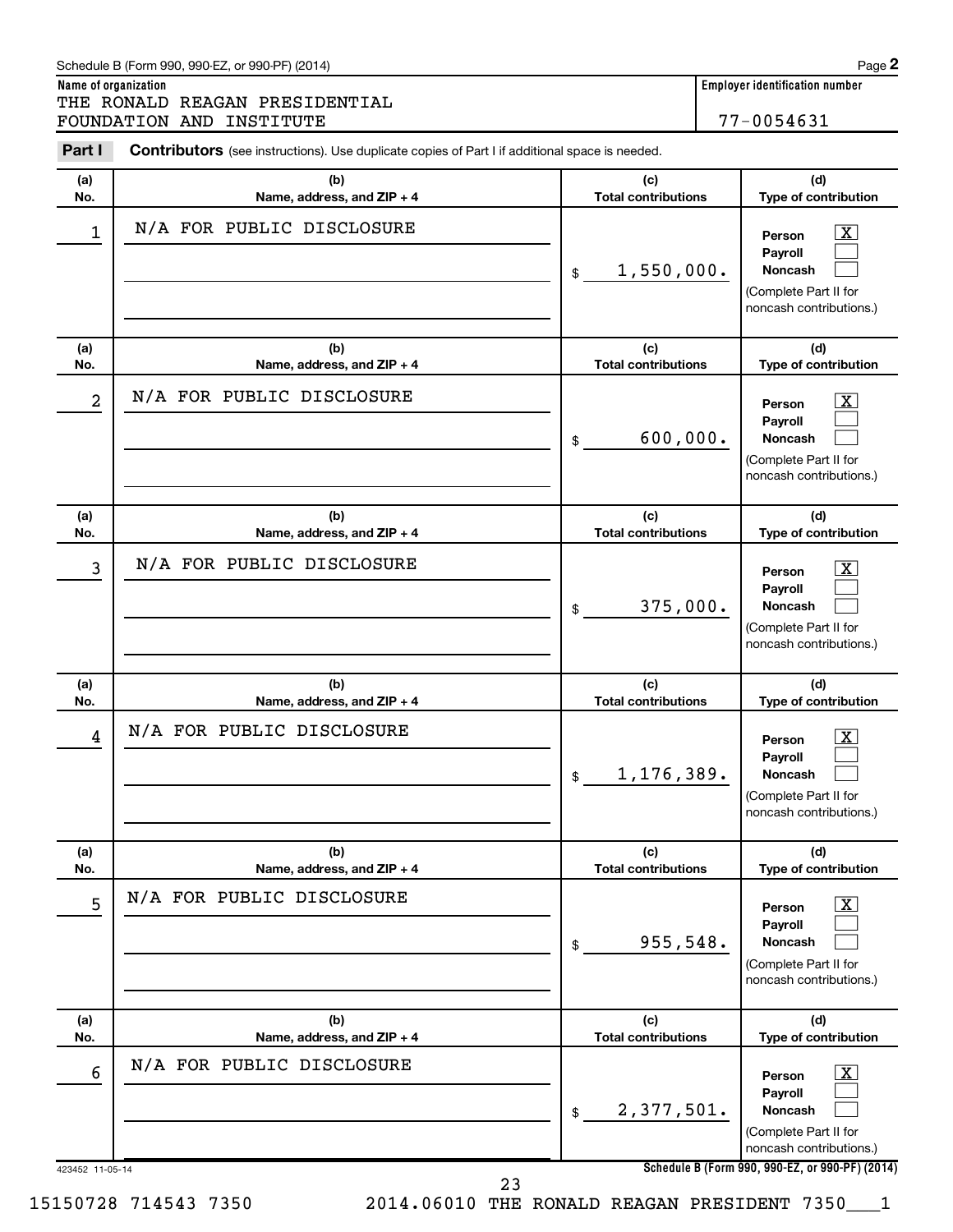Schedule B (Form 990, 990-EZ, or 990-PF) (2014)

**Name of organization**
THE RONALD REAGAN PRESIDENTIAL FOUNDATION AND INSTITUTE

**Employer identification number**
77-0054631

**Part I** **Contributors** (see instructions). Use duplicate copies of Part I if additional space is needed.

| (a) No. | (b) Name, address, and ZIP + 4 | (c) Total contributions | (d) Type of contribution |
|---|---|---|---|
| 1 | N/A FOR PUBLIC DISCLOSURE | $ 1,550,000. | Person [X] Payroll [ ] Noncash [ ] (Complete Part II for noncash contributions.) |
| 2 | N/A FOR PUBLIC DISCLOSURE | $ 600,000. | Person [X] Payroll [ ] Noncash [ ] (Complete Part II for noncash contributions.) |
| 3 | N/A FOR PUBLIC DISCLOSURE | $ 375,000. | Person [X] Payroll [ ] Noncash [ ] (Complete Part II for noncash contributions.) |
| 4 | N/A FOR PUBLIC DISCLOSURE | $ 1,176,389. | Person [X] Payroll [ ] Noncash [ ] (Complete Part II for noncash contributions.) |
| 5 | N/A FOR PUBLIC DISCLOSURE | $ 955,548. | Person [X] Payroll [ ] Noncash [ ] (Complete Part II for noncash contributions.) |
| 6 | N/A FOR PUBLIC DISCLOSURE | $ 2,377,501. | Person [X] Payroll [ ] Noncash [ ] (Complete Part II for noncash contributions.) |

423452 11-05-14

15150728 714543 7350 2014.06010 THE RONALD REAGAN PRESIDENT 7350___1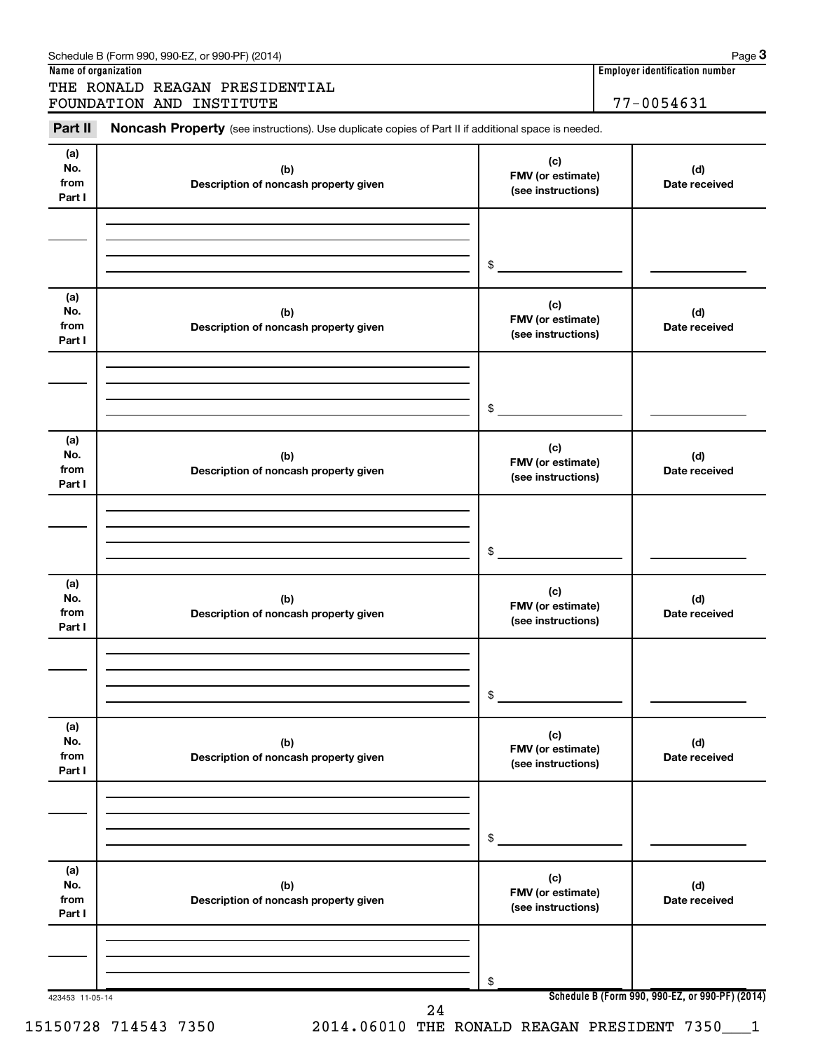Schedule B (Form 990, 990-EZ, or 990-PF) (2014)

**Name of organization**

THE RONALD REAGAN PRESIDENTIAL FOUNDATION AND INSTITUTE

**Employer identification number**

77-0054631

## Part II Noncash Property (see instructions). Use duplicate copies of Part II if additional space is needed.

| (a) No. from Part I | (b) Description of noncash property given | (c) FMV (or estimate) (see instructions) | (d) Date received |
|---|---|---|---|
| | | $ | |

| (a) No. from Part I | (b) Description of noncash property given | (c) FMV (or estimate) (see instructions) | (d) Date received |
|---|---|---|---|
| | | $ | |

| (a) No. from Part I | (b) Description of noncash property given | (c) FMV (or estimate) (see instructions) | (d) Date received |
|---|---|---|---|
| | | $ | |

| (a) No. from Part I | (b) Description of noncash property given | (c) FMV (or estimate) (see instructions) | (d) Date received |
|---|---|---|---|
| | | $ | |

| (a) No. from Part I | (b) Description of noncash property given | (c) FMV (or estimate) (see instructions) | (d) Date received |
|---|---|---|---|
| | | $ | |

| (a) No. from Part I | (b) Description of noncash property given | (c) FMV (or estimate) (see instructions) | (d) Date received |
|---|---|---|---|
| | | $ | |

423453 11-05-14

15150728 714543 7350 2014.06010 THE RONALD REAGAN PRESIDENT 7350___1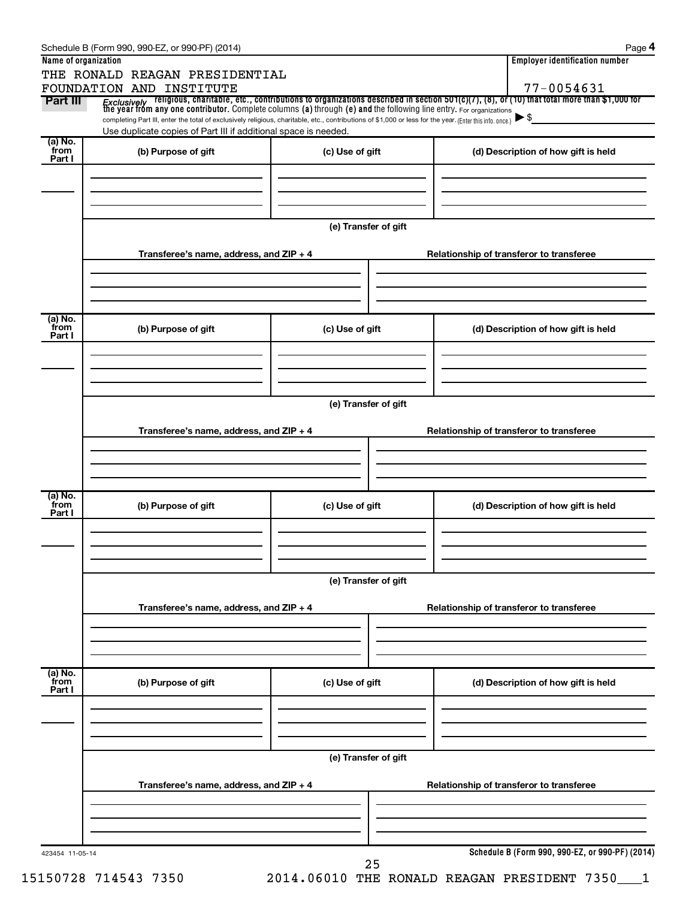Schedule B (Form 990, 990-EZ, or 990-PF) (2014)

**Name of organization**

THE RONALD REAGAN PRESIDENTIAL FOUNDATION AND INSTITUTE

**Employer identification number**

77-0054631

**Part III** *Exclusively* religious, charitable, etc., contributions to organizations described in section 501(c)(7), (8), or (10) that total more than $1,000 for the year from any one contributor. Complete columns (a) through (e) and the following line entry. For organizations completing Part III, enter the total of exclusively religious, charitable, etc., contributions of $1,000 or less for the year. (Enter this info. once.) ▶ $

Use duplicate copies of Part III if additional space is needed.

| (a) No. from Part I | (b) Purpose of gift | (c) Use of gift | (d) Description of how gift is held |
|---|---|---|---|
| | | | |

(e) Transfer of gift

| Transferee's name, address, and ZIP + 4 | Relationship of transferor to transferee |
|---|---|
| | |

| (a) No. from Part I | (b) Purpose of gift | (c) Use of gift | (d) Description of how gift is held |
|---|---|---|---|
| | | | |

(e) Transfer of gift

| Transferee's name, address, and ZIP + 4 | Relationship of transferor to transferee |
|---|---|
| | |

| (a) No. from Part I | (b) Purpose of gift | (c) Use of gift | (d) Description of how gift is held |
|---|---|---|---|
| | | | |

(e) Transfer of gift

| Transferee's name, address, and ZIP + 4 | Relationship of transferor to transferee |
|---|---|
| | |

| (a) No. from Part I | (b) Purpose of gift | (c) Use of gift | (d) Description of how gift is held |
|---|---|---|---|
| | | | |

(e) Transfer of gift

| Transferee's name, address, and ZIP + 4 | Relationship of transferor to transferee |
|---|---|
| | |

423454 11-05-14

**Schedule B (Form 990, 990-EZ, or 990-PF) (2014)**

15150728 714543 7350 2014.06010 THE RONALD REAGAN PRESIDENT 7350___1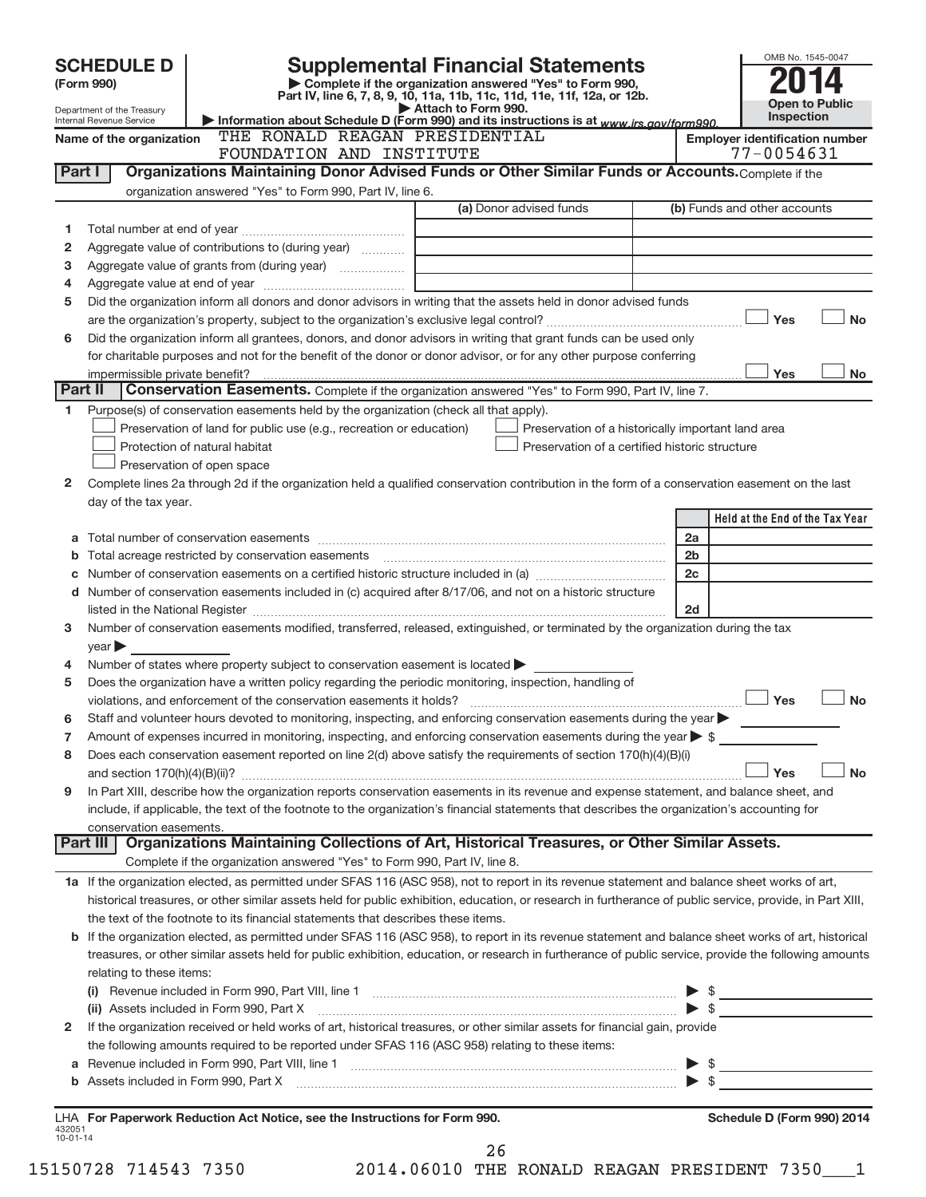**SCHEDULE D (Form 990)**

Department of the Treasury
Internal Revenue Service

# Supplemental Financial Statements

▶ Complete if the organization answered "Yes" to Form 990, Part IV, line 6, 7, 8, 9, 10, 11a, 11b, 11c, 11d, 11e, 11f, 12a, or 12b.
▶ Attach to Form 990.
▶ Information about Schedule D (Form 990) and its instructions is at www.irs.gov/form990.

OMB No. 1545-0047
**2014**
**Open to Public Inspection**

Name of the organization: THE RONALD REAGAN PRESIDENTIAL FOUNDATION AND INSTITUTE

Employer identification number: 77-0054631

## Part I Organizations Maintaining Donor Advised Funds or Other Similar Funds or Accounts. 

Complete if the organization answered "Yes" to Form 990, Part IV, line 6.

| | | (a) Donor advised funds | (b) Funds and other accounts |
|---|---|---|---|
| 1 | Total number at end of year | | |
| 2 | Aggregate value of contributions to (during year) | | |
| 3 | Aggregate value of grants from (during year) | | |
| 4 | Aggregate value at end of year | | |

5 Did the organization inform all donors and donor advisors in writing that the assets held in donor advised funds are the organization's property, subject to the organization's exclusive legal control? ☐ Yes ☐ No

6 Did the organization inform all grantees, donors, and donor advisors in writing that grant funds can be used only for charitable purposes and not for the benefit of the donor or donor advisor, or for any other purpose conferring impermissible private benefit? ☐ Yes ☐ No

## Part II Conservation Easements. 

Complete if the organization answered "Yes" to Form 990, Part IV, line 7.

1 Purpose(s) of conservation easements held by the organization (check all that apply).

- ☐ Preservation of land for public use (e.g., recreation or education)
- ☐ Preservation of a historically important land area
- ☐ Protection of natural habitat
- ☐ Preservation of a certified historic structure
- ☐ Preservation of open space

2 Complete lines 2a through 2d if the organization held a qualified conservation contribution in the form of a conservation easement on the last day of the tax year.

| | | | Held at the End of the Tax Year |
|---|---|---|---|
| a | Total number of conservation easements | 2a | |
| b | Total acreage restricted by conservation easements | 2b | |
| c | Number of conservation easements on a certified historic structure included in (a) | 2c | |
| d | Number of conservation easements included in (c) acquired after 8/17/06, and not on a historic structure listed in the National Register | 2d | |

3 Number of conservation easements modified, transferred, released, extinguished, or terminated by the organization during the tax year ▶

4 Number of states where property subject to conservation easement is located ▶

5 Does the organization have a written policy regarding the periodic monitoring, inspection, handling of violations, and enforcement of the conservation easements it holds? ☐ Yes ☐ No

6 Staff and volunteer hours devoted to monitoring, inspecting, and enforcing conservation easements during the year ▶

7 Amount of expenses incurred in monitoring, inspecting, and enforcing conservation easements during the year ▶ $

8 Does each conservation easement reported on line 2(d) above satisfy the requirements of section 170(h)(4)(B)(i) and section 170(h)(4)(B)(ii)? ☐ Yes ☐ No

9 In Part XIII, describe how the organization reports conservation easements in its revenue and expense statement, and balance sheet, and include, if applicable, the text of the footnote to the organization's financial statements that describes the organization's accounting for conservation easements.

## Part III Organizations Maintaining Collections of Art, Historical Treasures, or Other Similar Assets.

Complete if the organization answered "Yes" to Form 990, Part IV, line 8.

1a If the organization elected, as permitted under SFAS 116 (ASC 958), not to report in its revenue statement and balance sheet works of art, historical treasures, or other similar assets held for public exhibition, education, or research in furtherance of public service, provide, in Part XIII, the text of the footnote to its financial statements that describes these items.

b If the organization elected, as permitted under SFAS 116 (ASC 958), to report in its revenue statement and balance sheet works of art, historical treasures, or other similar assets held for public exhibition, education, or research in furtherance of public service, provide the following amounts relating to these items:

(i) Revenue included in Form 990, Part VIII, line 1 ▶ $

(ii) Assets included in Form 990, Part X ▶ $

2 If the organization received or held works of art, historical treasures, or other similar assets for financial gain, provide the following amounts required to be reported under SFAS 116 (ASC 958) relating to these items:

a Revenue included in Form 990, Part VIII, line 1 ▶ $

b Assets included in Form 990, Part X ▶ $

LHA For Paperwork Reduction Act Notice, see the Instructions for Form 990. Schedule D (Form 990) 2014

432051 10-01-14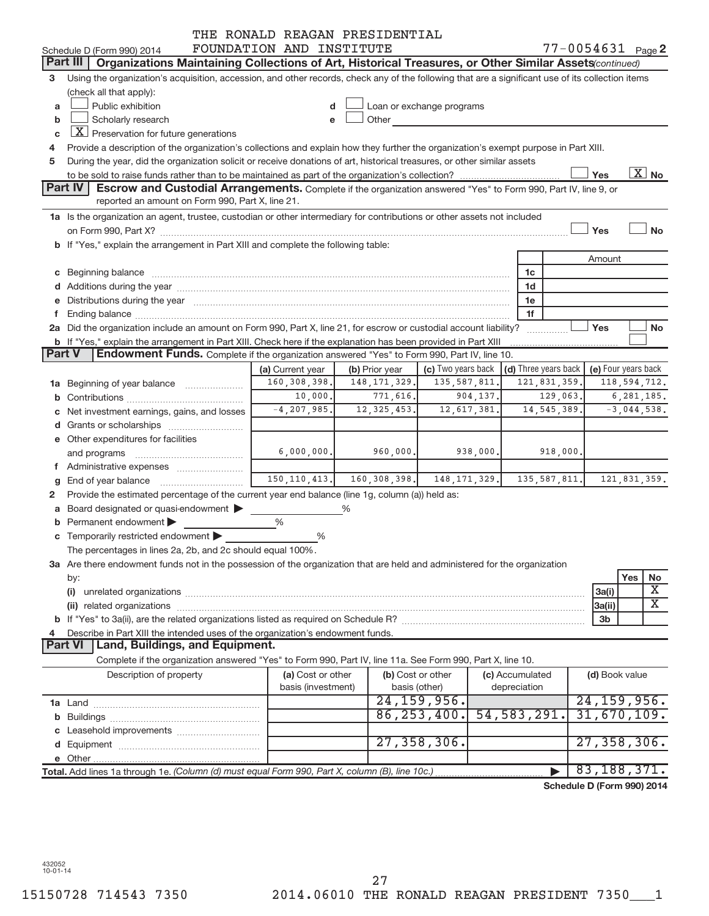THE RONALD REAGAN PRESIDENTIAL FOUNDATION AND INSTITUTE

Schedule D (Form 990) 2014 — 77-0054631 Page 2

## Part III Organizations Maintaining Collections of Art, Historical Treasures, or Other Similar Assets *(continued)*

3 Using the organization's acquisition, accession, and other records, check any of the following that are a significant use of its collection items (check all that apply):

- a [ ] Public exhibition
- b [ ] Scholarly research
- c [X] Preservation for future generations
- d [ ] Loan or exchange programs
- e [ ] Other

4 Provide a description of the organization's collections and explain how they further the organization's exempt purpose in Part XIII.

5 During the year, did the organization solicit or receive donations of art, historical treasures, or other similar assets to be sold to raise funds rather than to be maintained as part of the organization's collection? [ ] Yes [X] No

## Part IV Escrow and Custodial Arrangements.

Complete if the organization answered "Yes" to Form 990, Part IV, line 9, or reported an amount on Form 990, Part X, line 21.

1a Is the organization an agent, trustee, custodian or other intermediary for contributions or other assets not included on Form 990, Part X? [ ] Yes [ ] No

b If "Yes," explain the arrangement in Part XIII and complete the following table:

| | | Amount |
|---|---|---|
| c Beginning balance | 1c | |
| d Additions during the year | 1d | |
| e Distributions during the year | 1e | |
| f Ending balance | 1f | |

2a Did the organization include an amount on Form 990, Part X, line 21, for escrow or custodial account liability? [ ] Yes [ ] No

b If "Yes," explain the arrangement in Part XIII. Check here if the explanation has been provided in Part XIII [ ]

## Part V Endowment Funds.

Complete if the organization answered "Yes" to Form 990, Part IV, line 10.

| | (a) Current year | (b) Prior year | (c) Two years back | (d) Three years back | (e) Four years back |
|---|---|---|---|---|---|
| 1a Beginning of year balance | 160,308,398. | 148,171,329. | 135,587,811. | 121,831,359. | 118,594,712. |
| b Contributions | 10,000. | 771,616. | 904,137. | 129,063. | 6,281,185. |
| c Net investment earnings, gains, and losses | -4,207,985. | 12,325,453. | 12,617,381. | 14,545,389. | -3,044,538. |
| d Grants or scholarships | | | | | |
| e Other expenditures for facilities and programs | 6,000,000. | 960,000. | 938,000. | 918,000. | |
| f Administrative expenses | | | | | |
| g End of year balance | 150,110,413. | 160,308,398. | 148,171,329. | 135,587,811. | 121,831,359. |

2 Provide the estimated percentage of the current year end balance (line 1g, column (a)) held as:

- a Board designated or quasi-endowment ▶ ______ %
- b Permanent endowment ▶ ______ %
- c Temporarily restricted endowment ▶ ______ %

The percentages in lines 2a, 2b, and 2c should equal 100%.

3a Are there endowment funds not in the possession of the organization that are held and administered for the organization by:

| | | Yes | No |
|---|---|---|---|
| (i) unrelated organizations | 3a(i) | | X |
| (ii) related organizations | 3a(ii) | | X |
| b If "Yes" to 3a(ii), are the related organizations listed as required on Schedule R? | 3b | | |

4 Describe in Part XIII the intended uses of the organization's endowment funds.

## Part VI Land, Buildings, and Equipment.

Complete if the organization answered "Yes" to Form 990, Part IV, line 11a. See Form 990, Part X, line 10.

| Description of property | (a) Cost or other basis (investment) | (b) Cost or other basis (other) | (c) Accumulated depreciation | (d) Book value |
|---|---|---|---|---|
| 1a Land | | 24,159,956. | | 24,159,956. |
| b Buildings | | 86,253,400. | 54,583,291. | 31,670,109. |
| c Leasehold improvements | | | | |
| d Equipment | | 27,358,306. | | 27,358,306. |
| e Other | | | | |
| **Total.** Add lines 1a through 1e. *(Column (d) must equal Form 990, Part X, column (B), line 10c.)* | | | ▶ | 83,188,371. |

**Schedule D (Form 990) 2014**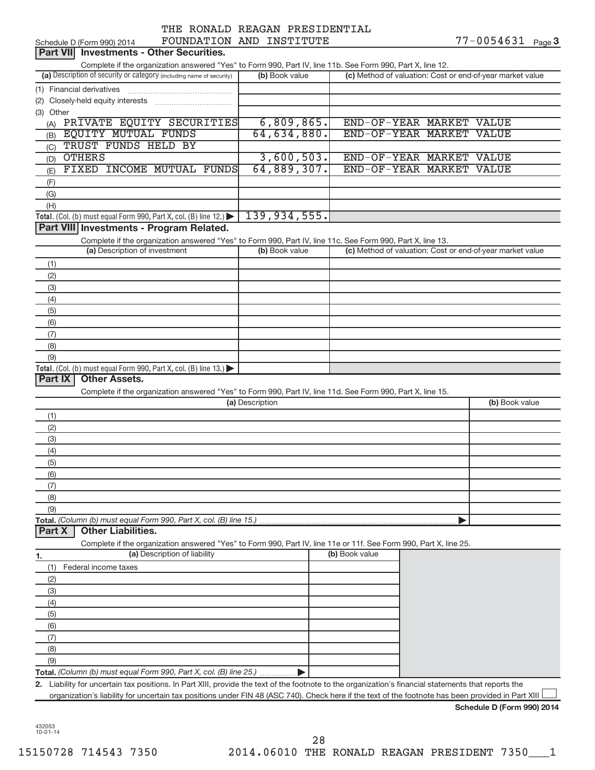THE RONALD REAGAN PRESIDENTIAL FOUNDATION AND INSTITUTE

Schedule D (Form 990) 2014 — 77-0054631 Page 3

## Part VII Investments - Other Securities.

Complete if the organization answered "Yes" to Form 990, Part IV, line 11b. See Form 990, Part X, line 12.

| (a) Description of security or category (including name of security) | (b) Book value | (c) Method of valuation: Cost or end-of-year market value |
|---|---|---|
| (1) Financial derivatives | | |
| (2) Closely-held equity interests | | |
| (3) Other | | |
| (A) PRIVATE EQUITY SECURITIES | 6,809,865. | END-OF-YEAR MARKET VALUE |
| (B) EQUITY MUTUAL FUNDS | 64,634,880. | END-OF-YEAR MARKET VALUE |
| (C) TRUST FUNDS HELD BY | | |
| (D) OTHERS | 3,600,503. | END-OF-YEAR MARKET VALUE |
| (E) FIXED INCOME MUTUAL FUNDS | 64,889,307. | END-OF-YEAR MARKET VALUE |
| (F) | | |
| (G) | | |
| (H) | | |
| **Total.** (Col. (b) must equal Form 990, Part X, col. (B) line 12.) | 139,934,555. | |

## Part VIII Investments - Program Related.

Complete if the organization answered "Yes" to Form 990, Part IV, line 11c. See Form 990, Part X, line 13.

| (a) Description of investment | (b) Book value | (c) Method of valuation: Cost or end-of-year market value |
|---|---|---|
| (1) | | |
| (2) | | |
| (3) | | |
| (4) | | |
| (5) | | |
| (6) | | |
| (7) | | |
| (8) | | |
| (9) | | |
| **Total.** (Col. (b) must equal Form 990, Part X, col. (B) line 13.) | | |

## Part IX Other Assets.

Complete if the organization answered "Yes" to Form 990, Part IV, line 11d. See Form 990, Part X, line 15.

| (a) Description | (b) Book value |
|---|---|
| (1) | |
| (2) | |
| (3) | |
| (4) | |
| (5) | |
| (6) | |
| (7) | |
| (8) | |
| (9) | |
| **Total.** *(Column (b) must equal Form 990, Part X, col. (B) line 15.)* | |

## Part X Other Liabilities.

Complete if the organization answered "Yes" to Form 990, Part IV, line 11e or 11f. See Form 990, Part X, line 25.

| 1. (a) Description of liability | (b) Book value |
|---|---|
| (1) Federal income taxes | |
| (2) | |
| (3) | |
| (4) | |
| (5) | |
| (6) | |
| (7) | |
| (8) | |
| (9) | |
| **Total.** *(Column (b) must equal Form 990, Part X, col. (B) line 25.)* | |

2. Liability for uncertain tax positions. In Part XIII, provide the text of the footnote to the organization's financial statements that reports the organization's liability for uncertain tax positions under FIN 48 (ASC 740). Check here if the text of the footnote has been provided in Part XIII ☐

**Schedule D (Form 990) 2014**

432053 10-01-14

15150728 714543 7350 2014.06010 THE RONALD REAGAN PRESIDENT 7350___1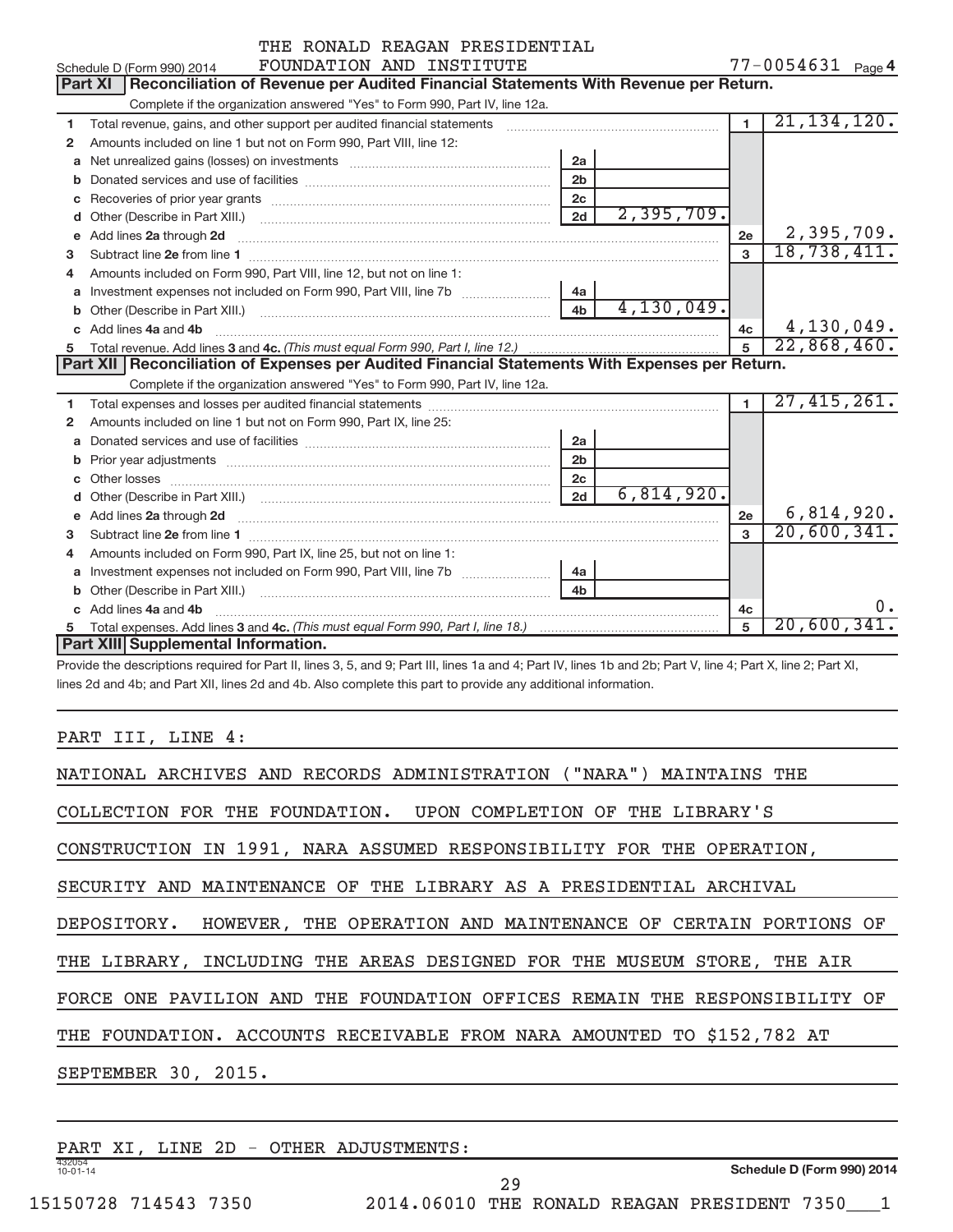Schedule D (Form 990) 2014 THE RONALD REAGAN PRESIDENTIAL FOUNDATION AND INSTITUTE 77-0054631 Page 4

## Part XI Reconciliation of Revenue per Audited Financial Statements With Revenue per Return.

Complete if the organization answered "Yes" to Form 990, Part IV, line 12a.

| | | | | | |
|---|---|---|---|---|---|
| 1 | Total revenue, gains, and other support per audited financial statements | | | 1 | 21,134,120. |
| 2 | Amounts included on line 1 but not on Form 990, Part VIII, line 12: | | | | |
| a | Net unrealized gains (losses) on investments | 2a | | | |
| b | Donated services and use of facilities | 2b | | | |
| c | Recoveries of prior year grants | 2c | | | |
| d | Other (Describe in Part XIII.) | 2d | 2,395,709. | | |
| e | Add lines 2a through 2d | | | 2e | 2,395,709. |
| 3 | Subtract line 2e from line 1 | | | 3 | 18,738,411. |
| 4 | Amounts included on Form 990, Part VIII, line 12, but not on line 1: | | | | |
| a | Investment expenses not included on Form 990, Part VIII, line 7b | 4a | | | |
| b | Other (Describe in Part XIII.) | 4b | 4,130,049. | | |
| c | Add lines 4a and 4b | | | 4c | 4,130,049. |
| 5 | Total revenue. Add lines 3 and 4c. *(This must equal Form 990, Part I, line 12.)* | | | 5 | 22,868,460. |

## Part XII Reconciliation of Expenses per Audited Financial Statements With Expenses per Return.

Complete if the organization answered "Yes" to Form 990, Part IV, line 12a.

| | | | | | |
|---|---|---|---|---|---|
| 1 | Total expenses and losses per audited financial statements | | | 1 | 27,415,261. |
| 2 | Amounts included on line 1 but not on Form 990, Part IX, line 25: | | | | |
| a | Donated services and use of facilities | 2a | | | |
| b | Prior year adjustments | 2b | | | |
| c | Other losses | 2c | | | |
| d | Other (Describe in Part XIII.) | 2d | 6,814,920. | | |
| e | Add lines 2a through 2d | | | 2e | 6,814,920. |
| 3 | Subtract line 2e from line 1 | | | 3 | 20,600,341. |
| 4 | Amounts included on Form 990, Part IX, line 25, but not on line 1: | | | | |
| a | Investment expenses not included on Form 990, Part VIII, line 7b | 4a | | | |
| b | Other (Describe in Part XIII.) | 4b | | | |
| c | Add lines 4a and 4b | | | 4c | 0. |
| 5 | Total expenses. Add lines 3 and 4c. *(This must equal Form 990, Part I, line 18.)* | | | 5 | 20,600,341. |

## Part XIII Supplemental Information.

Provide the descriptions required for Part II, lines 3, 5, and 9; Part III, lines 1a and 4; Part IV, lines 1b and 2b; Part V, line 4; Part X, line 2; Part XI, lines 2d and 4b; and Part XII, lines 2d and 4b. Also complete this part to provide any additional information.

PART III, LINE 4:

NATIONAL ARCHIVES AND RECORDS ADMINISTRATION ("NARA") MAINTAINS THE COLLECTION FOR THE FOUNDATION. UPON COMPLETION OF THE LIBRARY'S CONSTRUCTION IN 1991, NARA ASSUMED RESPONSIBILITY FOR THE OPERATION, SECURITY AND MAINTENANCE OF THE LIBRARY AS A PRESIDENTIAL ARCHIVAL DEPOSITORY. HOWEVER, THE OPERATION AND MAINTENANCE OF CERTAIN PORTIONS OF THE LIBRARY, INCLUDING THE AREAS DESIGNED FOR THE MUSEUM STORE, THE AIR FORCE ONE PAVILION AND THE FOUNDATION OFFICES REMAIN THE RESPONSIBILITY OF THE FOUNDATION. ACCOUNTS RECEIVABLE FROM NARA AMOUNTED TO $152,782 AT SEPTEMBER 30, 2015.

PART XI, LINE 2D - OTHER ADJUSTMENTS: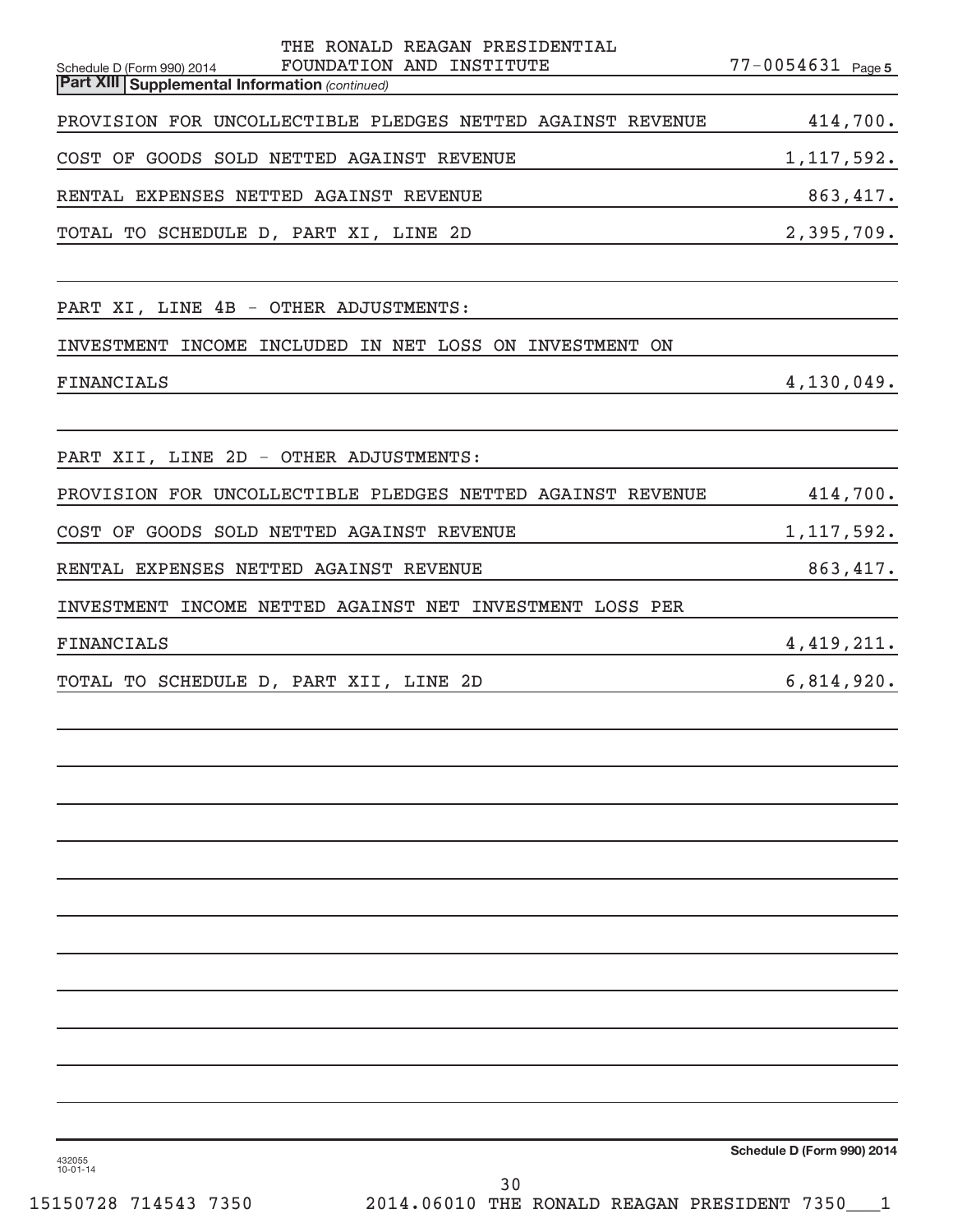THE RONALD REAGAN PRESIDENTIAL FOUNDATION AND INSTITUTE — 77-0054631

## Part XIII Supplemental Information *(continued)*

| | |
|---|---|
| PROVISION FOR UNCOLLECTIBLE PLEDGES NETTED AGAINST REVENUE | 414,700. |
| COST OF GOODS SOLD NETTED AGAINST REVENUE | 1,117,592. |
| RENTAL EXPENSES NETTED AGAINST REVENUE | 863,417. |
| TOTAL TO SCHEDULE D, PART XI, LINE 2D | 2,395,709. |

PART XI, LINE 4B - OTHER ADJUSTMENTS:

| | |
|---|---|
| INVESTMENT INCOME INCLUDED IN NET LOSS ON INVESTMENT ON FINANCIALS | 4,130,049. |

PART XII, LINE 2D - OTHER ADJUSTMENTS:

| | |
|---|---|
| PROVISION FOR UNCOLLECTIBLE PLEDGES NETTED AGAINST REVENUE | 414,700. |
| COST OF GOODS SOLD NETTED AGAINST REVENUE | 1,117,592. |
| RENTAL EXPENSES NETTED AGAINST REVENUE | 863,417. |
| INVESTMENT INCOME NETTED AGAINST NET INVESTMENT LOSS PER FINANCIALS | 4,419,211. |
| TOTAL TO SCHEDULE D, PART XII, LINE 2D | 6,814,920. |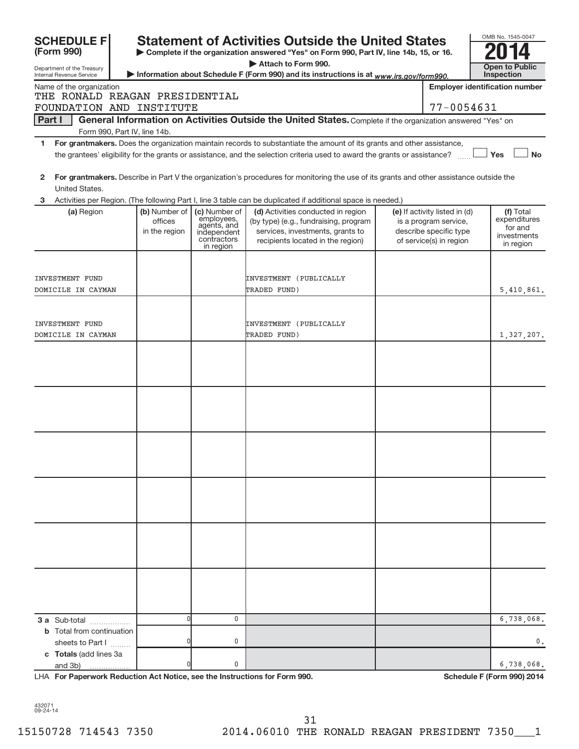**SCHEDULE F (Form 990)**

Department of the Treasury
Internal Revenue Service

# Statement of Activities Outside the United States

▶ Complete if the organization answered "Yes" on Form 990, Part IV, line 14b, 15, or 16.
▶ Attach to Form 990.
▶ Information about Schedule F (Form 990) and its instructions is at *www.irs.gov/form990.*

OMB No. 1545-0047

**2014**

**Open to Public Inspection**

Name of the organization: THE RONALD REAGAN PRESIDENTIAL FOUNDATION AND INSTITUTE

Employer identification number: 77-0054631

**Part I** **General Information on Activities Outside the United States.** Complete if the organization answered "Yes" on Form 990, Part IV, line 14b.

1 **For grantmakers.** Does the organization maintain records to substantiate the amount of its grants and other assistance, the grantees' eligibility for the grants or assistance, and the selection criteria used to award the grants or assistance? ☐ Yes ☐ No

2 **For grantmakers.** Describe in Part V the organization's procedures for monitoring the use of its grants and other assistance outside the United States.

3 Activities per Region. (The following Part I, line 3 table can be duplicated if additional space is needed.)

| (a) Region | (b) Number of offices in the region | (c) Number of employees, agents, and independent contractors in region | (d) Activities conducted in region (by type) (e.g., fundraising, program services, investments, grants to recipients located in the region) | (e) If activity listed in (d) is a program service, describe specific type of service(s) in region | (f) Total expenditures for and investments in region |
|---|---|---|---|---|---|
| INVESTMENT FUND DOMICILE IN CAYMAN | | | INVESTMENT (PUBLICALLY TRADED FUND) | | 5,410,861. |
| INVESTMENT FUND DOMICILE IN CAYMAN | | | INVESTMENT (PUBLICALLY TRADED FUND) | | 1,327,207. |
| | | | | | |
| | | | | | |
| | | | | | |
| | | | | | |
| | | | | | |
| | | | | | |
| **3 a** Sub-total | 0 | 0 | | | 6,738,068. |
| **b** Total from continuation sheets to Part I | 0 | 0 | | | 0. |
| **c Totals** (add lines 3a and 3b) | 0 | 0 | | | 6,738,068. |

LHA **For Paperwork Reduction Act Notice, see the Instructions for Form 990.** **Schedule F (Form 990) 2014**

432071
09-24-14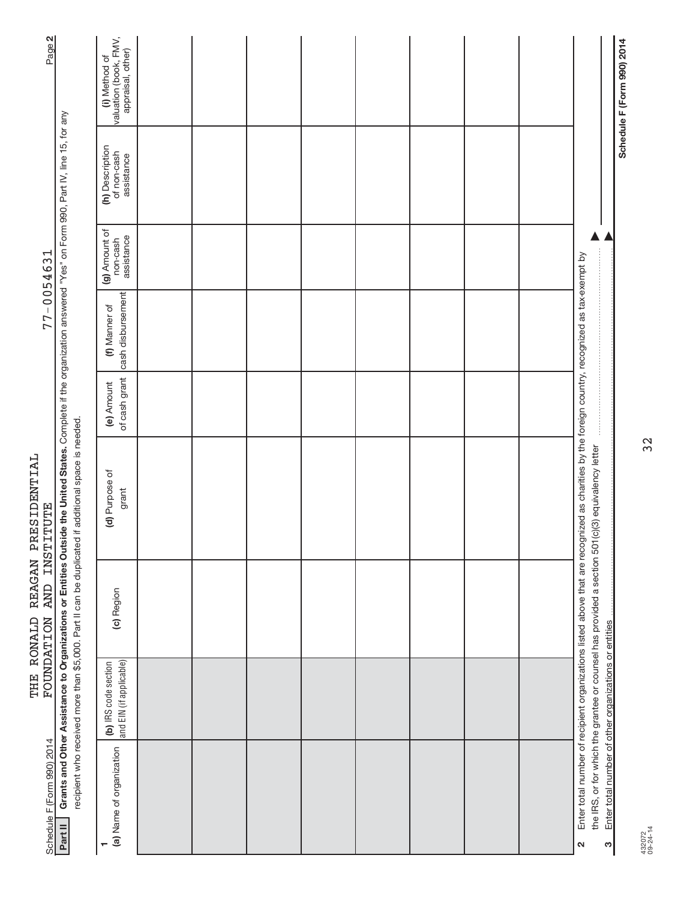Schedule F (Form 990) 2014 THE RONALD REAGAN PRESIDENTIAL FOUNDATION AND INSTITUTE 77-0054631 Page 2

**Part II** **Grants and Other Assistance to Organizations or Entities Outside the United States.** Complete if the organization answered "Yes" on Form 990, Part IV, line 15, for any recipient who received more than $5,000. Part II can be duplicated if additional space is needed.

1

| (a) Name of organization | (b) IRS code section and EIN (if applicable) | (c) Region | (d) Purpose of grant | (e) Amount of cash grant | (f) Manner of cash disbursement | (g) Amount of non-cash assistance | (h) Description of non-cash assistance | (i) Method of valuation (book, FMV, appraisal, other) |
|---|---|---|---|---|---|---|---|---|
| | | | | | | | | |
| | | | | | | | | |
| | | | | | | | | |
| | | | | | | | | |
| | | | | | | | | |
| | | | | | | | | |
| | | | | | | | | |
| | | | | | | | | |

2 Enter total number of recipient organizations listed above that are recognized as charities by the foreign country, recognized as tax-exempt by the IRS, or for which the grantee or counsel has provided a section 501(c)(3) equivalency letter ▶

3 Enter total number of other organizations or entities ▶

432072 09-24-14

**Schedule F (Form 990) 2014**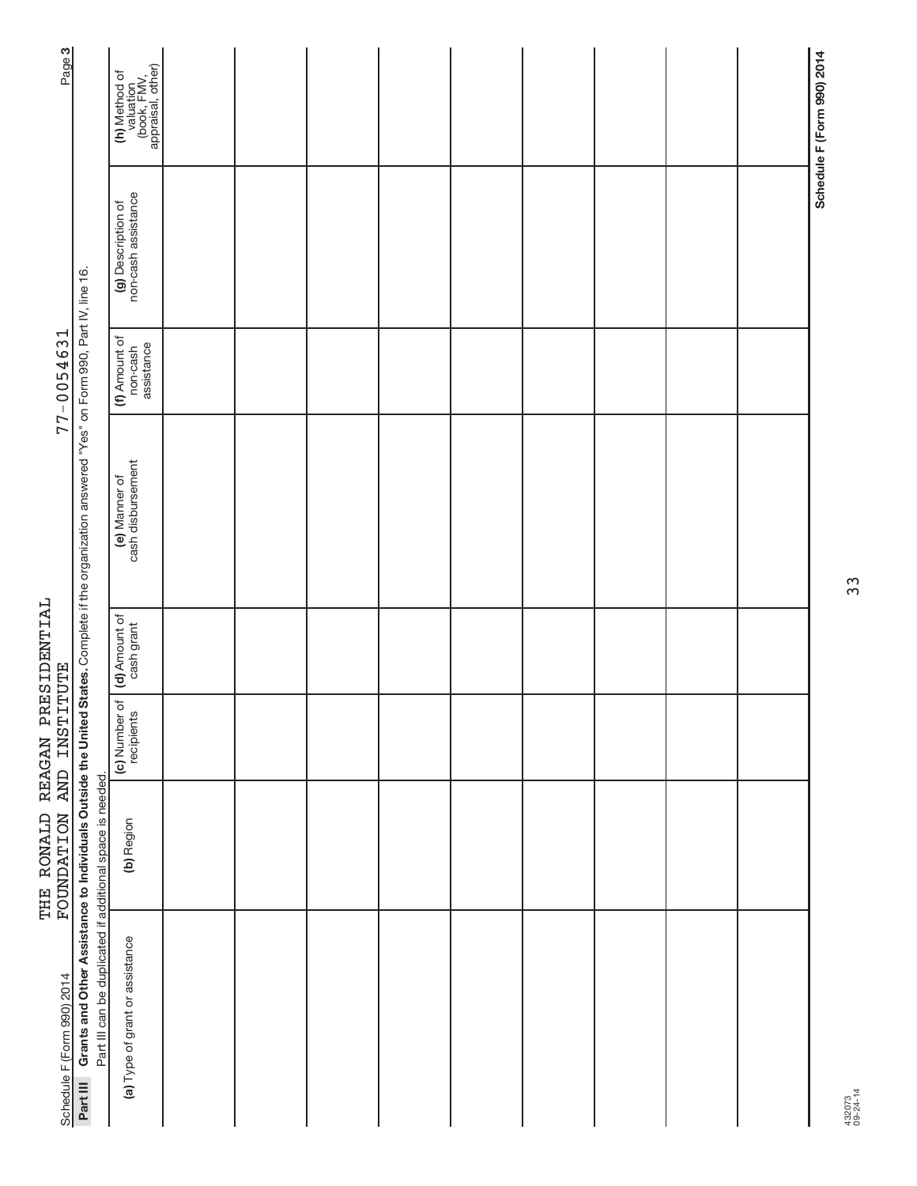Schedule F (Form 990) 2014

THE RONALD REAGAN PRESIDENTIAL FOUNDATION AND INSTITUTE 77-0054631

Page 3

**Part III** **Grants and Other Assistance to Individuals Outside the United States.** Complete if the organization answered "Yes" on Form 990, Part IV, line 16.

Part III can be duplicated if additional space is needed.

| (a) Type of grant or assistance | (b) Region | (c) Number of recipients | (d) Amount of cash grant | (e) Manner of cash disbursement | (f) Amount of non-cash assistance | (g) Description of non-cash assistance | (h) Method of valuation (book, FMV, appraisal, other) |
|---|---|---|---|---|---|---|---|
| | | | | | | | |
| | | | | | | | |
| | | | | | | | |
| | | | | | | | |
| | | | | | | | |
| | | | | | | | |
| | | | | | | | |
| | | | | | | | |
| | | | | | | | |

Schedule F (Form 990) 2014

432073 09-24-14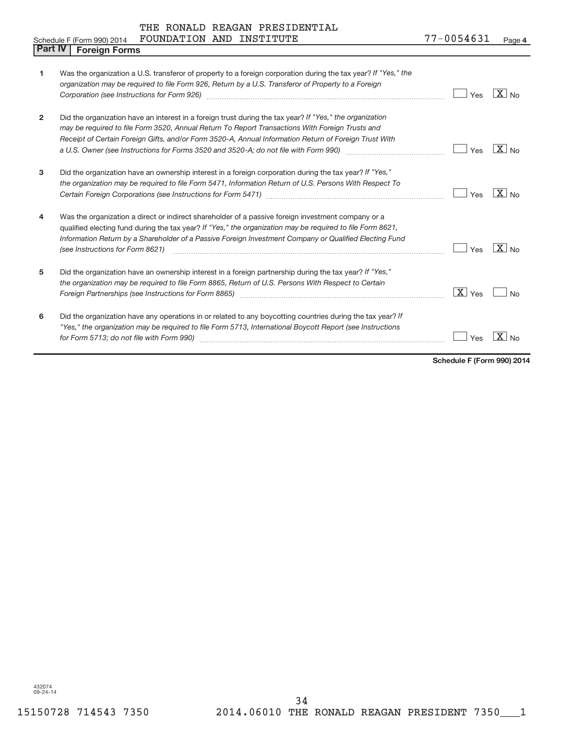THE RONALD REAGAN PRESIDENTIAL FOUNDATION AND INSTITUTE

Schedule F (Form 990) 2014 — 77-0054631 — Page **4**

## Part IV Foreign Forms

| | | Yes | No |
|---|---|---|---|
| **1** | Was the organization a U.S. transferor of property to a foreign corporation during the tax year? *If "Yes," the organization may be required to file Form 926, Return by a U.S. Transferor of Property to a Foreign Corporation (see Instructions for Form 926)* | | X |
| **2** | Did the organization have an interest in a foreign trust during the tax year? *If "Yes," the organization may be required to file Form 3520, Annual Return To Report Transactions With Foreign Trusts and Receipt of Certain Foreign Gifts, and/or Form 3520-A, Annual Information Return of Foreign Trust With a U.S. Owner (see Instructions for Forms 3520 and 3520-A; do not file with Form 990)* | | X |
| **3** | Did the organization have an ownership interest in a foreign corporation during the tax year? *If "Yes," the organization may be required to file Form 5471, Information Return of U.S. Persons With Respect To Certain Foreign Corporations (see Instructions for Form 5471)* | | X |
| **4** | Was the organization a direct or indirect shareholder of a passive foreign investment company or a qualified electing fund during the tax year? *If "Yes," the organization may be required to file Form 8621, Information Return by a Shareholder of a Passive Foreign Investment Company or Qualified Electing Fund (see Instructions for Form 8621)* | | X |
| **5** | Did the organization have an ownership interest in a foreign partnership during the tax year? *If "Yes," the organization may be required to file Form 8865, Return of U.S. Persons With Respect to Certain Foreign Partnerships (see Instructions for Form 8865)* | X | |
| **6** | Did the organization have any operations in or related to any boycotting countries during the tax year? *If "Yes," the organization may be required to file Form 5713, International Boycott Report (see Instructions for Form 5713; do not file with Form 990)* | | X |

**Schedule F (Form 990) 2014**

432074 09-24-14

15150728 714543 7350 2014.06010 THE RONALD REAGAN PRESIDENT 7350___1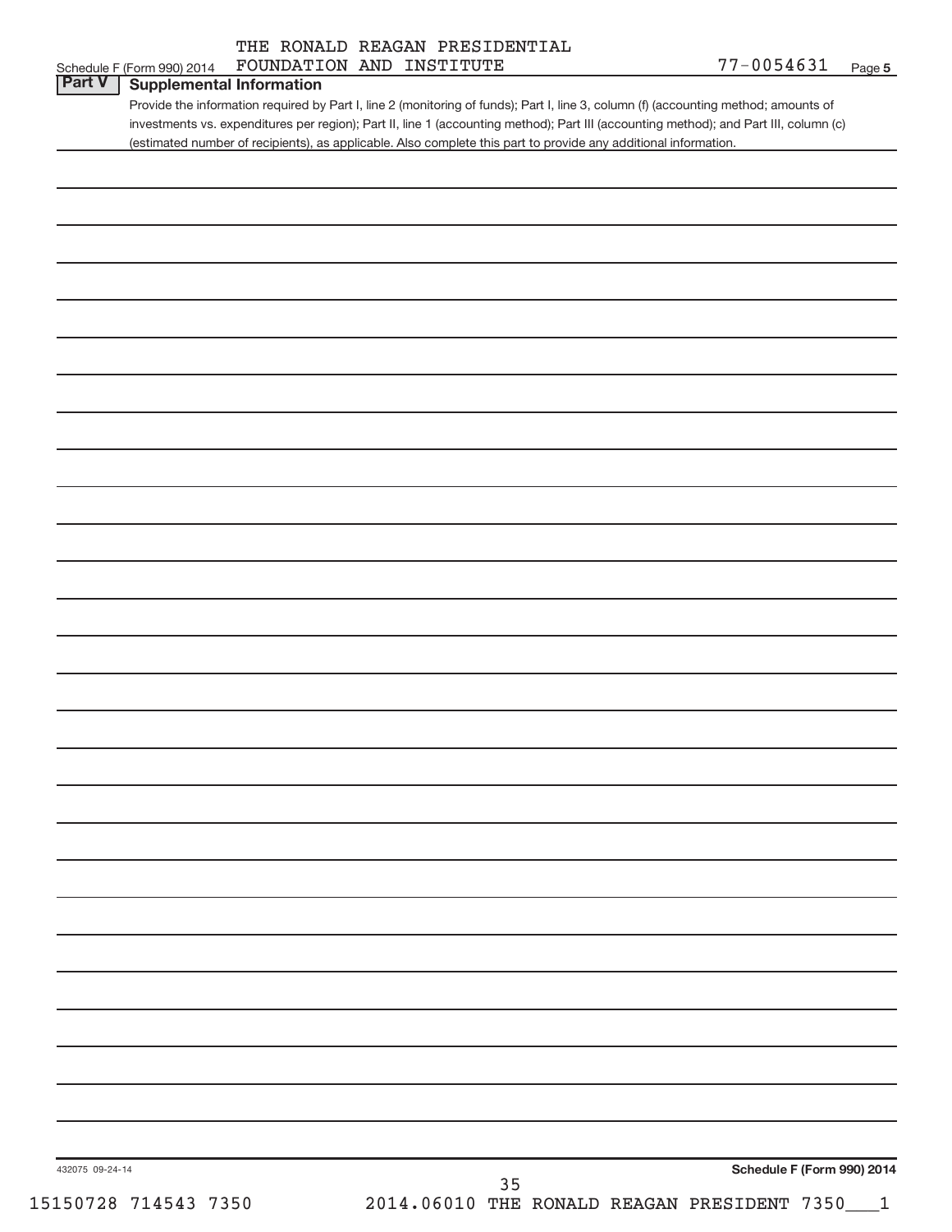Schedule F (Form 990) 2014 THE RONALD REAGAN PRESIDENTIAL FOUNDATION AND INSTITUTE 77-0054631 Page 5

## Part V Supplemental Information

Provide the information required by Part I, line 2 (monitoring of funds); Part I, line 3, column (f) (accounting method; amounts of investments vs. expenditures per region); Part II, line 1 (accounting method); Part III (accounting method); and Part III, column (c) (estimated number of recipients), as applicable. Also complete this part to provide any additional information.

432075 09-24-14

**Schedule F (Form 990) 2014**

15150728 714543 7350 2014.06010 THE RONALD REAGAN PRESIDENT 7350___1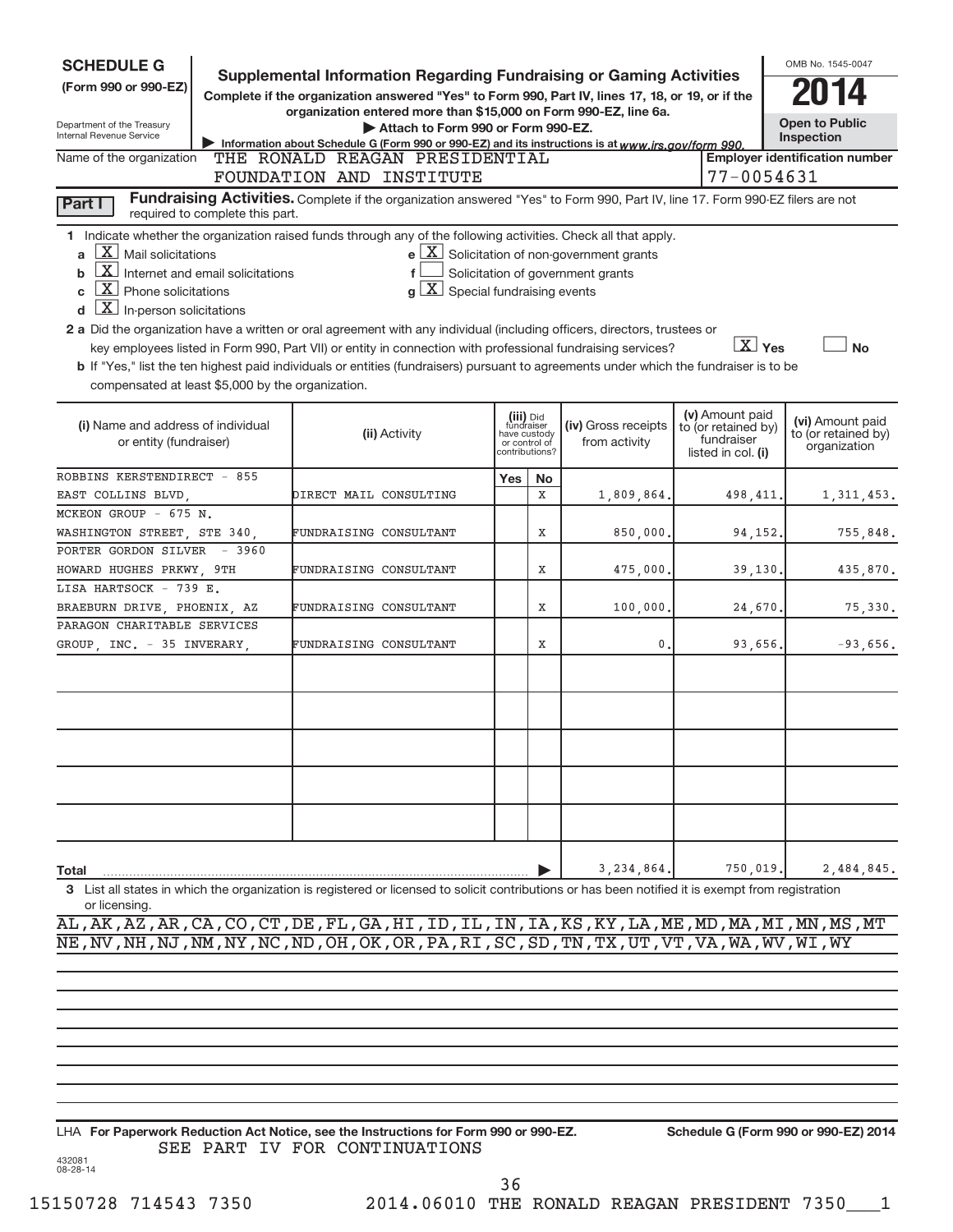**SCHEDULE G**
**(Form 990 or 990-EZ)**

Department of the Treasury
Internal Revenue Service

# Supplemental Information Regarding Fundraising or Gaming Activities

**Complete if the organization answered "Yes" to Form 990, Part IV, lines 17, 18, or 19, or if the organization entered more than $15,000 on Form 990-EZ, line 6a.**

▶ **Attach to Form 990 or Form 990-EZ.**

▶ Information about Schedule G (Form 990 or 990-EZ) and its instructions is at *www.irs.gov/form 990.*

OMB No. 1545-0047

**2014**

**Open to Public Inspection**

Name of the organization: THE RONALD REAGAN PRESIDENTIAL FOUNDATION AND INSTITUTE

**Employer identification number:** 77-0054631

**Part I** **Fundraising Activities.** Complete if the organization answered "Yes" to Form 990, Part IV, line 17. Form 990-EZ filers are not required to complete this part.

**1** Indicate whether the organization raised funds through any of the following activities. Check all that apply.

- **a** [X] Mail solicitations
- **b** [X] Internet and email solicitations
- **c** [X] Phone solicitations
- **d** [X] In-person solicitations
- **e** [X] Solicitation of non-government grants
- **f** [ ] Solicitation of government grants
- **g** [X] Special fundraising events

**2 a** Did the organization have a written or oral agreement with any individual (including officers, directors, trustees or key employees listed in Form 990, Part VII) or entity in connection with professional fundraising services? [X] **Yes** [ ] **No**

**b** If "Yes," list the ten highest paid individuals or entities (fundraisers) pursuant to agreements under which the fundraiser is to be compensated at least $5,000 by the organization.

| (i) Name and address of individual or entity (fundraiser) | (ii) Activity | (iii) Did fundraiser have custody or control of contributions? Yes | No | (iv) Gross receipts from activity | (v) Amount paid to (or retained by) fundraiser listed in col. (i) | (vi) Amount paid to (or retained by) organization |
|---|---|---|---|---|---|---|
| ROBBINS KERSTENDIRECT - 855 EAST COLLINS BLVD, | DIRECT MAIL CONSULTING | | X | 1,809,864. | 498,411. | 1,311,453. |
| MCKEON GROUP - 675 N. WASHINGTON STREET, STE 340, | FUNDRAISING CONSULTANT | | X | 850,000. | 94,152. | 755,848. |
| PORTER GORDON SILVER - 3960 HOWARD HUGHES PRKWY, 9TH | FUNDRAISING CONSULTANT | | X | 475,000. | 39,130. | 435,870. |
| LISA HARTSOCK - 739 E. BRAEBURN DRIVE, PHOENIX, AZ | FUNDRAISING CONSULTANT | | X | 100,000. | 24,670. | 75,330. |
| PARAGON CHARITABLE SERVICES GROUP, INC. - 35 INVERARY, | FUNDRAISING CONSULTANT | | X | 0. | 93,656. | -93,656. |
| | | | | | | |
| | | | | | | |
| | | | | | | |
| | | | | | | |
| | | | | | | |
| **Total** | | | ▶ | 3,234,864. | 750,019. | 2,484,845. |

**3** List all states in which the organization is registered or licensed to solicit contributions or has been notified it is exempt from registration or licensing.

AL,AK,AZ,AR,CA,CO,CT,DE,FL,GA,HI,ID,IL,IN,IA,KS,KY,LA,ME,MD,MA,MI,MN,MS,MT
NE,NV,NH,NJ,NM,NY,NC,ND,OH,OK,OR,PA,RI,SC,SD,TN,TX,UT,VT,VA,WA,WV,WI,WY

LHA **For Paperwork Reduction Act Notice, see the Instructions for Form 990 or 990-EZ.** **Schedule G (Form 990 or 990-EZ) 2014**

SEE PART IV FOR CONTINUATIONS

432081 08-28-14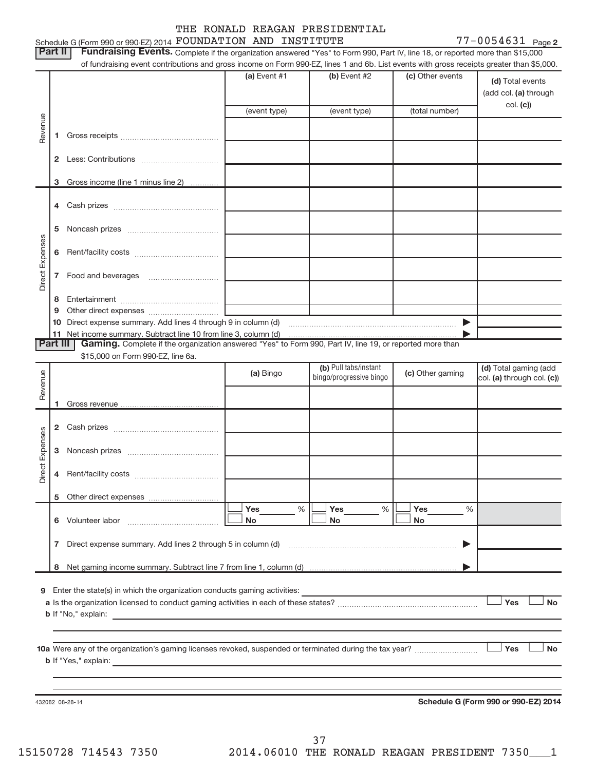Schedule G (Form 990 or 990-EZ) 2014 THE RONALD REAGAN PRESIDENTIAL FOUNDATION AND INSTITUTE 77-0054631 Page 2

**Part II** **Fundraising Events.** Complete if the organization answered "Yes" to Form 990, Part IV, line 18, or reported more than $15,000 of fundraising event contributions and gross income on Form 990-EZ, lines 1 and 6b. List events with gross receipts greater than $5,000.

| | | (a) Event #1 | (b) Event #2 | (c) Other events | (d) Total events (add col. (a) through col. (c)) |
|---|---|---|---|---|---|
| | | (event type) | (event type) | (total number) | |
| Revenue | 1 Gross receipts | | | | |
| | 2 Less: Contributions | | | | |
| | 3 Gross income (line 1 minus line 2) | | | | |
| Direct Expenses | 4 Cash prizes | | | | |
| | 5 Noncash prizes | | | | |
| | 6 Rent/facility costs | | | | |
| | 7 Food and beverages | | | | |
| | 8 Entertainment | | | | |
| | 9 Other direct expenses | | | | |
| | 10 Direct expense summary. Add lines 4 through 9 in column (d) | | | ▶ | |
| | 11 Net income summary. Subtract line 10 from line 3, column (d) | | | ▶ | |

**Part III** **Gaming.** Complete if the organization answered "Yes" to Form 990, Part IV, line 19, or reported more than $15,000 on Form 990-EZ, line 6a.

| | | (a) Bingo | (b) Pull tabs/instant bingo/progressive bingo | (c) Other gaming | (d) Total gaming (add col. (a) through col. (c)) |
|---|---|---|---|---|---|
| Revenue | 1 Gross revenue | | | | |
| Direct Expenses | 2 Cash prizes | | | | |
| | 3 Noncash prizes | | | | |
| | 4 Rent/facility costs | | | | |
| | 5 Other direct expenses | | | | |
| | 6 Volunteer labor | ☐ Yes ___ % ☐ No | ☐ Yes ___ % ☐ No | ☐ Yes ___ % ☐ No | |
| | 7 Direct expense summary. Add lines 2 through 5 in column (d) | | | ▶ | |
| | 8 Net gaming income summary. Subtract line 7 from line 1, column (d) | | | ▶ | |

9 Enter the state(s) in which the organization conducts gaming activities:

a Is the organization licensed to conduct gaming activities in each of these states? ☐ Yes ☐ No

b If "No," explain:

10a Were any of the organization's gaming licenses revoked, suspended or terminated during the tax year? ☐ Yes ☐ No

b If "Yes," explain:

432082 08-28-14

**Schedule G (Form 990 or 990-EZ) 2014**

15150728 714543 7350 2014.06010 THE RONALD REAGAN PRESIDENT 7350___1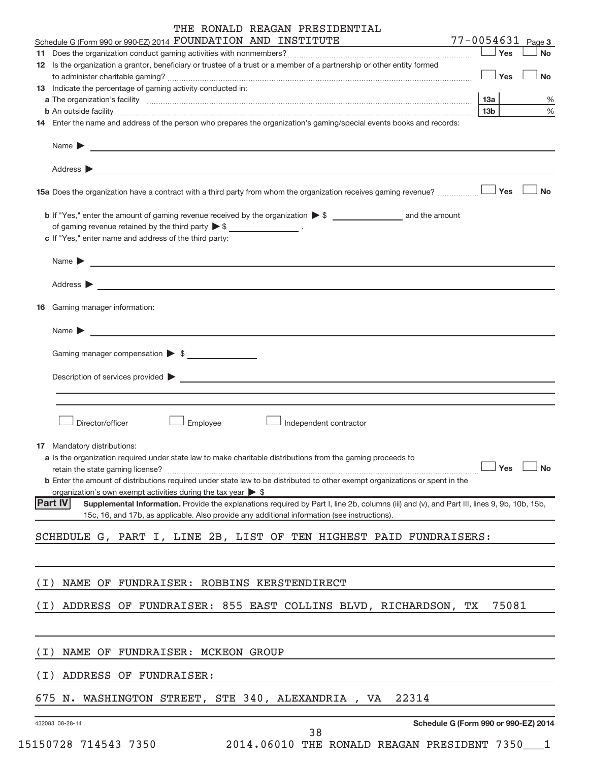THE RONALD REAGAN PRESIDENTIAL

Schedule G (Form 990 or 990-EZ) 2014 FOUNDATION AND INSTITUTE 77-0054631 Page 3

11 Does the organization conduct gaming activities with nonmembers? ☐ Yes ☐ No

12 Is the organization a grantor, beneficiary or trustee of a trust or a member of a partnership or other entity formed to administer charitable gaming? ☐ Yes ☐ No

13 Indicate the percentage of gaming activity conducted in:

a The organization's facility 13a %

b An outside facility 13b %

14 Enter the name and address of the person who prepares the organization's gaming/special events books and records:

Name ▶

Address ▶

15a Does the organization have a contract with a third party from whom the organization receives gaming revenue? ☐ Yes ☐ No

b If "Yes," enter the amount of gaming revenue received by the organization ▶ $ __________ and the amount of gaming revenue retained by the third party ▶ $ __________ .

c If "Yes," enter name and address of the third party:

Name ▶

Address ▶

16 Gaming manager information:

Name ▶

Gaming manager compensation ▶ $

Description of services provided ▶

☐ Director/officer ☐ Employee ☐ Independent contractor

17 Mandatory distributions:

a Is the organization required under state law to make charitable distributions from the gaming proceeds to retain the state gaming license? ☐ Yes ☐ No

b Enter the amount of distributions required under state law to be distributed to other exempt organizations or spent in the organization's own exempt activities during the tax year ▶ $

**Part IV** **Supplemental Information.** Provide the explanations required by Part I, line 2b, columns (iii) and (v), and Part III, lines 9, 9b, 10b, 15b, 15c, 16, and 17b, as applicable. Also provide any additional information (see instructions).

SCHEDULE G, PART I, LINE 2B, LIST OF TEN HIGHEST PAID FUNDRAISERS:

(I) NAME OF FUNDRAISER: ROBBINS KERSTENDIRECT

(I) ADDRESS OF FUNDRAISER: 855 EAST COLLINS BLVD, RICHARDSON, TX 75081

(I) NAME OF FUNDRAISER: MCKEON GROUP

(I) ADDRESS OF FUNDRAISER:

675 N. WASHINGTON STREET, STE 340, ALEXANDRIA , VA 22314

432083 08-28-14 Schedule G (Form 990 or 990-EZ) 2014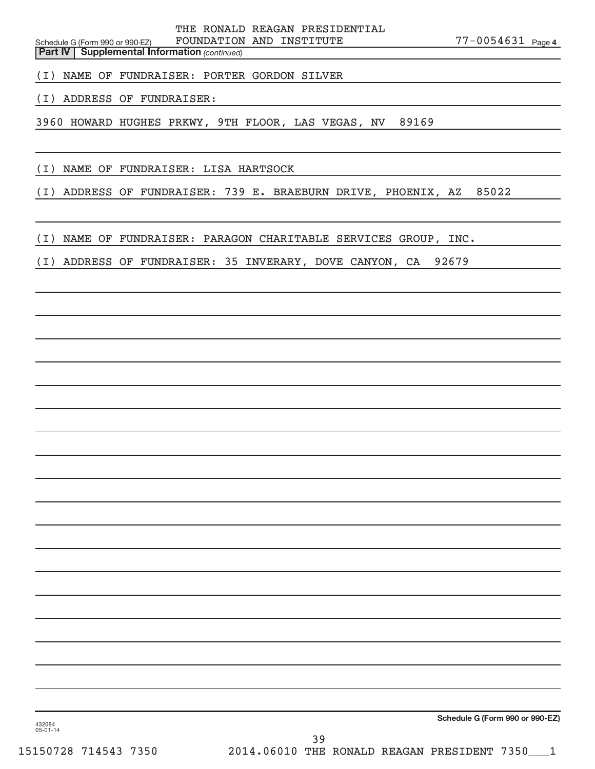THE RONALD REAGAN PRESIDENTIAL FOUNDATION AND INSTITUTE 77-0054631

Schedule G (Form 990 or 990-EZ)

**Part IV | Supplemental Information** *(continued)*

(I) NAME OF FUNDRAISER: PORTER GORDON SILVER

(I) ADDRESS OF FUNDRAISER:

3960 HOWARD HUGHES PRKWY, 9TH FLOOR, LAS VEGAS, NV 89169

(I) NAME OF FUNDRAISER: LISA HARTSOCK

(I) ADDRESS OF FUNDRAISER: 739 E. BRAEBURN DRIVE, PHOENIX, AZ 85022

(I) NAME OF FUNDRAISER: PARAGON CHARITABLE SERVICES GROUP, INC.

(I) ADDRESS OF FUNDRAISER: 35 INVERARY, DOVE CANYON, CA 92679

**Schedule G (Form 990 or 990-EZ)**

432084 05-01-14

15150728 714543 7350 2014.06010 THE RONALD REAGAN PRESIDENT 7350___1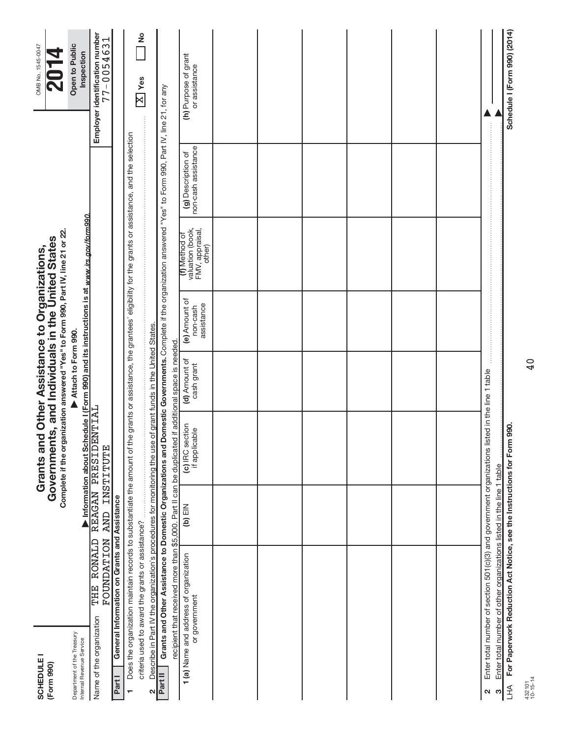**SCHEDULE I**
**(Form 990)**

Department of the Treasury
Internal Revenue Service

# Grants and Other Assistance to Organizations, Governments, and Individuals in the United States

**Complete if the organization answered "Yes" to Form 990, Part IV, line 21 or 22.**

**▶ Attach to Form 990.**

**▶ Information about Schedule I (Form 990) and its instructions is at *www.irs.gov/form990*.**

OMB No. 1545-0047

**2014**

**Open to Public Inspection**

Name of the organization: THE RONALD REAGAN PRESIDENTIAL FOUNDATION AND INSTITUTE

**Employer identification number**: 77-0054631

**Part I — General Information on Grants and Assistance**

1 Does the organization maintain records to substantiate the amount of the grants or assistance, the grantees' eligibility for the grants or assistance, and the selection criteria used to award the grants or assistance? .......... [X] Yes [ ] No

2 Describe in Part IV the organization's procedures for monitoring the use of grant funds in the United States.

**Part II — Grants and Other Assistance to Domestic Organizations and Domestic Governments.** Complete if the organization answered "Yes" to Form 990, Part IV, line 21, for any recipient that received more than $5,000. Part II can be duplicated if additional space is needed.

| 1 (a) Name and address of organization or government | (b) EIN | (c) IRC section if applicable | (d) Amount of cash grant | (e) Amount of non-cash assistance | (f) Method of valuation (book, FMV, appraisal, other) | (g) Description of non-cash assistance | (h) Purpose of grant or assistance |
|---|---|---|---|---|---|---|---|
| | | | | | | | |
| | | | | | | | |
| | | | | | | | |
| | | | | | | | |
| | | | | | | | |
| | | | | | | | |
| | | | | | | | |

2 Enter total number of section 501(c)(3) and government organizations listed in the line 1 table .......... ▶

3 Enter total number of other organizations listed in the line 1 table .......... ▶

LHA **For Paperwork Reduction Act Notice, see the Instructions for Form 990.** **Schedule I (Form 990) (2014)**

432101
10-15-14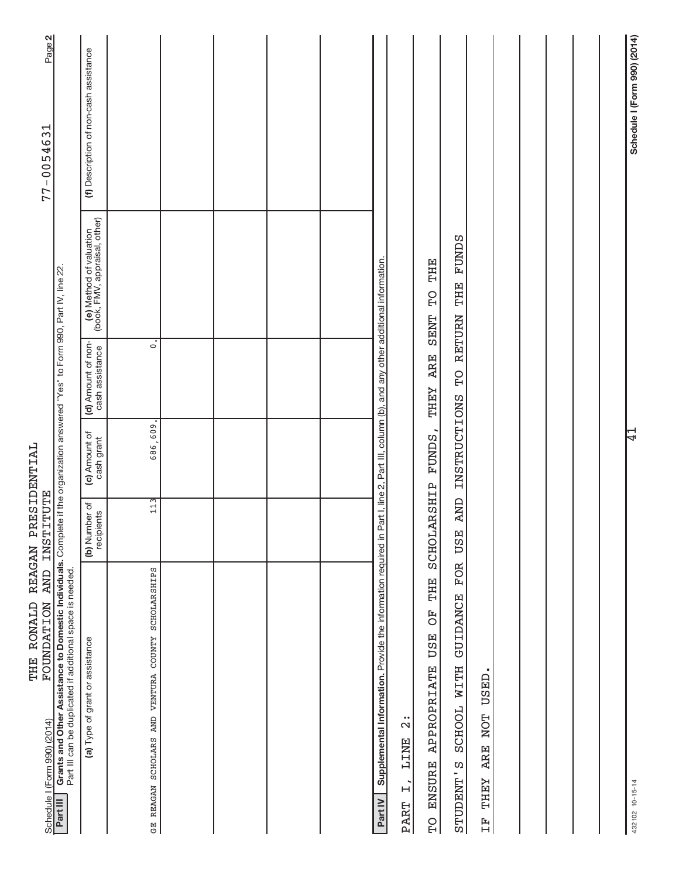Schedule I (Form 990) (2014) THE RONALD REAGAN PRESIDENTIAL FOUNDATION AND INSTITUTE 77-0054631 Page 2

**Part III** **Grants and Other Assistance to Domestic Individuals.** Complete if the organization answered "Yes" to Form 990, Part IV, line 22. Part III can be duplicated if additional space is needed.

| (a) Type of grant or assistance | (b) Number of recipients | (c) Amount of cash grant | (d) Amount of non-cash assistance | (e) Method of valuation (book, FMV, appraisal, other) | (f) Description of non-cash assistance |
|---|---|---|---|---|---|
| GE REAGAN SCHOLARS AND VENTURA COUNTY SCHOLARSHIPS | 113 | 686,609. | 0. | | |
| | | | | | |
| | | | | | |
| | | | | | |
| | | | | | |

**Part IV** **Supplemental Information.** Provide the information required in Part I, line 2, Part III, column (b), and any other additional information.

PART I, LINE 2:

TO ENSURE APPROPRIATE USE OF THE SCHOLARSHIP FUNDS, THEY ARE SENT TO THE STUDENT'S SCHOOL WITH GUIDANCE FOR USE AND INSTRUCTIONS TO RETURN THE FUNDS IF THEY ARE NOT USED.

Schedule I (Form 990) (2014)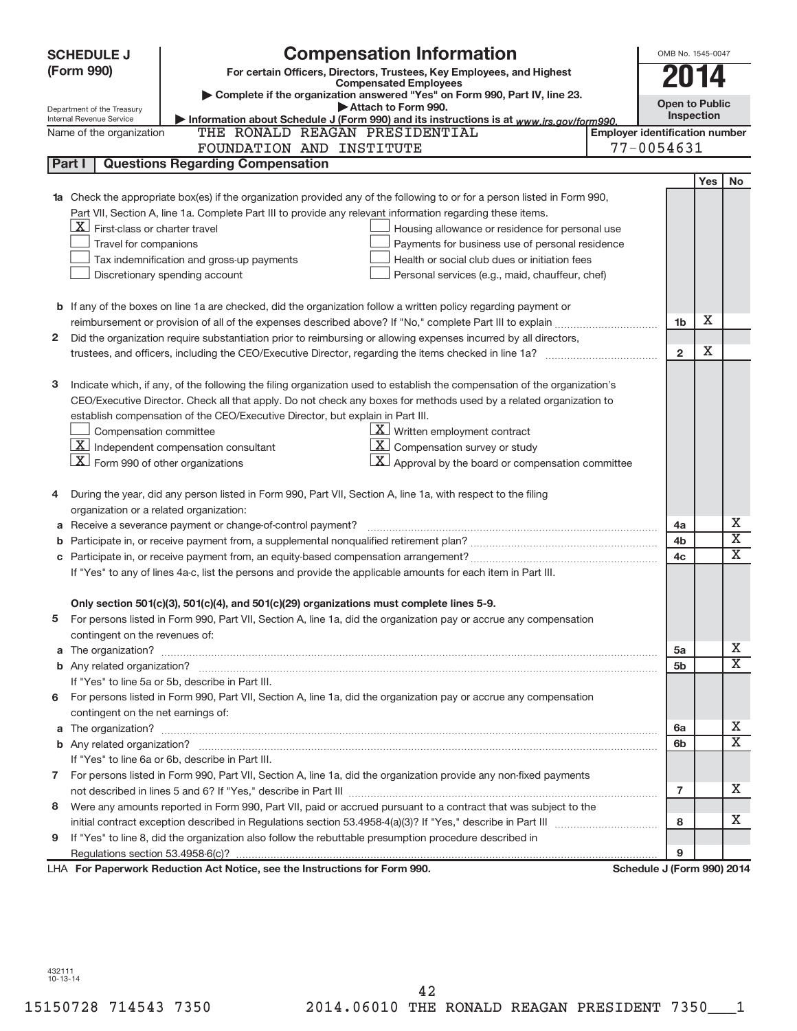# SCHEDULE J (Form 990)

## Compensation Information

**For certain Officers, Directors, Trustees, Key Employees, and Highest Compensated Employees**

▶ Complete if the organization answered "Yes" on Form 990, Part IV, line 23.

▶ Attach to Form 990.

▶ Information about Schedule J (Form 990) and its instructions is at *www.irs.gov/form990.*

OMB No. 1545-0047

**2014**

**Open to Public Inspection**

Department of the Treasury
Internal Revenue Service

Name of the organization: THE RONALD REAGAN PRESIDENTIAL FOUNDATION AND INSTITUTE

**Employer identification number:** 77-0054631

### Part I — Questions Regarding Compensation

| | | | Yes | No |
|---|---|---|---|---|
| **1a** | Check the appropriate box(es) if the organization provided any of the following to or for a person listed in Form 990, Part VII, Section A, line 1a. Complete Part III to provide any relevant information regarding these items.<br>[X] First-class or charter travel<br>[ ] Travel for companions<br>[ ] Tax indemnification and gross-up payments<br>[ ] Discretionary spending account<br>[ ] Housing allowance or residence for personal use<br>[ ] Payments for business use of personal residence<br>[ ] Health or social club dues or initiation fees<br>[ ] Personal services (e.g., maid, chauffeur, chef) | | | |
| **b** | If any of the boxes on line 1a are checked, did the organization follow a written policy regarding payment or reimbursement or provision of all of the expenses described above? If "No," complete Part III to explain | 1b | X | |
| **2** | Did the organization require substantiation prior to reimbursing or allowing expenses incurred by all directors, trustees, and officers, including the CEO/Executive Director, regarding the items checked in line 1a? | 2 | X | |
| **3** | Indicate which, if any, of the following the filing organization used to establish the compensation of the organization's CEO/Executive Director. Check all that apply. Do not check any boxes for methods used by a related organization to establish compensation of the CEO/Executive Director, but explain in Part III.<br>[ ] Compensation committee<br>[X] Independent compensation consultant<br>[X] Form 990 of other organizations<br>[X] Written employment contract<br>[X] Compensation survey or study<br>[X] Approval by the board or compensation committee | | | |
| **4** | During the year, did any person listed in Form 990, Part VII, Section A, line 1a, with respect to the filing organization or a related organization: | | | |
| **a** | Receive a severance payment or change-of-control payment? | 4a | | X |
| **b** | Participate in, or receive payment from, a supplemental nonqualified retirement plan? | 4b | | X |
| **c** | Participate in, or receive payment from, an equity-based compensation arrangement? | 4c | | X |
| | If "Yes" to any of lines 4a-c, list the persons and provide the applicable amounts for each item in Part III. | | | |
| | **Only section 501(c)(3), 501(c)(4), and 501(c)(29) organizations must complete lines 5-9.** | | | |
| **5** | For persons listed in Form 990, Part VII, Section A, line 1a, did the organization pay or accrue any compensation contingent on the revenues of: | | | |
| **a** | The organization? | 5a | | X |
| **b** | Any related organization? | 5b | | X |
| | If "Yes" to line 5a or 5b, describe in Part III. | | | |
| **6** | For persons listed in Form 990, Part VII, Section A, line 1a, did the organization pay or accrue any compensation contingent on the net earnings of: | | | |
| **a** | The organization? | 6a | | X |
| **b** | Any related organization? | 6b | | X |
| | If "Yes" to line 6a or 6b, describe in Part III. | | | |
| **7** | For persons listed in Form 990, Part VII, Section A, line 1a, did the organization provide any non-fixed payments not described in lines 5 and 6? If "Yes," describe in Part III | 7 | | X |
| **8** | Were any amounts reported in Form 990, Part VII, paid or accrued pursuant to a contract that was subject to the initial contract exception described in Regulations section 53.4958-4(a)(3)? If "Yes," describe in Part III | 8 | | X |
| **9** | If "Yes" to line 8, did the organization also follow the rebuttable presumption procedure described in Regulations section 53.4958-6(c)? | 9 | | |

LHA **For Paperwork Reduction Act Notice, see the Instructions for Form 990.** **Schedule J (Form 990) 2014**

432111
10-13-14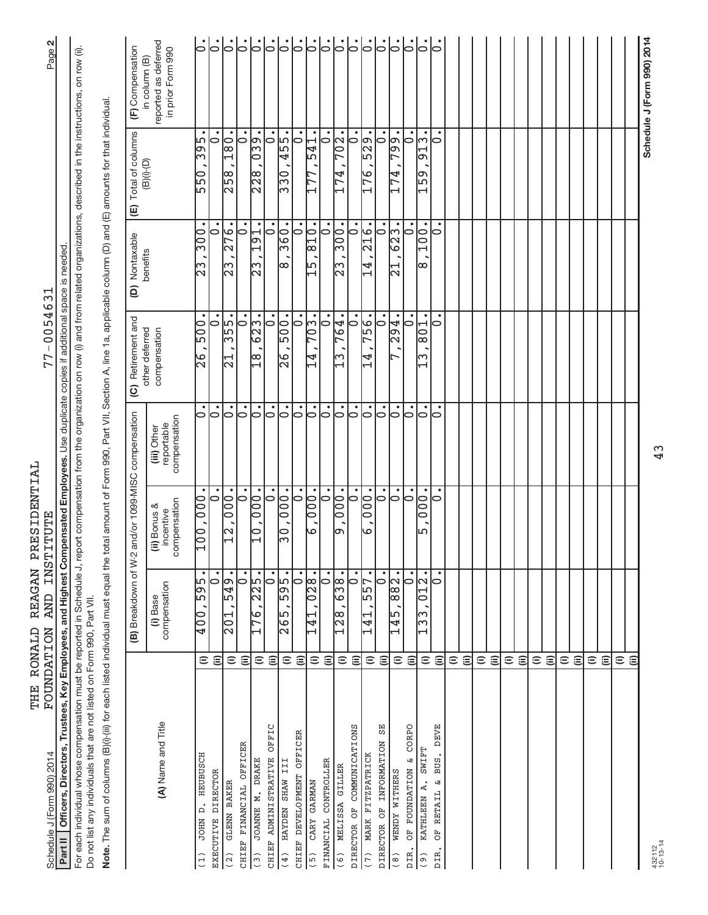Schedule J (Form 990) 2014 THE RONALD REAGAN PRESIDENTIAL FOUNDATION AND INSTITUTE 77-0054631 Page 2

**Part II Officers, Directors, Trustees, Key Employees, and Highest Compensated Employees.** Use duplicate copies if additional space is needed.

For each individual whose compensation must be reported in Schedule J, report compensation from the organization on row (i) and from related organizations, described in the instructions, on row (ii). Do not list any individuals that are not listed on Form 990, Part VII.

**Note.** The sum of columns (B)(i)-(iii) for each listed individual must equal the total amount of Form 990, Part VII, Section A, line 1a, applicable column (D) and (E) amounts for that individual.

| (A) Name and Title | | (B) Breakdown of W-2 and/or 1099-MISC compensation (i) Base compensation | (ii) Bonus & incentive compensation | (iii) Other reportable compensation | (C) Retirement and other deferred compensation | (D) Nontaxable benefits | (E) Total of columns (B)(i)-(D) | (F) Compensation in column (B) reported as deferred in prior Form 990 |
|---|---|---|---|---|---|---|---|---|
| (1) JOHN D. HEUBUSCH | (i) | 400,595. | 100,000. | 0. | 26,500. | 23,300. | 550,395. | 0. |
| EXECUTIVE DIRECTOR | (ii) | 0. | 0. | 0. | 0. | 0. | 0. | 0. |
| (2) GLENN BAKER | (i) | 201,549. | 12,000. | 0. | 21,355. | 23,276. | 258,180. | 0. |
| CHIEF FINANCIAL OFFICER | (ii) | 0. | 0. | 0. | 0. | 0. | 0. | 0. |
| (3) JOANNE M. DRAKE | (i) | 176,225. | 10,000. | 0. | 18,623. | 23,191. | 228,039. | 0. |
| CHIEF ADMINISTRATIVE OFFIC | (ii) | 0. | 0. | 0. | 0. | 0. | 0. | 0. |
| (4) HAYDEN SHAW III | (i) | 265,595. | 30,000. | 0. | 26,500. | 8,360. | 330,455. | 0. |
| CHIEF DEVELOPMENT OFFICER | (ii) | 0. | 0. | 0. | 0. | 0. | 0. | 0. |
| (5) CARY GARMAN | (i) | 141,028. | 6,000. | 0. | 14,703. | 15,810. | 177,541. | 0. |
| FINANCIAL CONTROLLER | (ii) | 0. | 0. | 0. | 0. | 0. | 0. | 0. |
| (6) MELISSA GILLER | (i) | 128,638. | 9,000. | 0. | 13,764. | 23,300. | 174,702. | 0. |
| DIRECTOR OF COMMUNICATIONS | (ii) | 0. | 0. | 0. | 0. | 0. | 0. | 0. |
| (7) MARK FITZPATRICK | (i) | 141,557. | 6,000. | 0. | 14,756. | 14,216. | 176,529. | 0. |
| DIRECTOR OF INFORMATION SE | (ii) | 0. | 0. | 0. | 0. | 0. | 0. | 0. |
| (8) WENDY WITHERS | (i) | 145,882. | 0. | 0. | 7,294. | 21,623. | 174,799. | 0. |
| DIR. OF FOUNDATION & CORPO | (ii) | 0. | 0. | 0. | 0. | 0. | 0. | 0. |
| (9) KATHLEEN A. SWIFT | (i) | 133,012. | 5,000. | 0. | 13,801. | 8,100. | 159,913. | 0. |
| DIR. OF RETAIL & BUS. DEVE | (ii) | 0. | 0. | 0. | 0. | 0. | 0. | 0. |

Schedule J (Form 990) 2014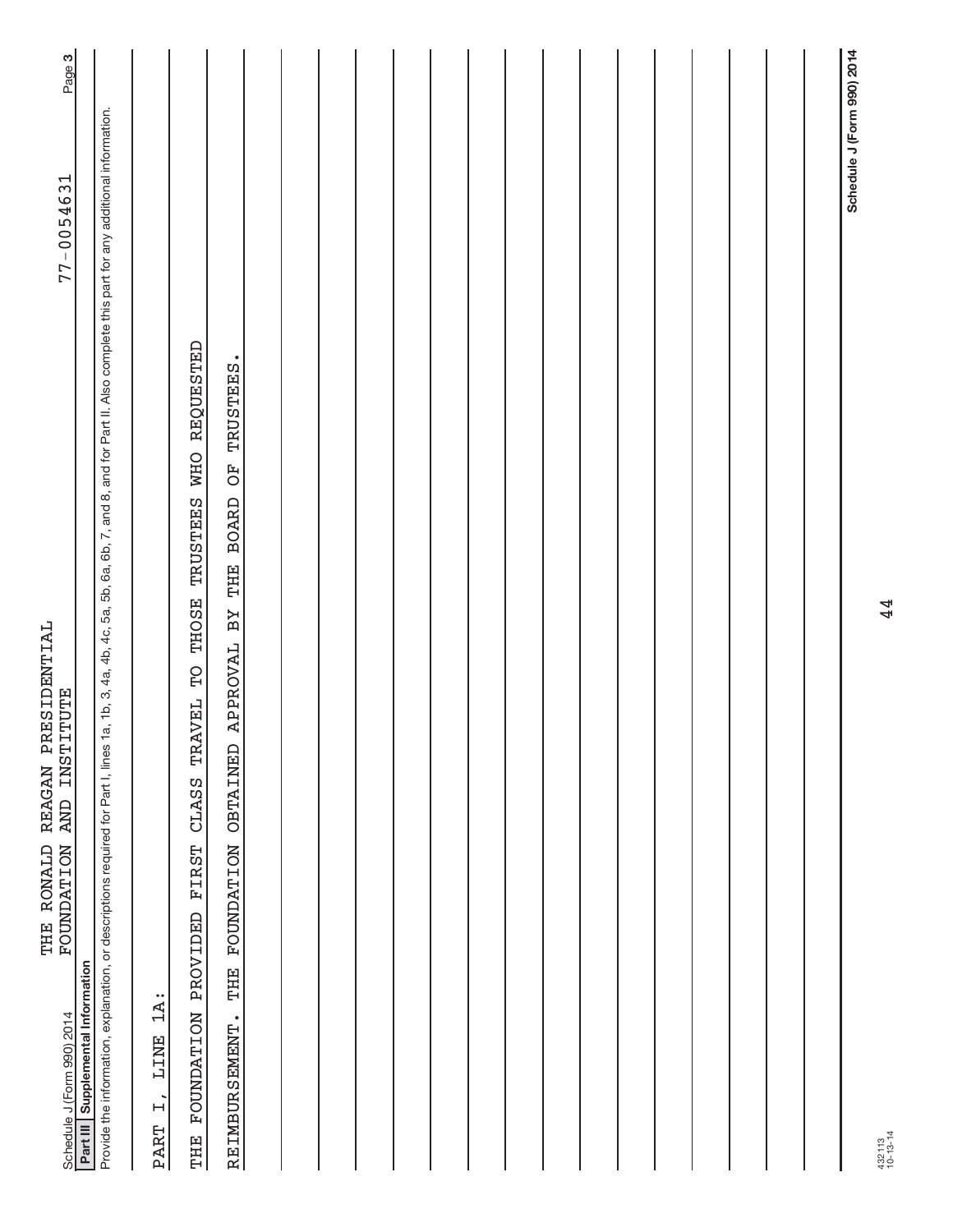Schedule J (Form 990) 2014 THE RONALD REAGAN PRESIDENTIAL FOUNDATION AND INSTITUTE 77-0054631 Page 3

**Part III Supplemental Information**

Provide the information, explanation, or descriptions required for Part I, lines 1a, 1b, 3, 4a, 4b, 4c, 5a, 5b, 6a, 6b, 7, and 8, and for Part II. Also complete this part for any additional information.

PART I, LINE 1A:

THE FOUNDATION PROVIDED FIRST CLASS TRAVEL TO THOSE TRUSTEES WHO REQUESTED REIMBURSEMENT. THE FOUNDATION OBTAINED APPROVAL BY THE BOARD OF TRUSTEES.

432113 10-13-14

Schedule J (Form 990) 2014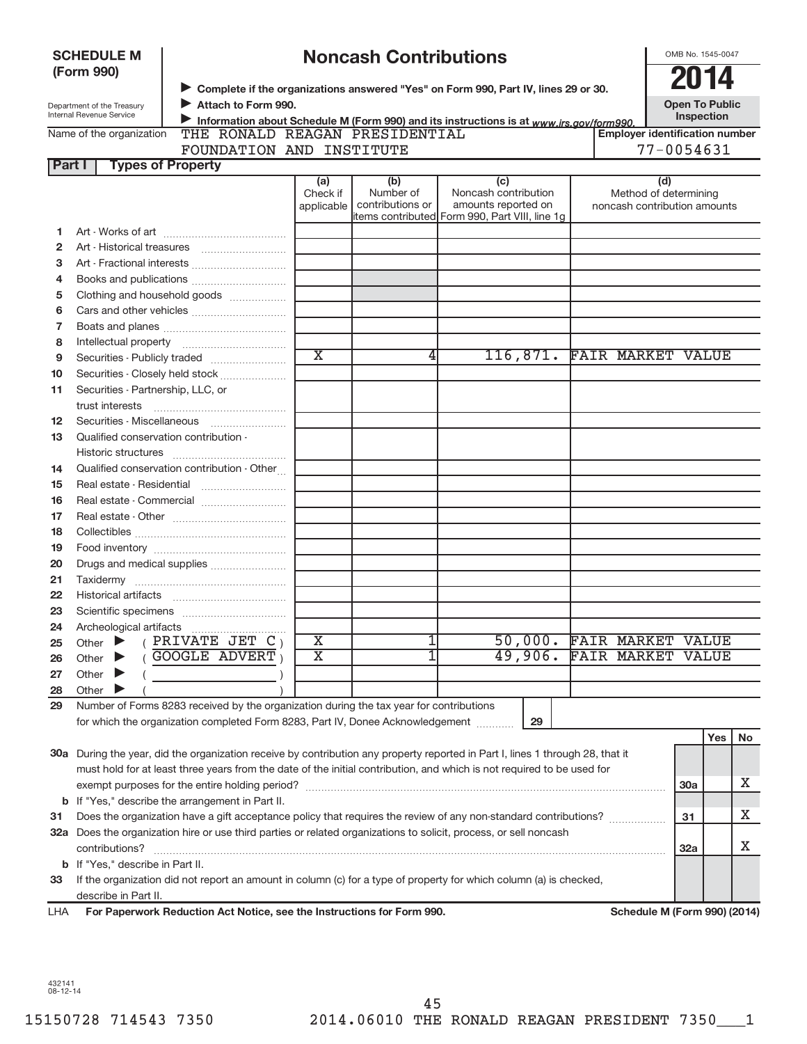**SCHEDULE M (Form 990)**

Department of the Treasury
Internal Revenue Service

# Noncash Contributions

▶ Complete if the organizations answered "Yes" on Form 990, Part IV, lines 29 or 30.
▶ Attach to Form 990.
▶ Information about Schedule M (Form 990) and its instructions is at www.irs.gov/form990.

OMB No. 1545-0047

**2014**

**Open To Public Inspection**

Name of the organization: THE RONALD REAGAN PRESIDENTIAL FOUNDATION AND INSTITUTE

Employer identification number: 77-0054631

## Part I Types of Property

| | | (a) Check if applicable | (b) Number of contributions or items contributed | (c) Noncash contribution amounts reported on Form 990, Part VIII, line 1g | (d) Method of determining noncash contribution amounts |
|---|---|---|---|---|---|
| 1 | Art - Works of art | | | | |
| 2 | Art - Historical treasures | | | | |
| 3 | Art - Fractional interests | | | | |
| 4 | Books and publications | | | | |
| 5 | Clothing and household goods | | | | |
| 6 | Cars and other vehicles | | | | |
| 7 | Boats and planes | | | | |
| 8 | Intellectual property | | | | |
| 9 | Securities - Publicly traded | X | 4 | 116,871. | FAIR MARKET VALUE |
| 10 | Securities - Closely held stock | | | | |
| 11 | Securities - Partnership, LLC, or trust interests | | | | |
| 12 | Securities - Miscellaneous | | | | |
| 13 | Qualified conservation contribution - Historic structures | | | | |
| 14 | Qualified conservation contribution - Other | | | | |
| 15 | Real estate - Residential | | | | |
| 16 | Real estate - Commercial | | | | |
| 17 | Real estate - Other | | | | |
| 18 | Collectibles | | | | |
| 19 | Food inventory | | | | |
| 20 | Drugs and medical supplies | | | | |
| 21 | Taxidermy | | | | |
| 22 | Historical artifacts | | | | |
| 23 | Scientific specimens | | | | |
| 24 | Archeological artifacts | | | | |
| 25 | Other ▶ ( PRIVATE JET C ) | X | 1 | 50,000. | FAIR MARKET VALUE |
| 26 | Other ▶ ( GOOGLE ADVERT ) | X | 1 | 49,906. | FAIR MARKET VALUE |
| 27 | Other ▶ ( ) | | | | |
| 28 | Other ▶ ( ) | | | | |

29 Number of Forms 8283 received by the organization during the tax year for contributions for which the organization completed Form 8283, Part IV, Donee Acknowledgement ..... **29**

| | | | Yes | No |
|---|---|---|---|---|
| 30a | During the year, did the organization receive by contribution any property reported in Part I, lines 1 through 28, that it must hold for at least three years from the date of the initial contribution, and which is not required to be used for exempt purposes for the entire holding period? | 30a | | X |
| b | If "Yes," describe the arrangement in Part II. | | | |
| 31 | Does the organization have a gift acceptance policy that requires the review of any non-standard contributions? | 31 | | X |
| 32a | Does the organization hire or use third parties or related organizations to solicit, process, or sell noncash contributions? | 32a | | X |
| b | If "Yes," describe in Part II. | | | |
| 33 | If the organization did not report an amount in column (c) for a type of property for which column (a) is checked, describe in Part II. | | | |

LHA **For Paperwork Reduction Act Notice, see the Instructions for Form 990.** **Schedule M (Form 990) (2014)**

432141
08-12-14

15150728 714543 7350 2014.06010 THE RONALD REAGAN PRESIDENT 7350___1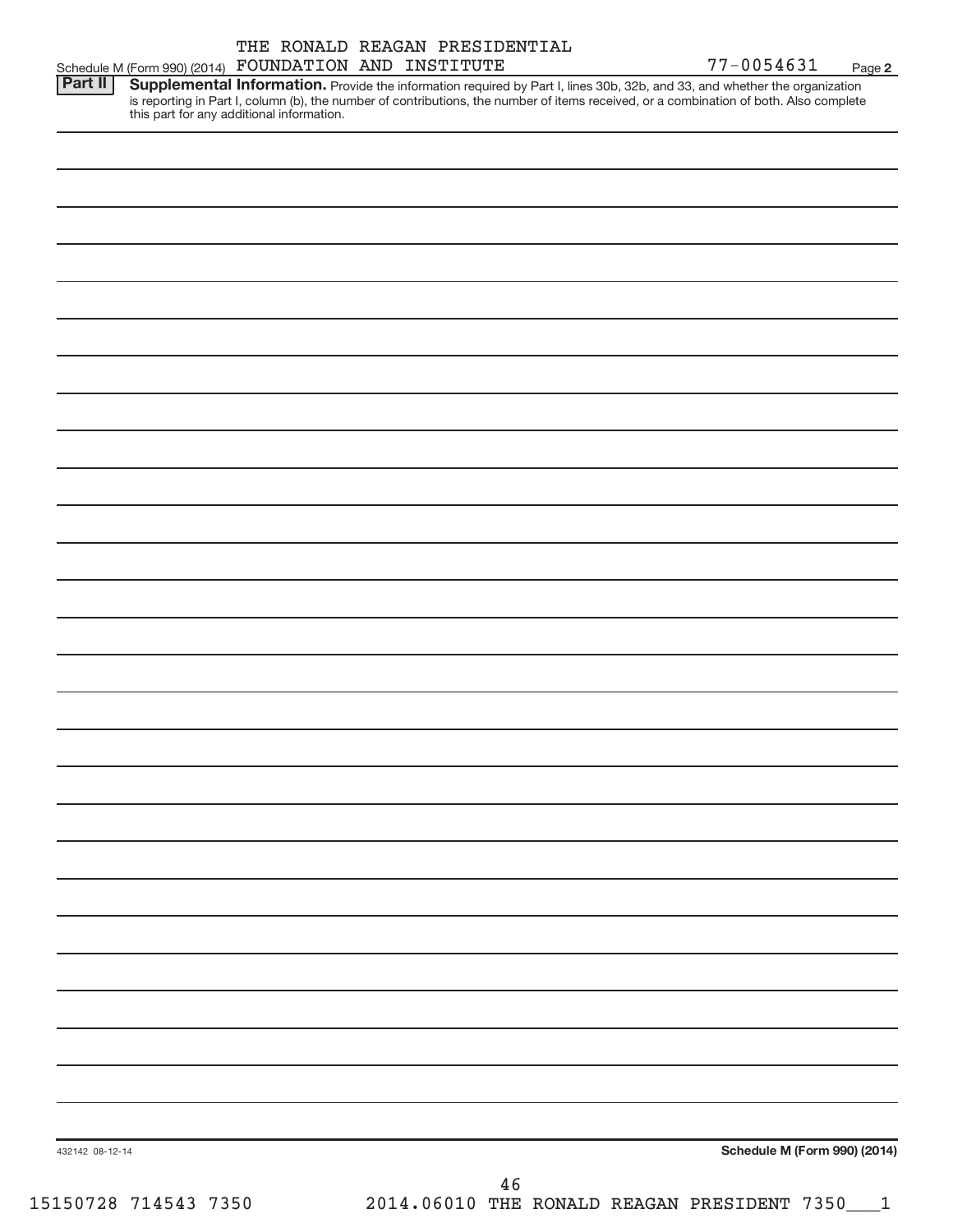THE RONALD REAGAN PRESIDENTIAL
Schedule M (Form 990) (2014) FOUNDATION AND INSTITUTE 77-0054631 Page **2**

**Part II** **Supplemental Information.** Provide the information required by Part I, lines 30b, 32b, and 33, and whether the organization is reporting in Part I, column (b), the number of contributions, the number of items received, or a combination of both. Also complete this part for any additional information.

432142 08-12-14 **Schedule M (Form 990) (2014)**

15150728 714543 7350 2014.06010 THE RONALD REAGAN PRESIDENT 7350___1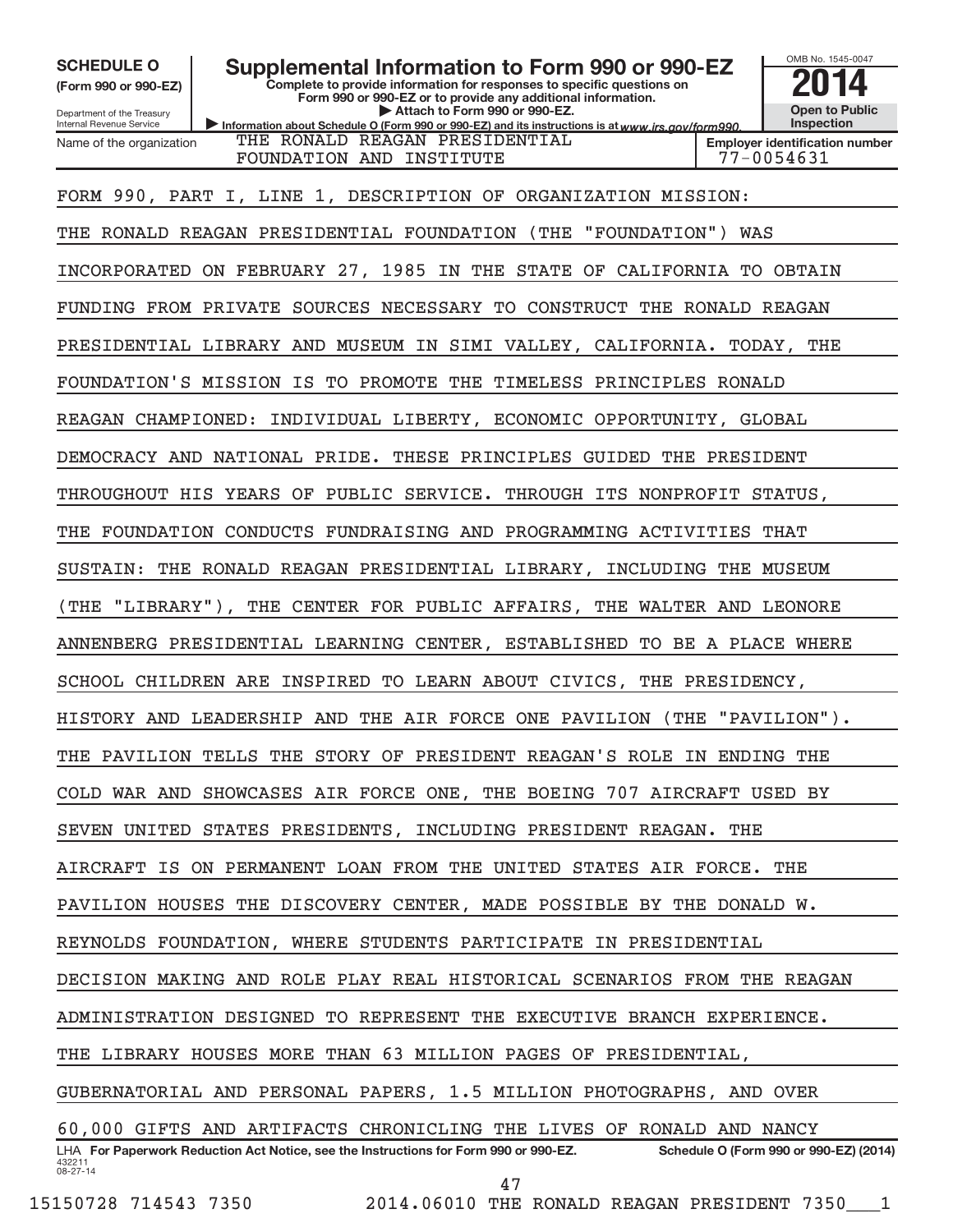**SCHEDULE O**
**(Form 990 or 990-EZ)**

Department of the Treasury
Internal Revenue Service

# Supplemental Information to Form 990 or 990-EZ

**Complete to provide information for responses to specific questions on Form 990 or 990-EZ or to provide any additional information.**
**▶ Attach to Form 990 or 990-EZ.**
▶ Information about Schedule O (Form 990 or 990-EZ) and its instructions is at www.irs.gov/form990.

OMB No. 1545-0047
**2014**
**Open to Public Inspection**

| Name of the organization | Employer identification number |
|---|---|
| THE RONALD REAGAN PRESIDENTIAL FOUNDATION AND INSTITUTE | 77-0054631 |

FORM 990, PART I, LINE 1, DESCRIPTION OF ORGANIZATION MISSION:

THE RONALD REAGAN PRESIDENTIAL FOUNDATION (THE "FOUNDATION") WAS INCORPORATED ON FEBRUARY 27, 1985 IN THE STATE OF CALIFORNIA TO OBTAIN FUNDING FROM PRIVATE SOURCES NECESSARY TO CONSTRUCT THE RONALD REAGAN PRESIDENTIAL LIBRARY AND MUSEUM IN SIMI VALLEY, CALIFORNIA. TODAY, THE FOUNDATION'S MISSION IS TO PROMOTE THE TIMELESS PRINCIPLES RONALD REAGAN CHAMPIONED: INDIVIDUAL LIBERTY, ECONOMIC OPPORTUNITY, GLOBAL DEMOCRACY AND NATIONAL PRIDE. THESE PRINCIPLES GUIDED THE PRESIDENT THROUGHOUT HIS YEARS OF PUBLIC SERVICE. THROUGH ITS NONPROFIT STATUS, THE FOUNDATION CONDUCTS FUNDRAISING AND PROGRAMMING ACTIVITIES THAT SUSTAIN: THE RONALD REAGAN PRESIDENTIAL LIBRARY, INCLUDING THE MUSEUM (THE "LIBRARY"), THE CENTER FOR PUBLIC AFFAIRS, THE WALTER AND LEONORE ANNENBERG PRESIDENTIAL LEARNING CENTER, ESTABLISHED TO BE A PLACE WHERE SCHOOL CHILDREN ARE INSPIRED TO LEARN ABOUT CIVICS, THE PRESIDENCY, HISTORY AND LEADERSHIP AND THE AIR FORCE ONE PAVILION (THE "PAVILION"). THE PAVILION TELLS THE STORY OF PRESIDENT REAGAN'S ROLE IN ENDING THE COLD WAR AND SHOWCASES AIR FORCE ONE, THE BOEING 707 AIRCRAFT USED BY SEVEN UNITED STATES PRESIDENTS, INCLUDING PRESIDENT REAGAN. THE AIRCRAFT IS ON PERMANENT LOAN FROM THE UNITED STATES AIR FORCE. THE PAVILION HOUSES THE DISCOVERY CENTER, MADE POSSIBLE BY THE DONALD W. REYNOLDS FOUNDATION, WHERE STUDENTS PARTICIPATE IN PRESIDENTIAL DECISION MAKING AND ROLE PLAY REAL HISTORICAL SCENARIOS FROM THE REAGAN ADMINISTRATION DESIGNED TO REPRESENT THE EXECUTIVE BRANCH EXPERIENCE. THE LIBRARY HOUSES MORE THAN 63 MILLION PAGES OF PRESIDENTIAL, GUBERNATORIAL AND PERSONAL PAPERS, 1.5 MILLION PHOTOGRAPHS, AND OVER 60,000 GIFTS AND ARTIFACTS CHRONICLING THE LIVES OF RONALD AND NANCY

LHA **For Paperwork Reduction Act Notice, see the Instructions for Form 990 or 990-EZ.** **Schedule O (Form 990 or 990-EZ) (2014)**
432211
08-27-14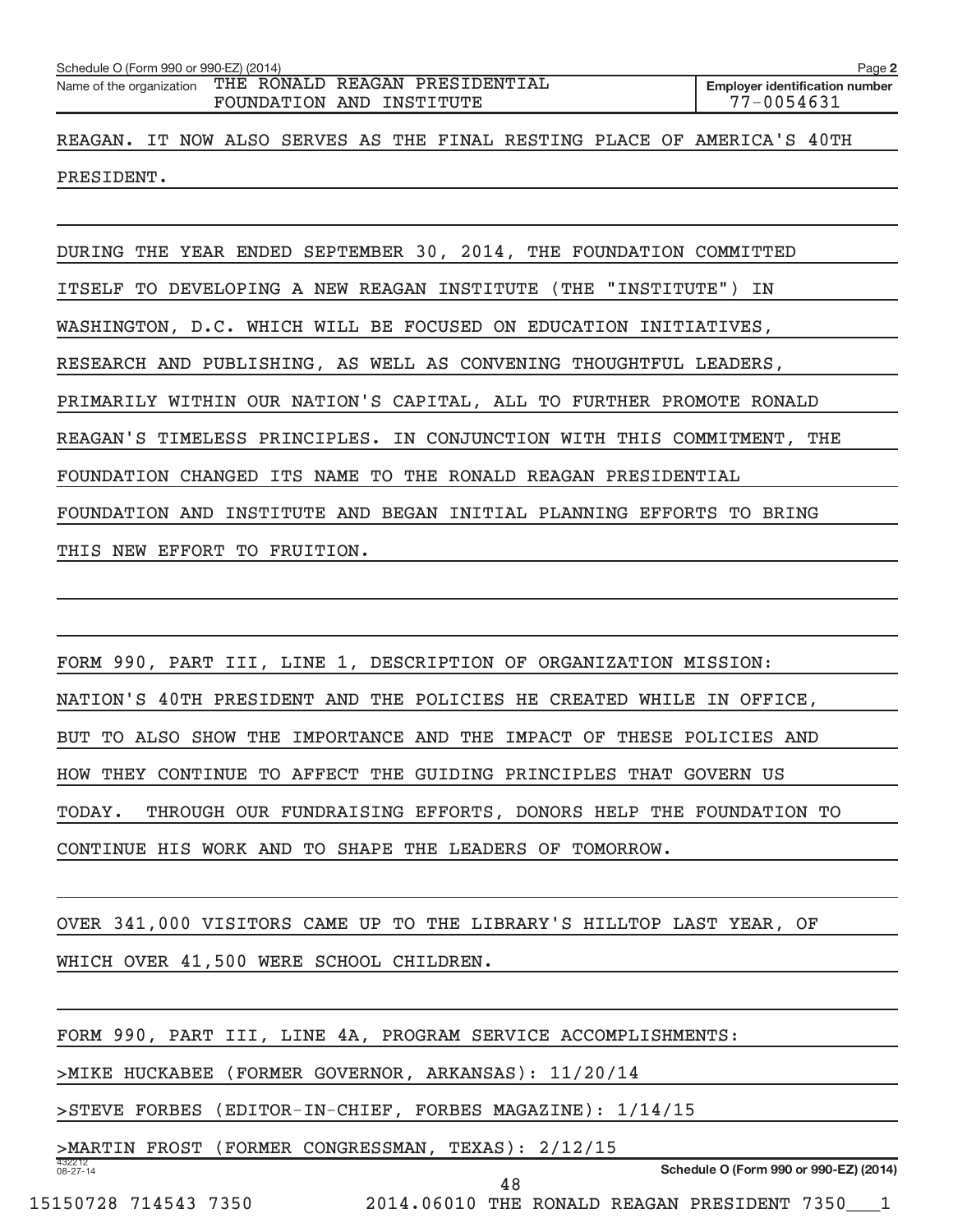Schedule O (Form 990 or 990-EZ) (2014)

Name of the organization: THE RONALD REAGAN PRESIDENTIAL FOUNDATION AND INSTITUTE

Employer identification number: 77-0054631

REAGAN. IT NOW ALSO SERVES AS THE FINAL RESTING PLACE OF AMERICA'S 40TH PRESIDENT.

DURING THE YEAR ENDED SEPTEMBER 30, 2014, THE FOUNDATION COMMITTED ITSELF TO DEVELOPING A NEW REAGAN INSTITUTE (THE "INSTITUTE") IN WASHINGTON, D.C. WHICH WILL BE FOCUSED ON EDUCATION INITIATIVES, RESEARCH AND PUBLISHING, AS WELL AS CONVENING THOUGHTFUL LEADERS, PRIMARILY WITHIN OUR NATION'S CAPITAL, ALL TO FURTHER PROMOTE RONALD REAGAN'S TIMELESS PRINCIPLES. IN CONJUNCTION WITH THIS COMMITMENT, THE FOUNDATION CHANGED ITS NAME TO THE RONALD REAGAN PRESIDENTIAL FOUNDATION AND INSTITUTE AND BEGAN INITIAL PLANNING EFFORTS TO BRING THIS NEW EFFORT TO FRUITION.

FORM 990, PART III, LINE 1, DESCRIPTION OF ORGANIZATION MISSION:

NATION'S 40TH PRESIDENT AND THE POLICIES HE CREATED WHILE IN OFFICE, BUT TO ALSO SHOW THE IMPORTANCE AND THE IMPACT OF THESE POLICIES AND HOW THEY CONTINUE TO AFFECT THE GUIDING PRINCIPLES THAT GOVERN US TODAY. THROUGH OUR FUNDRAISING EFFORTS, DONORS HELP THE FOUNDATION TO CONTINUE HIS WORK AND TO SHAPE THE LEADERS OF TOMORROW.

OVER 341,000 VISITORS CAME UP TO THE LIBRARY'S HILLTOP LAST YEAR, OF WHICH OVER 41,500 WERE SCHOOL CHILDREN.

FORM 990, PART III, LINE 4A, PROGRAM SERVICE ACCOMPLISHMENTS:

>MIKE HUCKABEE (FORMER GOVERNOR, ARKANSAS): 11/20/14

>STEVE FORBES (EDITOR-IN-CHIEF, FORBES MAGAZINE): 1/14/15

>MARTIN FROST (FORMER CONGRESSMAN, TEXAS): 2/12/15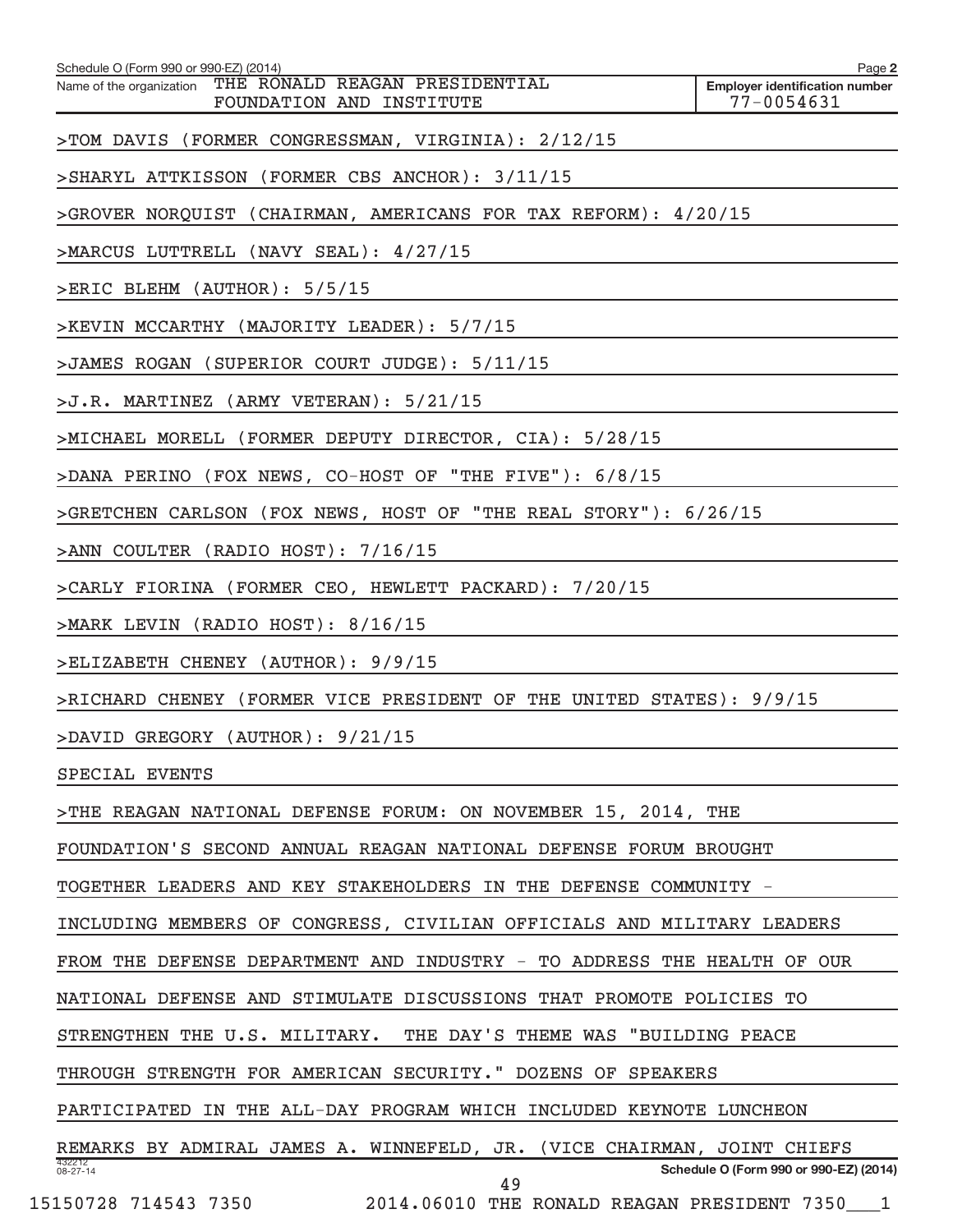Schedule O (Form 990 or 990-EZ) (2014)

Name of the organization THE RONALD REAGAN PRESIDENTIAL FOUNDATION AND INSTITUTE

**Employer identification number** 77-0054631

>TOM DAVIS (FORMER CONGRESSMAN, VIRGINIA): 2/12/15

>SHARYL ATTKISSON (FORMER CBS ANCHOR): 3/11/15

>GROVER NORQUIST (CHAIRMAN, AMERICANS FOR TAX REFORM): 4/20/15

>MARCUS LUTTRELL (NAVY SEAL): 4/27/15

>ERIC BLEHM (AUTHOR): 5/5/15

>KEVIN MCCARTHY (MAJORITY LEADER): 5/7/15

>JAMES ROGAN (SUPERIOR COURT JUDGE): 5/11/15

>J.R. MARTINEZ (ARMY VETERAN): 5/21/15

>MICHAEL MORELL (FORMER DEPUTY DIRECTOR, CIA): 5/28/15

>DANA PERINO (FOX NEWS, CO-HOST OF "THE FIVE"): 6/8/15

>GRETCHEN CARLSON (FOX NEWS, HOST OF "THE REAL STORY"): 6/26/15

>ANN COULTER (RADIO HOST): 7/16/15

>CARLY FIORINA (FORMER CEO, HEWLETT PACKARD): 7/20/15

>MARK LEVIN (RADIO HOST): 8/16/15

>ELIZABETH CHENEY (AUTHOR): 9/9/15

>RICHARD CHENEY (FORMER VICE PRESIDENT OF THE UNITED STATES): 9/9/15

>DAVID GREGORY (AUTHOR): 9/21/15

SPECIAL EVENTS

>THE REAGAN NATIONAL DEFENSE FORUM: ON NOVEMBER 15, 2014, THE FOUNDATION'S SECOND ANNUAL REAGAN NATIONAL DEFENSE FORUM BROUGHT TOGETHER LEADERS AND KEY STAKEHOLDERS IN THE DEFENSE COMMUNITY - INCLUDING MEMBERS OF CONGRESS, CIVILIAN OFFICIALS AND MILITARY LEADERS FROM THE DEFENSE DEPARTMENT AND INDUSTRY - TO ADDRESS THE HEALTH OF OUR NATIONAL DEFENSE AND STIMULATE DISCUSSIONS THAT PROMOTE POLICIES TO STRENGTHEN THE U.S. MILITARY. THE DAY'S THEME WAS "BUILDING PEACE THROUGH STRENGTH FOR AMERICAN SECURITY." DOZENS OF SPEAKERS PARTICIPATED IN THE ALL-DAY PROGRAM WHICH INCLUDED KEYNOTE LUNCHEON REMARKS BY ADMIRAL JAMES A. WINNEFELD, JR. (VICE CHAIRMAN, JOINT CHIEFS

Schedule O (Form 990 or 990-EZ) (2014)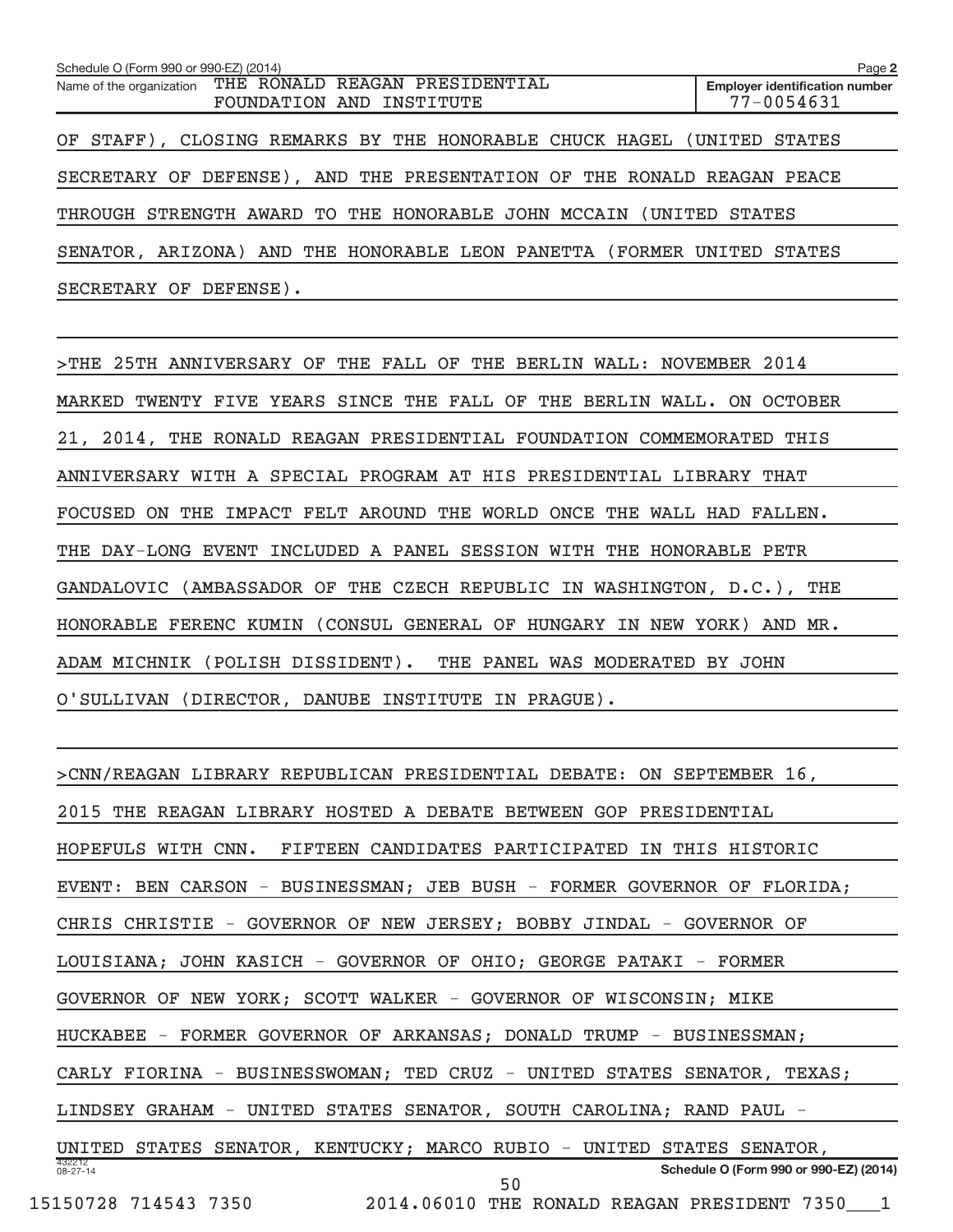OF STAFF), CLOSING REMARKS BY THE HONORABLE CHUCK HAGEL (UNITED STATES SECRETARY OF DEFENSE), AND THE PRESENTATION OF THE RONALD REAGAN PEACE THROUGH STRENGTH AWARD TO THE HONORABLE JOHN MCCAIN (UNITED STATES SENATOR, ARIZONA) AND THE HONORABLE LEON PANETTA (FORMER UNITED STATES SECRETARY OF DEFENSE).

>THE 25TH ANNIVERSARY OF THE FALL OF THE BERLIN WALL: NOVEMBER 2014 MARKED TWENTY FIVE YEARS SINCE THE FALL OF THE BERLIN WALL. ON OCTOBER 21, 2014, THE RONALD REAGAN PRESIDENTIAL FOUNDATION COMMEMORATED THIS ANNIVERSARY WITH A SPECIAL PROGRAM AT HIS PRESIDENTIAL LIBRARY THAT FOCUSED ON THE IMPACT FELT AROUND THE WORLD ONCE THE WALL HAD FALLEN. THE DAY-LONG EVENT INCLUDED A PANEL SESSION WITH THE HONORABLE PETR GANDALOVIC (AMBASSADOR OF THE CZECH REPUBLIC IN WASHINGTON, D.C.), THE HONORABLE FERENC KUMIN (CONSUL GENERAL OF HUNGARY IN NEW YORK) AND MR. ADAM MICHNIK (POLISH DISSIDENT). THE PANEL WAS MODERATED BY JOHN O'SULLIVAN (DIRECTOR, DANUBE INSTITUTE IN PRAGUE).

>CNN/REAGAN LIBRARY REPUBLICAN PRESIDENTIAL DEBATE: ON SEPTEMBER 16, 2015 THE REAGAN LIBRARY HOSTED A DEBATE BETWEEN GOP PRESIDENTIAL HOPEFULS WITH CNN. FIFTEEN CANDIDATES PARTICIPATED IN THIS HISTORIC EVENT: BEN CARSON - BUSINESSMAN; JEB BUSH - FORMER GOVERNOR OF FLORIDA; CHRIS CHRISTIE - GOVERNOR OF NEW JERSEY; BOBBY JINDAL - GOVERNOR OF LOUISIANA; JOHN KASICH - GOVERNOR OF OHIO; GEORGE PATAKI - FORMER GOVERNOR OF NEW YORK; SCOTT WALKER - GOVERNOR OF WISCONSIN; MIKE HUCKABEE - FORMER GOVERNOR OF ARKANSAS; DONALD TRUMP - BUSINESSMAN; CARLY FIORINA - BUSINESSWOMAN; TED CRUZ - UNITED STATES SENATOR, TEXAS; LINDSEY GRAHAM - UNITED STATES SENATOR, SOUTH CAROLINA; RAND PAUL - UNITED STATES SENATOR, KENTUCKY; MARCO RUBIO - UNITED STATES SENATOR,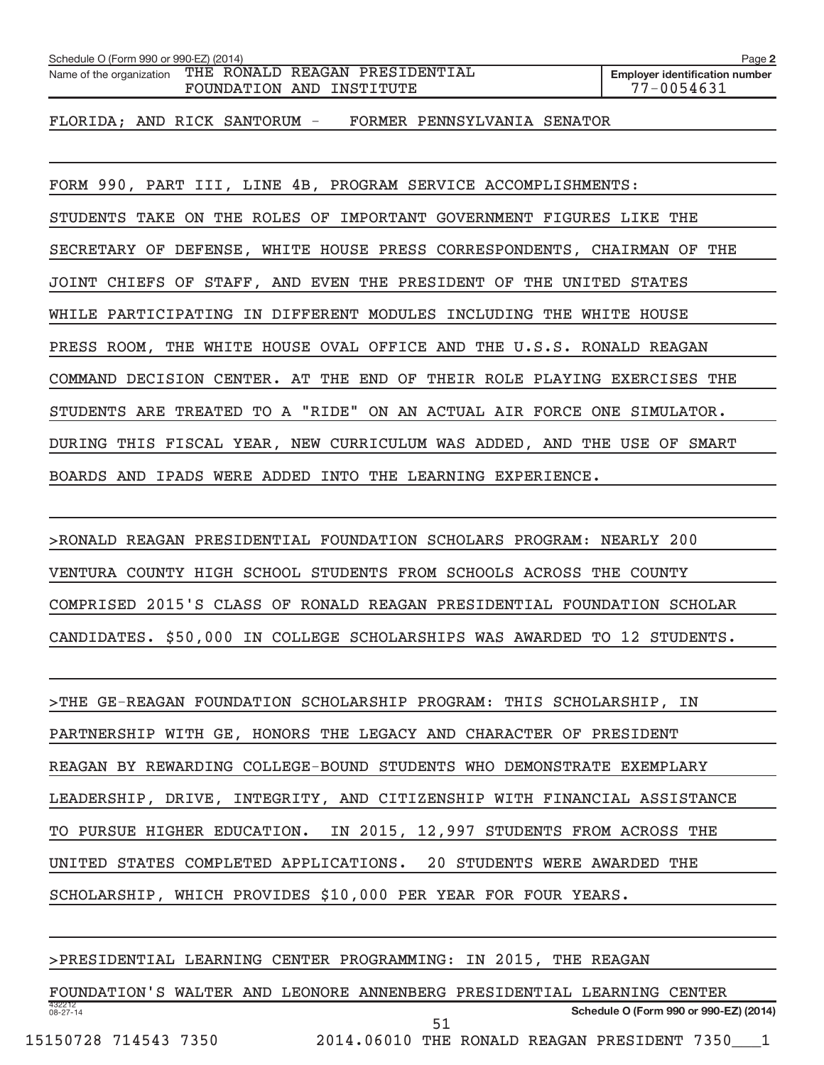FLORIDA; AND RICK SANTORUM - FORMER PENNSYLVANIA SENATOR

FORM 990, PART III, LINE 4B, PROGRAM SERVICE ACCOMPLISHMENTS:

STUDENTS TAKE ON THE ROLES OF IMPORTANT GOVERNMENT FIGURES LIKE THE SECRETARY OF DEFENSE, WHITE HOUSE PRESS CORRESPONDENTS, CHAIRMAN OF THE JOINT CHIEFS OF STAFF, AND EVEN THE PRESIDENT OF THE UNITED STATES WHILE PARTICIPATING IN DIFFERENT MODULES INCLUDING THE WHITE HOUSE PRESS ROOM, THE WHITE HOUSE OVAL OFFICE AND THE U.S.S. RONALD REAGAN COMMAND DECISION CENTER. AT THE END OF THEIR ROLE PLAYING EXERCISES THE STUDENTS ARE TREATED TO A "RIDE" ON AN ACTUAL AIR FORCE ONE SIMULATOR. DURING THIS FISCAL YEAR, NEW CURRICULUM WAS ADDED, AND THE USE OF SMART BOARDS AND IPADS WERE ADDED INTO THE LEARNING EXPERIENCE.

>RONALD REAGAN PRESIDENTIAL FOUNDATION SCHOLARS PROGRAM: NEARLY 200 VENTURA COUNTY HIGH SCHOOL STUDENTS FROM SCHOOLS ACROSS THE COUNTY COMPRISED 2015'S CLASS OF RONALD REAGAN PRESIDENTIAL FOUNDATION SCHOLAR CANDIDATES. $50,000 IN COLLEGE SCHOLARSHIPS WAS AWARDED TO 12 STUDENTS.

>THE GE-REAGAN FOUNDATION SCHOLARSHIP PROGRAM: THIS SCHOLARSHIP, IN PARTNERSHIP WITH GE, HONORS THE LEGACY AND CHARACTER OF PRESIDENT REAGAN BY REWARDING COLLEGE-BOUND STUDENTS WHO DEMONSTRATE EXEMPLARY LEADERSHIP, DRIVE, INTEGRITY, AND CITIZENSHIP WITH FINANCIAL ASSISTANCE TO PURSUE HIGHER EDUCATION. IN 2015, 12,997 STUDENTS FROM ACROSS THE UNITED STATES COMPLETED APPLICATIONS. 20 STUDENTS WERE AWARDED THE SCHOLARSHIP, WHICH PROVIDES $10,000 PER YEAR FOR FOUR YEARS.

>PRESIDENTIAL LEARNING CENTER PROGRAMMING: IN 2015, THE REAGAN FOUNDATION'S WALTER AND LEONORE ANNENBERG PRESIDENTIAL LEARNING CENTER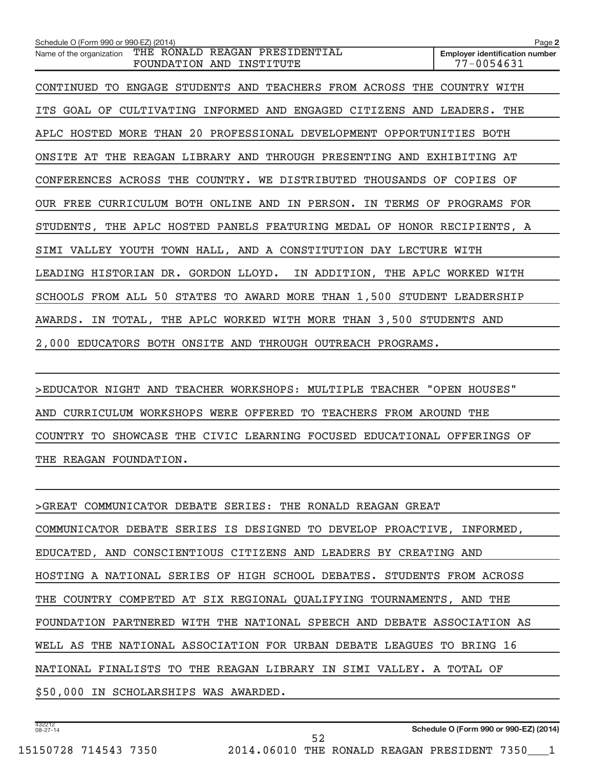Schedule O (Form 990 or 990-EZ) (2014)

Name of the organization THE RONALD REAGAN PRESIDENTIAL FOUNDATION AND INSTITUTE

Employer identification number 77-0054631

CONTINUED TO ENGAGE STUDENTS AND TEACHERS FROM ACROSS THE COUNTRY WITH ITS GOAL OF CULTIVATING INFORMED AND ENGAGED CITIZENS AND LEADERS. THE APLC HOSTED MORE THAN 20 PROFESSIONAL DEVELOPMENT OPPORTUNITIES BOTH ONSITE AT THE REAGAN LIBRARY AND THROUGH PRESENTING AND EXHIBITING AT CONFERENCES ACROSS THE COUNTRY. WE DISTRIBUTED THOUSANDS OF COPIES OF OUR FREE CURRICULUM BOTH ONLINE AND IN PERSON. IN TERMS OF PROGRAMS FOR STUDENTS, THE APLC HOSTED PANELS FEATURING MEDAL OF HONOR RECIPIENTS, A SIMI VALLEY YOUTH TOWN HALL, AND A CONSTITUTION DAY LECTURE WITH LEADING HISTORIAN DR. GORDON LLOYD. IN ADDITION, THE APLC WORKED WITH SCHOOLS FROM ALL 50 STATES TO AWARD MORE THAN 1,500 STUDENT LEADERSHIP AWARDS. IN TOTAL, THE APLC WORKED WITH MORE THAN 3,500 STUDENTS AND 2,000 EDUCATORS BOTH ONSITE AND THROUGH OUTREACH PROGRAMS.

>EDUCATOR NIGHT AND TEACHER WORKSHOPS: MULTIPLE TEACHER "OPEN HOUSES" AND CURRICULUM WORKSHOPS WERE OFFERED TO TEACHERS FROM AROUND THE COUNTRY TO SHOWCASE THE CIVIC LEARNING FOCUSED EDUCATIONAL OFFERINGS OF THE REAGAN FOUNDATION.

>GREAT COMMUNICATOR DEBATE SERIES: THE RONALD REAGAN GREAT COMMUNICATOR DEBATE SERIES IS DESIGNED TO DEVELOP PROACTIVE, INFORMED, EDUCATED, AND CONSCIENTIOUS CITIZENS AND LEADERS BY CREATING AND HOSTING A NATIONAL SERIES OF HIGH SCHOOL DEBATES. STUDENTS FROM ACROSS THE COUNTRY COMPETED AT SIX REGIONAL QUALIFYING TOURNAMENTS, AND THE FOUNDATION PARTNERED WITH THE NATIONAL SPEECH AND DEBATE ASSOCIATION AS WELL AS THE NATIONAL ASSOCIATION FOR URBAN DEBATE LEAGUES TO BRING 16 NATIONAL FINALISTS TO THE REAGAN LIBRARY IN SIMI VALLEY. A TOTAL OF $50,000 IN SCHOLARSHIPS WAS AWARDED.

Schedule O (Form 990 or 990-EZ) (2014)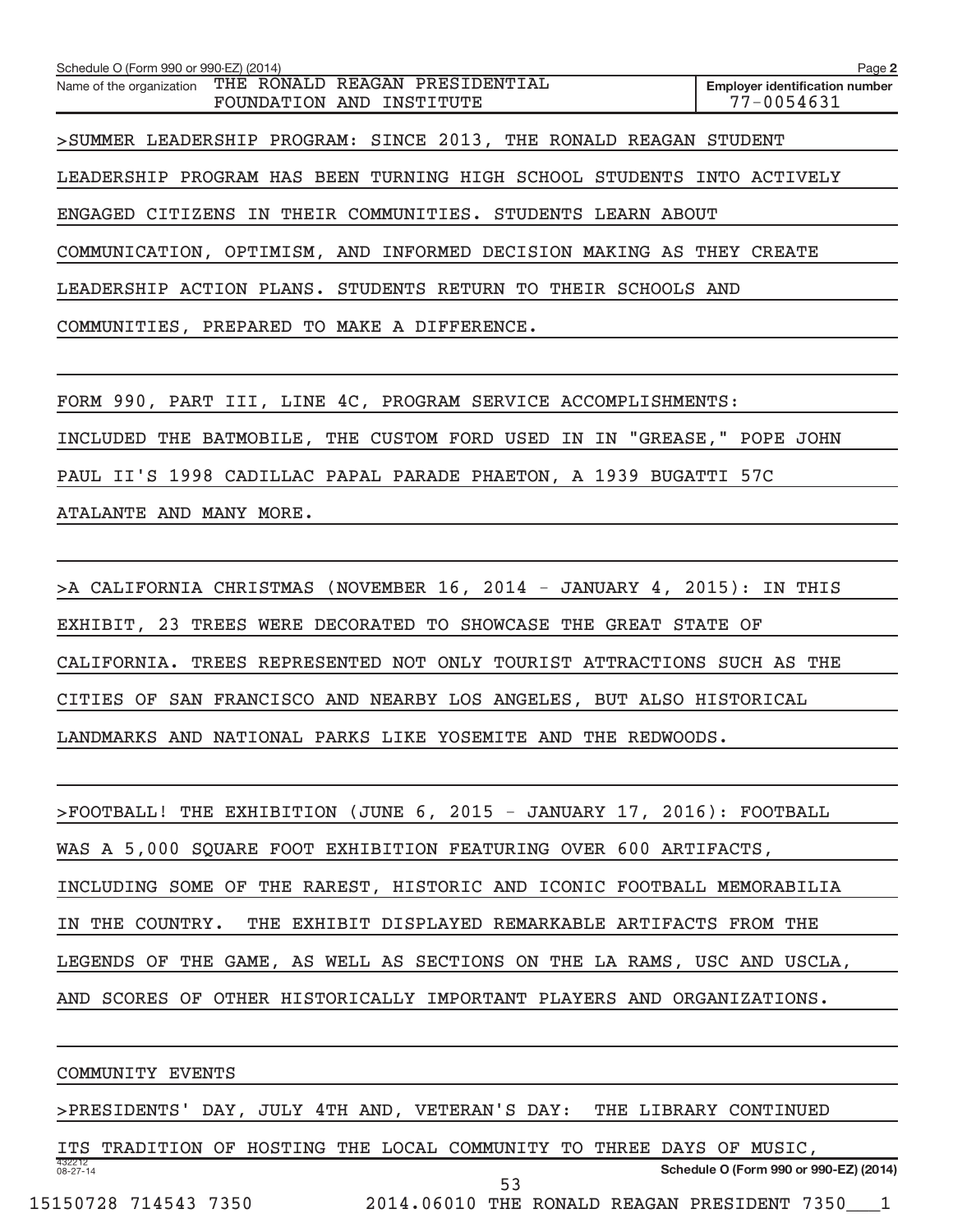Schedule O (Form 990 or 990-EZ) (2014) Page **2**

Name of the organization THE RONALD REAGAN PRESIDENTIAL FOUNDATION AND INSTITUTE

**Employer identification number** 77-0054631

>SUMMER LEADERSHIP PROGRAM: SINCE 2013, THE RONALD REAGAN STUDENT LEADERSHIP PROGRAM HAS BEEN TURNING HIGH SCHOOL STUDENTS INTO ACTIVELY ENGAGED CITIZENS IN THEIR COMMUNITIES. STUDENTS LEARN ABOUT COMMUNICATION, OPTIMISM, AND INFORMED DECISION MAKING AS THEY CREATE LEADERSHIP ACTION PLANS. STUDENTS RETURN TO THEIR SCHOOLS AND COMMUNITIES, PREPARED TO MAKE A DIFFERENCE.

FORM 990, PART III, LINE 4C, PROGRAM SERVICE ACCOMPLISHMENTS: INCLUDED THE BATMOBILE, THE CUSTOM FORD USED IN IN "GREASE," POPE JOHN PAUL II'S 1998 CADILLAC PAPAL PARADE PHAETON, A 1939 BUGATTI 57C ATALANTE AND MANY MORE.

>A CALIFORNIA CHRISTMAS (NOVEMBER 16, 2014 - JANUARY 4, 2015): IN THIS EXHIBIT, 23 TREES WERE DECORATED TO SHOWCASE THE GREAT STATE OF CALIFORNIA. TREES REPRESENTED NOT ONLY TOURIST ATTRACTIONS SUCH AS THE CITIES OF SAN FRANCISCO AND NEARBY LOS ANGELES, BUT ALSO HISTORICAL LANDMARKS AND NATIONAL PARKS LIKE YOSEMITE AND THE REDWOODS.

>FOOTBALL! THE EXHIBITION (JUNE 6, 2015 - JANUARY 17, 2016): FOOTBALL WAS A 5,000 SQUARE FOOT EXHIBITION FEATURING OVER 600 ARTIFACTS, INCLUDING SOME OF THE RAREST, HISTORIC AND ICONIC FOOTBALL MEMORABILIA IN THE COUNTRY. THE EXHIBIT DISPLAYED REMARKABLE ARTIFACTS FROM THE LEGENDS OF THE GAME, AS WELL AS SECTIONS ON THE LA RAMS, USC AND USCLA, AND SCORES OF OTHER HISTORICALLY IMPORTANT PLAYERS AND ORGANIZATIONS.

COMMUNITY EVENTS

>PRESIDENTS' DAY, JULY 4TH AND, VETERAN'S DAY: THE LIBRARY CONTINUED ITS TRADITION OF HOSTING THE LOCAL COMMUNITY TO THREE DAYS OF MUSIC,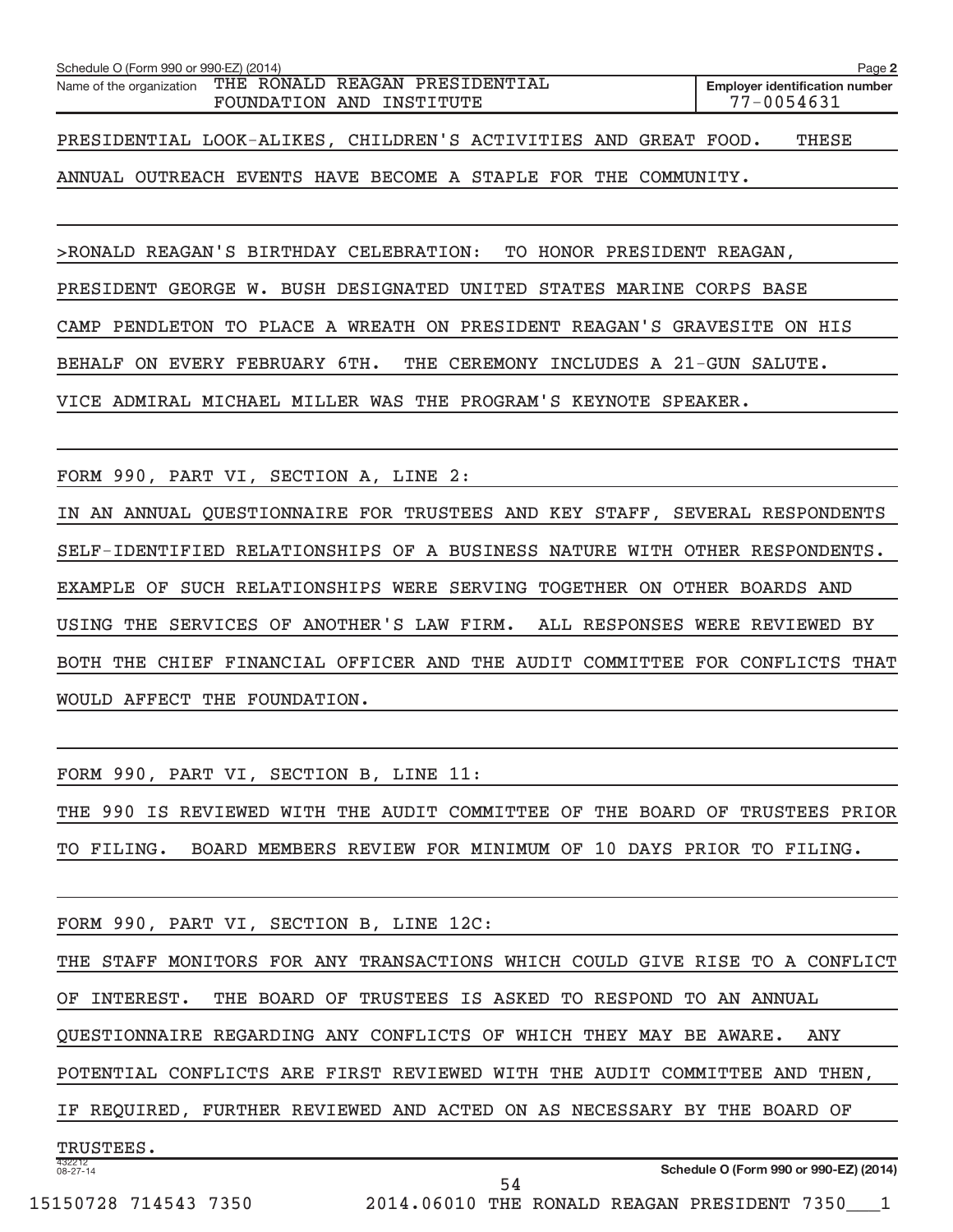Schedule O (Form 990 or 990-EZ) (2014)

Name of the organization: THE RONALD REAGAN PRESIDENTIAL FOUNDATION AND INSTITUTE

Employer identification number: 77-0054631

PRESIDENTIAL LOOK-ALIKES, CHILDREN'S ACTIVITIES AND GREAT FOOD. THESE ANNUAL OUTREACH EVENTS HAVE BECOME A STAPLE FOR THE COMMUNITY.

>RONALD REAGAN'S BIRTHDAY CELEBRATION: TO HONOR PRESIDENT REAGAN, PRESIDENT GEORGE W. BUSH DESIGNATED UNITED STATES MARINE CORPS BASE CAMP PENDLETON TO PLACE A WREATH ON PRESIDENT REAGAN'S GRAVESITE ON HIS BEHALF ON EVERY FEBRUARY 6TH. THE CEREMONY INCLUDES A 21-GUN SALUTE. VICE ADMIRAL MICHAEL MILLER WAS THE PROGRAM'S KEYNOTE SPEAKER.

FORM 990, PART VI, SECTION A, LINE 2:

IN AN ANNUAL QUESTIONNAIRE FOR TRUSTEES AND KEY STAFF, SEVERAL RESPONDENTS SELF-IDENTIFIED RELATIONSHIPS OF A BUSINESS NATURE WITH OTHER RESPONDENTS. EXAMPLE OF SUCH RELATIONSHIPS WERE SERVING TOGETHER ON OTHER BOARDS AND USING THE SERVICES OF ANOTHER'S LAW FIRM. ALL RESPONSES WERE REVIEWED BY BOTH THE CHIEF FINANCIAL OFFICER AND THE AUDIT COMMITTEE FOR CONFLICTS THAT WOULD AFFECT THE FOUNDATION.

FORM 990, PART VI, SECTION B, LINE 11:

THE 990 IS REVIEWED WITH THE AUDIT COMMITTEE OF THE BOARD OF TRUSTEES PRIOR TO FILING. BOARD MEMBERS REVIEW FOR MINIMUM OF 10 DAYS PRIOR TO FILING.

FORM 990, PART VI, SECTION B, LINE 12C:

THE STAFF MONITORS FOR ANY TRANSACTIONS WHICH COULD GIVE RISE TO A CONFLICT OF INTEREST. THE BOARD OF TRUSTEES IS ASKED TO RESPOND TO AN ANNUAL QUESTIONNAIRE REGARDING ANY CONFLICTS OF WHICH THEY MAY BE AWARE. ANY POTENTIAL CONFLICTS ARE FIRST REVIEWED WITH THE AUDIT COMMITTEE AND THEN, IF REQUIRED, FURTHER REVIEWED AND ACTED ON AS NECESSARY BY THE BOARD OF TRUSTEES.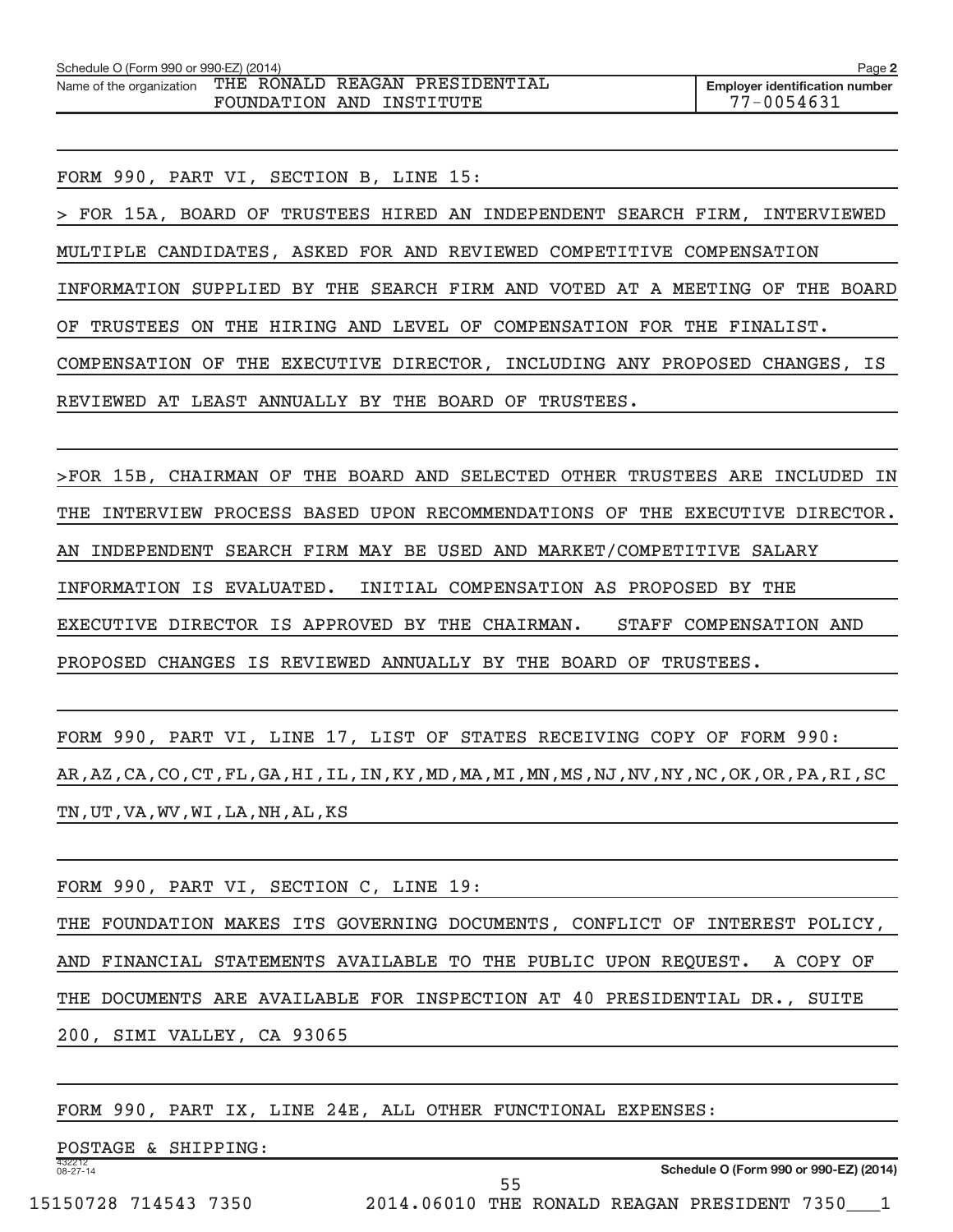Schedule O (Form 990 or 990-EZ) (2014)

Name of the organization THE RONALD REAGAN PRESIDENTIAL FOUNDATION AND INSTITUTE

Employer identification number 77-0054631

FORM 990, PART VI, SECTION B, LINE 15:

> FOR 15A, BOARD OF TRUSTEES HIRED AN INDEPENDENT SEARCH FIRM, INTERVIEWED MULTIPLE CANDIDATES, ASKED FOR AND REVIEWED COMPETITIVE COMPENSATION INFORMATION SUPPLIED BY THE SEARCH FIRM AND VOTED AT A MEETING OF THE BOARD OF TRUSTEES ON THE HIRING AND LEVEL OF COMPENSATION FOR THE FINALIST. COMPENSATION OF THE EXECUTIVE DIRECTOR, INCLUDING ANY PROPOSED CHANGES, IS REVIEWED AT LEAST ANNUALLY BY THE BOARD OF TRUSTEES.

>FOR 15B, CHAIRMAN OF THE BOARD AND SELECTED OTHER TRUSTEES ARE INCLUDED IN THE INTERVIEW PROCESS BASED UPON RECOMMENDATIONS OF THE EXECUTIVE DIRECTOR. AN INDEPENDENT SEARCH FIRM MAY BE USED AND MARKET/COMPETITIVE SALARY INFORMATION IS EVALUATED. INITIAL COMPENSATION AS PROPOSED BY THE EXECUTIVE DIRECTOR IS APPROVED BY THE CHAIRMAN. STAFF COMPENSATION AND PROPOSED CHANGES IS REVIEWED ANNUALLY BY THE BOARD OF TRUSTEES.

FORM 990, PART VI, LINE 17, LIST OF STATES RECEIVING COPY OF FORM 990:

AR,AZ,CA,CO,CT,FL,GA,HI,IL,IN,KY,MD,MA,MI,MN,MS,NJ,NV,NY,NC,OK,OR,PA,RI,SC TN,UT,VA,WV,WI,LA,NH,AL,KS

FORM 990, PART VI, SECTION C, LINE 19:

THE FOUNDATION MAKES ITS GOVERNING DOCUMENTS, CONFLICT OF INTEREST POLICY, AND FINANCIAL STATEMENTS AVAILABLE TO THE PUBLIC UPON REQUEST. A COPY OF THE DOCUMENTS ARE AVAILABLE FOR INSPECTION AT 40 PRESIDENTIAL DR., SUITE 200, SIMI VALLEY, CA 93065

FORM 990, PART IX, LINE 24E, ALL OTHER FUNCTIONAL EXPENSES:

POSTAGE & SHIPPING:

Schedule O (Form 990 or 990-EZ) (2014)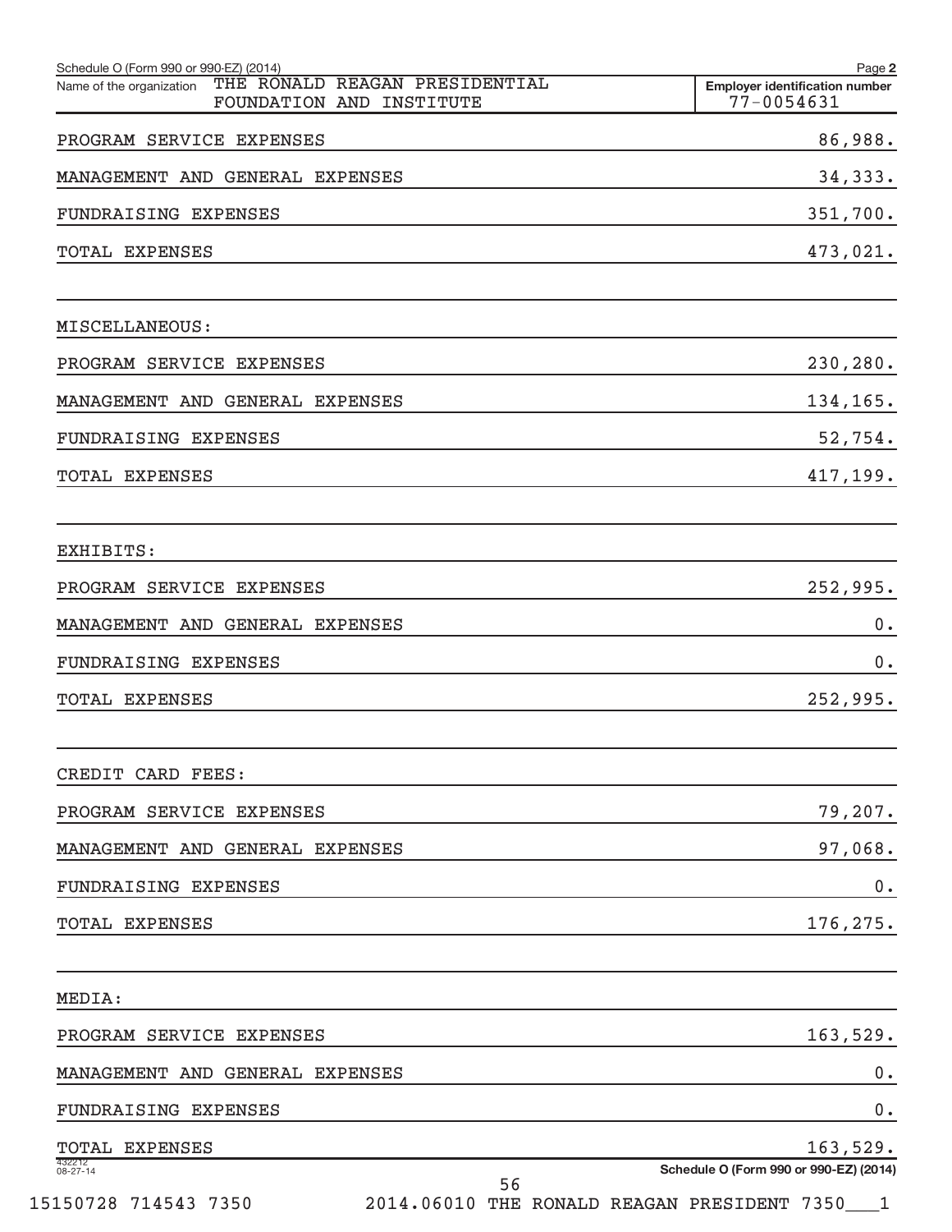Schedule O (Form 990 or 990-EZ) (2014)

Name of the organization: THE RONALD REAGAN PRESIDENTIAL FOUNDATION AND INSTITUTE

Employer identification number: 77-0054631

| | |
|---|---|
| PROGRAM SERVICE EXPENSES | 86,988. |
| MANAGEMENT AND GENERAL EXPENSES | 34,333. |
| FUNDRAISING EXPENSES | 351,700. |
| TOTAL EXPENSES | 473,021. |

MISCELLANEOUS:

| | |
|---|---|
| PROGRAM SERVICE EXPENSES | 230,280. |
| MANAGEMENT AND GENERAL EXPENSES | 134,165. |
| FUNDRAISING EXPENSES | 52,754. |
| TOTAL EXPENSES | 417,199. |

EXHIBITS:

| | |
|---|---|
| PROGRAM SERVICE EXPENSES | 252,995. |
| MANAGEMENT AND GENERAL EXPENSES | 0. |
| FUNDRAISING EXPENSES | 0. |
| TOTAL EXPENSES | 252,995. |

CREDIT CARD FEES:

| | |
|---|---|
| PROGRAM SERVICE EXPENSES | 79,207. |
| MANAGEMENT AND GENERAL EXPENSES | 97,068. |
| FUNDRAISING EXPENSES | 0. |
| TOTAL EXPENSES | 176,275. |

MEDIA:

| | |
|---|---|
| PROGRAM SERVICE EXPENSES | 163,529. |
| MANAGEMENT AND GENERAL EXPENSES | 0. |
| FUNDRAISING EXPENSES | 0. |
| TOTAL EXPENSES | 163,529. |

Schedule O (Form 990 or 990-EZ) (2014)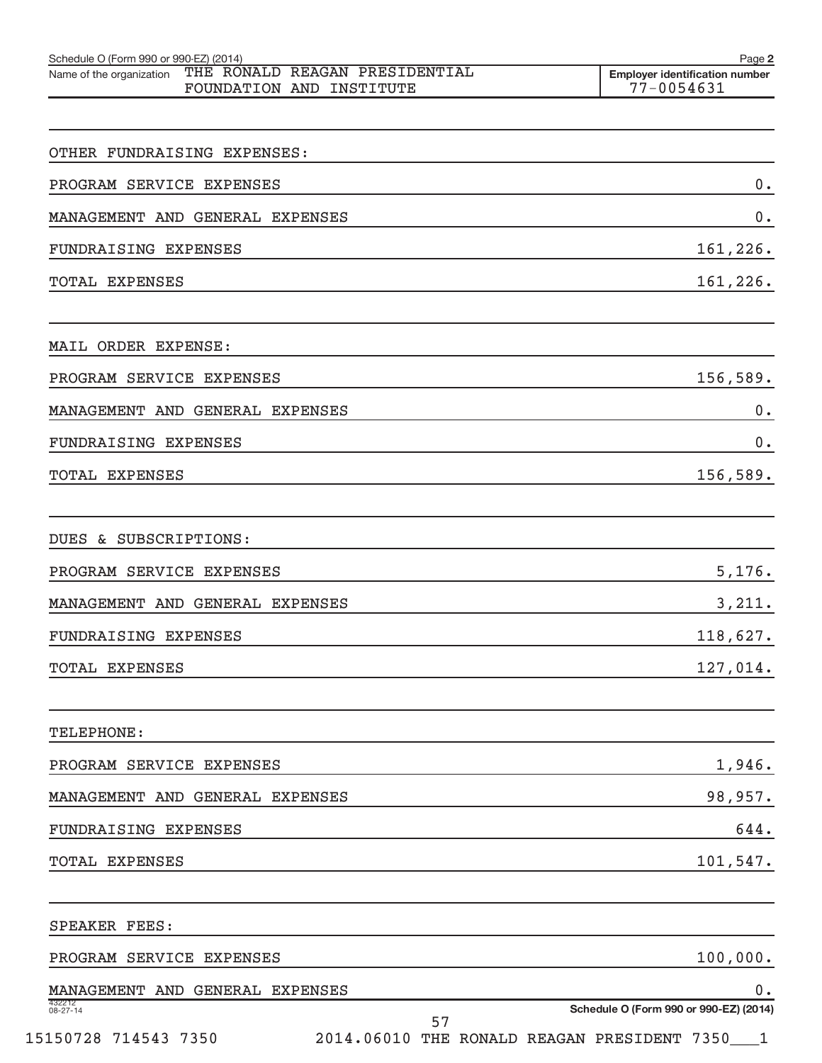Schedule O (Form 990 or 990-EZ) (2014)

Name of the organization THE RONALD REAGAN PRESIDENTIAL FOUNDATION AND INSTITUTE

Employer identification number 77-0054631

| | |
|---|---|
| OTHER FUNDRAISING EXPENSES: | |
| PROGRAM SERVICE EXPENSES | 0. |
| MANAGEMENT AND GENERAL EXPENSES | 0. |
| FUNDRAISING EXPENSES | 161,226. |
| TOTAL EXPENSES | 161,226. |
| | |
| MAIL ORDER EXPENSE: | |
| PROGRAM SERVICE EXPENSES | 156,589. |
| MANAGEMENT AND GENERAL EXPENSES | 0. |
| FUNDRAISING EXPENSES | 0. |
| TOTAL EXPENSES | 156,589. |
| | |
| DUES & SUBSCRIPTIONS: | |
| PROGRAM SERVICE EXPENSES | 5,176. |
| MANAGEMENT AND GENERAL EXPENSES | 3,211. |
| FUNDRAISING EXPENSES | 118,627. |
| TOTAL EXPENSES | 127,014. |
| | |
| TELEPHONE: | |
| PROGRAM SERVICE EXPENSES | 1,946. |
| MANAGEMENT AND GENERAL EXPENSES | 98,957. |
| FUNDRAISING EXPENSES | 644. |
| TOTAL EXPENSES | 101,547. |
| | |
| SPEAKER FEES: | |
| PROGRAM SERVICE EXPENSES | 100,000. |
| MANAGEMENT AND GENERAL EXPENSES | 0. |

432212 08-27-14

Schedule O (Form 990 or 990-EZ) (2014)

15150728 714543 7350 2014.06010 THE RONALD REAGAN PRESIDENT 7350___1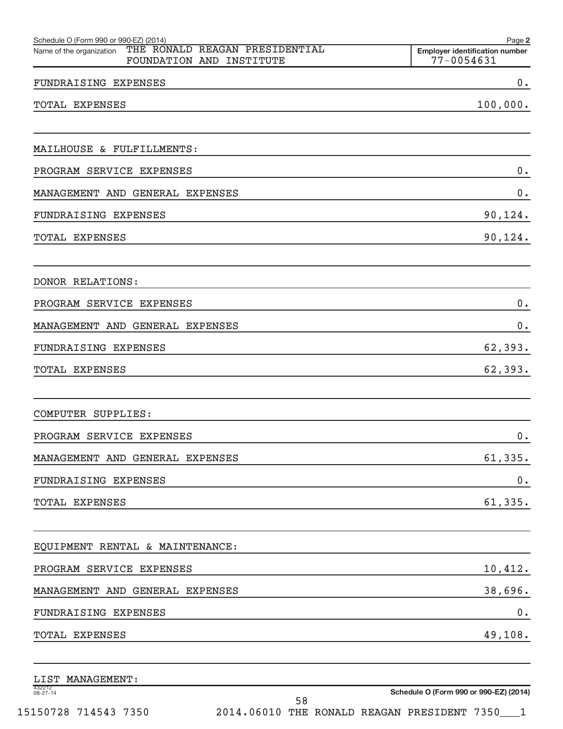Schedule O (Form 990 or 990-EZ) (2014)

Name of the organization THE RONALD REAGAN PRESIDENTIAL FOUNDATION AND INSTITUTE

Employer identification number 77-0054631

| | |
|---|---|
| FUNDRAISING EXPENSES | 0. |
| TOTAL EXPENSES | 100,000. |
| | |
| MAILHOUSE & FULFILLMENTS: | |
| PROGRAM SERVICE EXPENSES | 0. |
| MANAGEMENT AND GENERAL EXPENSES | 0. |
| FUNDRAISING EXPENSES | 90,124. |
| TOTAL EXPENSES | 90,124. |
| | |
| DONOR RELATIONS: | |
| PROGRAM SERVICE EXPENSES | 0. |
| MANAGEMENT AND GENERAL EXPENSES | 0. |
| FUNDRAISING EXPENSES | 62,393. |
| TOTAL EXPENSES | 62,393. |
| | |
| COMPUTER SUPPLIES: | |
| PROGRAM SERVICE EXPENSES | 0. |
| MANAGEMENT AND GENERAL EXPENSES | 61,335. |
| FUNDRAISING EXPENSES | 0. |
| TOTAL EXPENSES | 61,335. |
| | |
| EQUIPMENT RENTAL & MAINTENANCE: | |
| PROGRAM SERVICE EXPENSES | 10,412. |
| MANAGEMENT AND GENERAL EXPENSES | 38,696. |
| FUNDRAISING EXPENSES | 0. |
| TOTAL EXPENSES | 49,108. |
| | |
| LIST MANAGEMENT: | |

Schedule O (Form 990 or 990-EZ) (2014)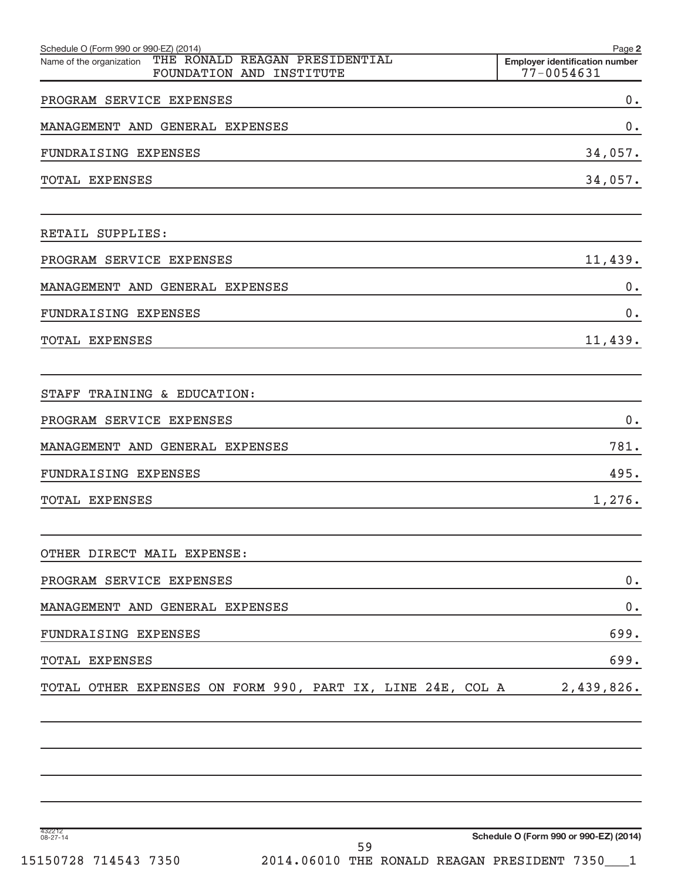Schedule O (Form 990 or 990-EZ) (2014)

Name of the organization THE RONALD REAGAN PRESIDENTIAL FOUNDATION AND INSTITUTE

Employer identification number 77-0054631

| | |
|---|---|
| PROGRAM SERVICE EXPENSES | 0. |
| MANAGEMENT AND GENERAL EXPENSES | 0. |
| FUNDRAISING EXPENSES | 34,057. |
| TOTAL EXPENSES | 34,057. |
| | |
| RETAIL SUPPLIES: | |
| PROGRAM SERVICE EXPENSES | 11,439. |
| MANAGEMENT AND GENERAL EXPENSES | 0. |
| FUNDRAISING EXPENSES | 0. |
| TOTAL EXPENSES | 11,439. |
| | |
| STAFF TRAINING & EDUCATION: | |
| PROGRAM SERVICE EXPENSES | 0. |
| MANAGEMENT AND GENERAL EXPENSES | 781. |
| FUNDRAISING EXPENSES | 495. |
| TOTAL EXPENSES | 1,276. |
| | |
| OTHER DIRECT MAIL EXPENSE: | |
| PROGRAM SERVICE EXPENSES | 0. |
| MANAGEMENT AND GENERAL EXPENSES | 0. |
| FUNDRAISING EXPENSES | 699. |
| TOTAL EXPENSES | 699. |
| TOTAL OTHER EXPENSES ON FORM 990, PART IX, LINE 24E, COL A | 2,439,826. |

432212 08-27-14

Schedule O (Form 990 or 990-EZ) (2014)

15150728 714543 7350 2014.06010 THE RONALD REAGAN PRESIDENT 7350___1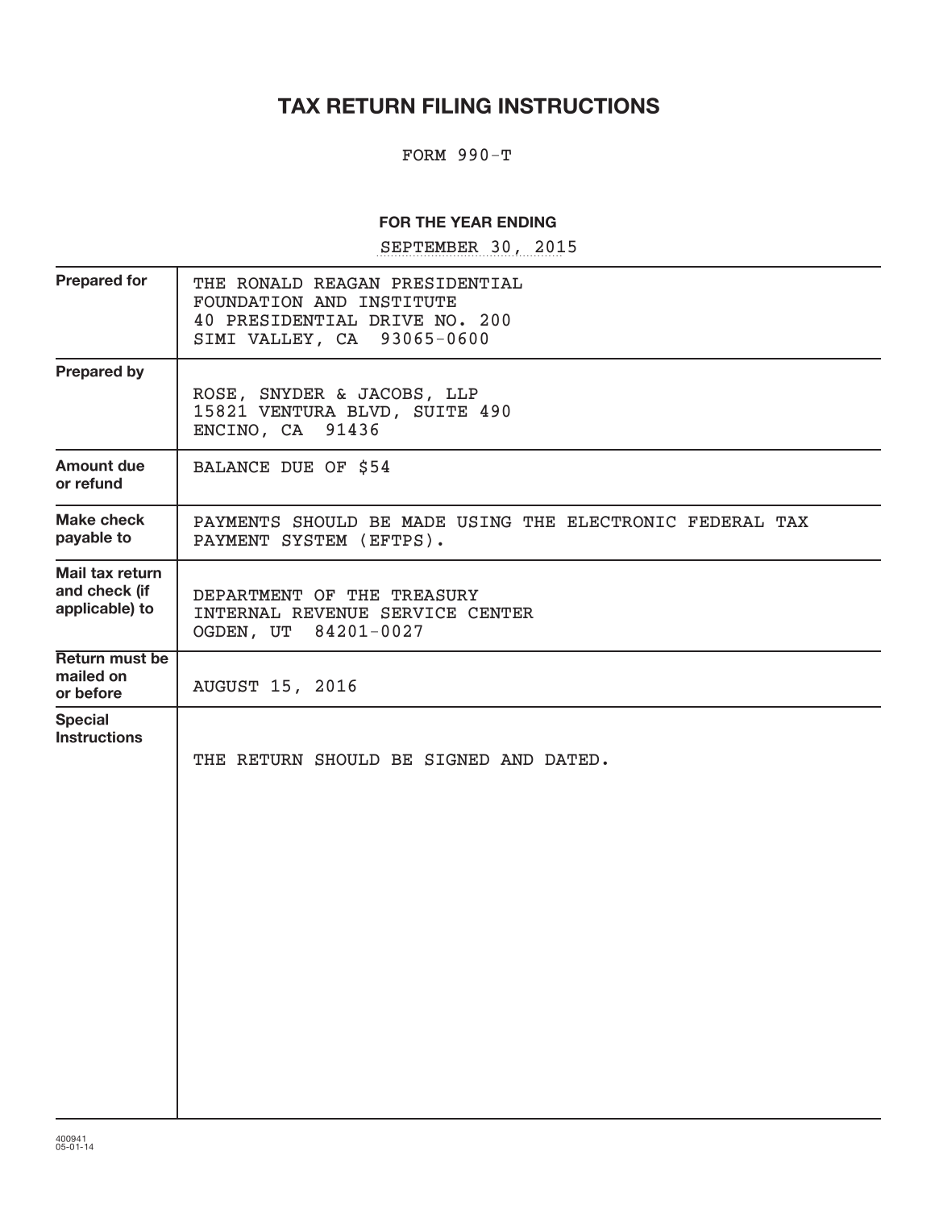# TAX RETURN FILING INSTRUCTIONS

FORM 990-T

**FOR THE YEAR ENDING**

SEPTEMBER 30, 2015

| | |
|---|---|
| **Prepared for** | THE RONALD REAGAN PRESIDENTIAL<br>FOUNDATION AND INSTITUTE<br>40 PRESIDENTIAL DRIVE NO. 200<br>SIMI VALLEY, CA 93065-0600 |
| **Prepared by** | ROSE, SNYDER & JACOBS, LLP<br>15821 VENTURA BLVD, SUITE 490<br>ENCINO, CA 91436 |
| **Amount due or refund** | BALANCE DUE OF $54 |
| **Make check payable to** | PAYMENTS SHOULD BE MADE USING THE ELECTRONIC FEDERAL TAX PAYMENT SYSTEM (EFTPS). |
| **Mail tax return and check (if applicable) to** | DEPARTMENT OF THE TREASURY<br>INTERNAL REVENUE SERVICE CENTER<br>OGDEN, UT 84201-0027 |
| **Return must be mailed on or before** | AUGUST 15, 2016 |
| **Special Instructions** | THE RETURN SHOULD BE SIGNED AND DATED. |

400941
05-01-14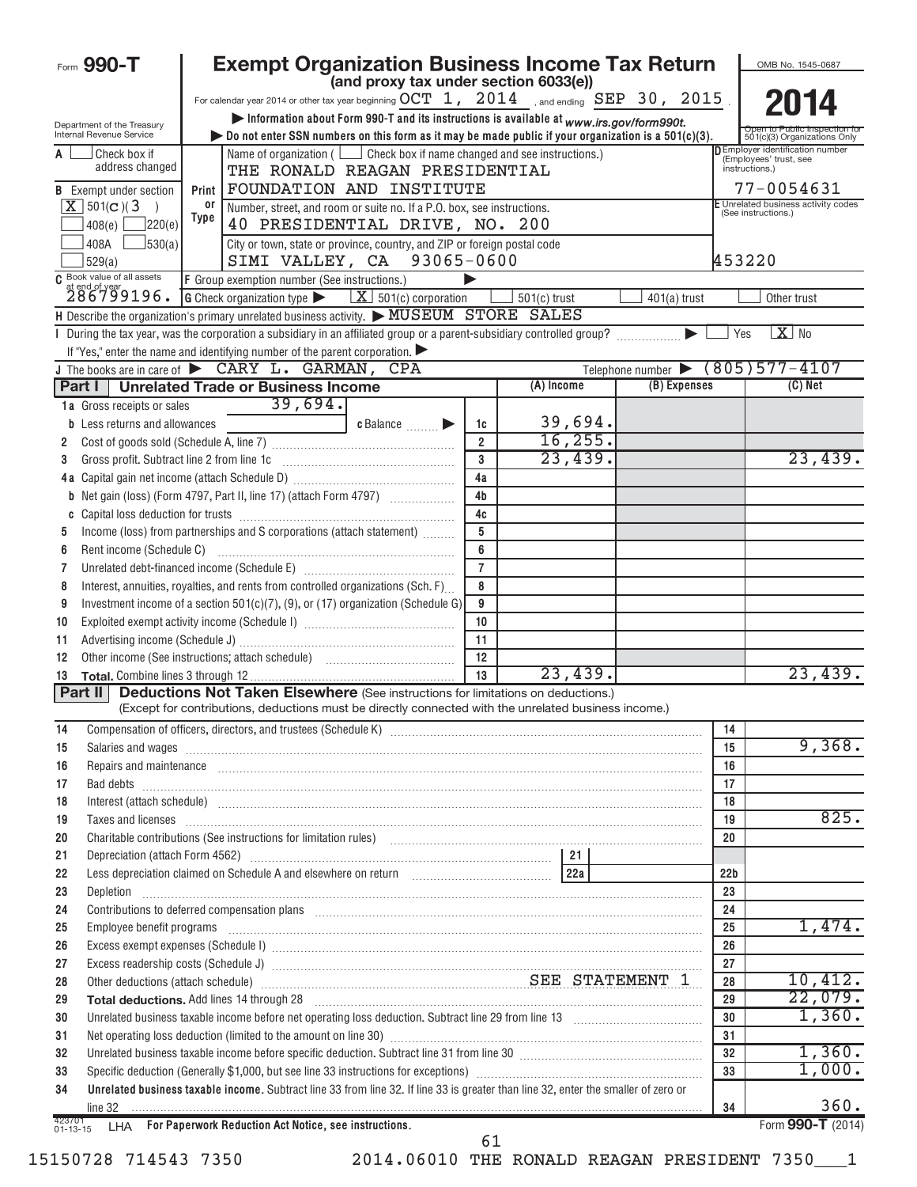Form **990-T**

# Exempt Organization Business Income Tax Return

**(and proxy tax under section 6033(e))**

For calendar year 2014 or other tax year beginning OCT 1, 2014 , and ending SEP 30, 2015 .

▶ Information about Form 990-T and its instructions is available at *www.irs.gov/form990t.*

▶ Do not enter SSN numbers on this form as it may be made public if your organization is a 501(c)(3).

Department of the Treasury
Internal Revenue Service

OMB No. 1545-0687

**2014**

Open to Public Inspection for 501(c)(3) Organizations Only

A [ ] Check box if address changed

Name of organization ( [ ] Check box if name changed and see instructions.)
THE RONALD REAGAN PRESIDENTIAL FOUNDATION AND INSTITUTE

D Employer identification number (Employees' trust, see instructions.)
77-0054631

B Exempt under section [X] 501(C)(3) [ ] 408(e) [ ] 220(e) [ ] 408A [ ] 530(a) [ ] 529(a)

Print or Type

Number, street, and room or suite no. If a P.O. box, see instructions.
40 PRESIDENTIAL DRIVE, NO. 200

City or town, state or province, country, and ZIP or foreign postal code
SIMI VALLEY, CA 93065-0600

E Unrelated business activity codes (See instructions.)
453220

C Book value of all assets at end of year
286799196.

F Group exemption number (See instructions.) ▶

G Check organization type ▶ [X] 501(c) corporation [ ] 501(c) trust [ ] 401(a) trust [ ] Other trust

H Describe the organization's primary unrelated business activity. ▶ MUSEUM STORE SALES

I During the tax year, was the corporation a subsidiary in an affiliated group or a parent-subsidiary controlled group? ▶ [ ] Yes [X] No

If "Yes," enter the name and identifying number of the parent corporation. ▶

J The books are in care of ▶ CARY L. GARMAN, CPA Telephone number ▶ (805)577-4107

## Part I Unrelated Trade or Business Income

| | | | (A) Income | (B) Expenses | (C) Net |
|---|---|---|---|---|---|
| 1a | Gross receipts or sales 39,694. | | | | |
| b | Less returns and allowances c Balance ▶ | 1c | 39,694. | | |
| 2 | Cost of goods sold (Schedule A, line 7) | 2 | 16,255. | | |
| 3 | Gross profit. Subtract line 2 from line 1c | 3 | 23,439. | | 23,439. |
| 4a | Capital gain net income (attach Schedule D) | 4a | | | |
| b | Net gain (loss) (Form 4797, Part II, line 17) (attach Form 4797) | 4b | | | |
| c | Capital loss deduction for trusts | 4c | | | |
| 5 | Income (loss) from partnerships and S corporations (attach statement) | 5 | | | |
| 6 | Rent income (Schedule C) | 6 | | | |
| 7 | Unrelated debt-financed income (Schedule E) | 7 | | | |
| 8 | Interest, annuities, royalties, and rents from controlled organizations (Sch. F) | 8 | | | |
| 9 | Investment income of a section 501(c)(7), (9), or (17) organization (Schedule G) | 9 | | | |
| 10 | Exploited exempt activity income (Schedule I) | 10 | | | |
| 11 | Advertising income (Schedule J) | 11 | | | |
| 12 | Other income (See instructions; attach schedule) | 12 | | | |
| 13 | **Total.** Combine lines 3 through 12 | 13 | 23,439. | | 23,439. |

## Part II Deductions Not Taken Elsewhere (See instructions for limitations on deductions.)

(Except for contributions, deductions must be directly connected with the unrelated business income.)

| | | | |
|---|---|---|---|
| 14 | Compensation of officers, directors, and trustees (Schedule K) | 14 | |
| 15 | Salaries and wages | 15 | 9,368. |
| 16 | Repairs and maintenance | 16 | |
| 17 | Bad debts | 17 | |
| 18 | Interest (attach schedule) | 18 | |
| 19 | Taxes and licenses | 19 | 825. |
| 20 | Charitable contributions (See instructions for limitation rules) | 20 | |
| 21 | Depreciation (attach Form 4562) 21 | | |
| 22 | Less depreciation claimed on Schedule A and elsewhere on return 22a | 22b | |
| 23 | Depletion | 23 | |
| 24 | Contributions to deferred compensation plans | 24 | |
| 25 | Employee benefit programs | 25 | 1,474. |
| 26 | Excess exempt expenses (Schedule I) | 26 | |
| 27 | Excess readership costs (Schedule J) | 27 | |
| 28 | Other deductions (attach schedule) SEE STATEMENT 1 | 28 | 10,412. |
| 29 | **Total deductions.** Add lines 14 through 28 | 29 | 22,079. |
| 30 | Unrelated business taxable income before net operating loss deduction. Subtract line 29 from line 13 | 30 | 1,360. |
| 31 | Net operating loss deduction (limited to the amount on line 30) | 31 | |
| 32 | Unrelated business taxable income before specific deduction. Subtract line 31 from line 30 | 32 | 1,360. |
| 33 | Specific deduction (Generally $1,000, but see line 33 instructions for exceptions) | 33 | 1,000. |
| 34 | **Unrelated business taxable income.** Subtract line 33 from line 32. If line 33 is greater than line 32, enter the smaller of zero or line 32 | 34 | 360. |

423701 01-13-15 LHA **For Paperwork Reduction Act Notice, see instructions.** Form **990-T** (2014)

15150728 714543 7350 2014.06010 THE RONALD REAGAN PRESIDENT 7350___1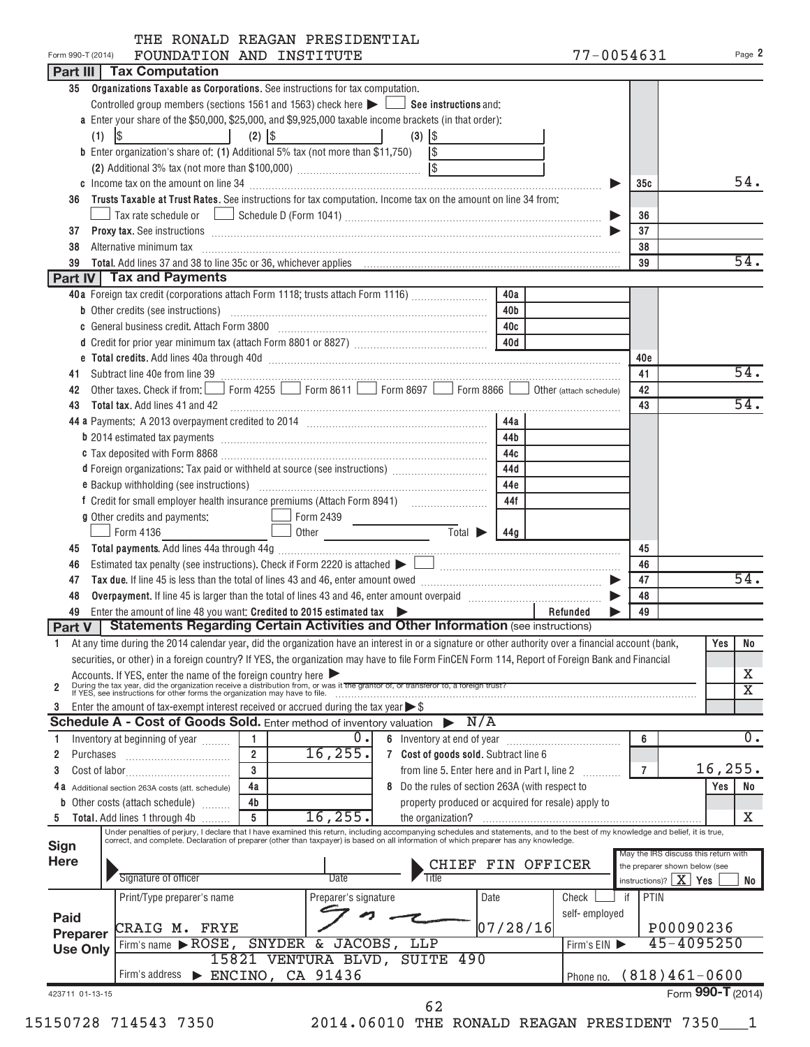THE RONALD REAGAN PRESIDENTIAL FOUNDATION AND INSTITUTE — 77-0054631

Form 990-T (2014) Page 2

## Part III Tax Computation

**35 Organizations Taxable as Corporations.** See instructions for tax computation.

Controlled group members (sections 1561 and 1563) check here ▶ ☐ **See instructions** and:

**a** Enter your share of the $50,000, $25,000, and $9,925,000 taxable income brackets (in that order):

(1) $ (2) $ (3) $

**b** Enter organization's share of: (1) Additional 5% tax (not more than $11,750) $

(2) Additional 3% tax (not more than $100,000) $

| | | |
|---|---|---|
| **c** Income tax on the amount on line 34 | 35c | 54. |
| **36 Trusts Taxable at Trust Rates.** See instructions for tax computation. Income tax on the amount on line 34 from: ☐ Tax rate schedule or ☐ Schedule D (Form 1041) | 36 | |
| **37 Proxy tax.** See instructions | 37 | |
| **38** Alternative minimum tax | 38 | |
| **39 Total.** Add lines 37 and 38 to line 35c or 36, whichever applies | 39 | 54. |

## Part IV Tax and Payments

| | | | | |
|---|---|---|---|---|
| **40a** Foreign tax credit (corporations attach Form 1118; trusts attach Form 1116) | 40a | | | |
| **b** Other credits (see instructions) | 40b | | | |
| **c** General business credit. Attach Form 3800 | 40c | | | |
| **d** Credit for prior year minimum tax (attach Form 8801 or 8827) | 40d | | | |
| **e Total credits.** Add lines 40a through 40d | | | 40e | |
| **41** Subtract line 40e from line 39 | | | 41 | 54. |
| **42** Other taxes. Check if from: ☐ Form 4255 ☐ Form 8611 ☐ Form 8697 ☐ Form 8866 ☐ Other (attach schedule) | | | 42 | |
| **43 Total tax.** Add lines 41 and 42 | | | 43 | 54. |
| **44a** Payments: A 2013 overpayment credited to 2014 | 44a | | | |
| **b** 2014 estimated tax payments | 44b | | | |
| **c** Tax deposited with Form 8868 | 44c | | | |
| **d** Foreign organizations: Tax paid or withheld at source (see instructions) | 44d | | | |
| **e** Backup withholding (see instructions) | 44e | | | |
| **f** Credit for small employer health insurance premiums (Attach Form 8941) | 44f | | | |
| **g** Other credits and payments: ☐ Form 2439 ☐ Form 4136 ☐ Other Total ▶ | 44g | | | |
| **45 Total payments.** Add lines 44a through 44g | | | 45 | |
| **46** Estimated tax penalty (see instructions). Check if Form 2220 is attached ▶ ☐ | | | 46 | |
| **47 Tax due.** If line 45 is less than the total of lines 43 and 46, enter amount owed | | | 47 | 54. |
| **48 Overpayment.** If line 45 is larger than the total of lines 43 and 46, enter amount overpaid | | | 48 | |
| **49** Enter the amount of line 48 you want: **Credited to 2015 estimated tax** ▶ Refunded ▶ | | | 49 | |

## Part V Statements Regarding Certain Activities and Other Information (see instructions)

| | Yes | No |
|---|---|---|
| **1** At any time during the 2014 calendar year, did the organization have an interest in or a signature or other authority over a financial account (bank, securities, or other) in a foreign country? If YES, the organization may have to file Form FinCEN Form 114, Report of Foreign Bank and Financial Accounts. If YES, enter the name of the foreign country here ▶ | | X |
| **2** During the tax year, did the organization receive a distribution from, or was it the grantor of, or transferor to, a foreign trust? If YES, see instructions for other forms the organization may have to file. | | X |
| **3** Enter the amount of tax-exempt interest received or accrued during the tax year ▶ $ | | |

## Schedule A - Cost of Goods Sold. Enter method of inventory valuation ▶ N/A

| | | | | | |
|---|---|---|---|---|---|
| **1** Inventory at beginning of year | 1 | 0. | **6** Inventory at end of year | 6 | 0. |
| **2** Purchases | 2 | 16,255. | **7 Cost of goods sold.** Subtract line 6 from line 5. Enter here and in Part I, line 2 | 7 | 16,255. |
| **3** Cost of labor | 3 | | **8** Do the rules of section 263A (with respect to property produced or acquired for resale) apply to the organization? | Yes | No: X |
| **4a** Additional section 263A costs (att. schedule) | 4a | | | | |
| **b** Other costs (attach schedule) | 4b | | | | |
| **5 Total.** Add lines 1 through 4b | 5 | 16,255. | | | |

**Sign Here**

Under penalties of perjury, I declare that I have examined this return, including accompanying schedules and statements, and to the best of my knowledge and belief, it is true, correct, and complete. Declaration of preparer (other than taxpayer) is based on all information of which preparer has any knowledge.

Signature of officer — Date — Title: CHIEF FIN OFFICER

May the IRS discuss this return with the preparer shown below (see instructions)? ☒ Yes ☐ No

**Paid Preparer Use Only**

| Print/Type preparer's name | Preparer's signature | Date | Check ☐ if self-employed | PTIN |
|---|---|---|---|---|
| CRAIG M. FRYE | | 07/28/16 | | P00090236 |
| Firm's name ▶ ROSE, SNYDER & JACOBS, LLP | | | Firm's EIN ▶ | 45-4095250 |
| Firm's address ▶ 15821 VENTURA BLVD, SUITE 490, ENCINO, CA 91436 | | | Phone no. | (818)461-0600 |

423711 01-13-15 Form **990-T** (2014)

15150728 714543 7350 2014.06010 THE RONALD REAGAN PRESIDENT 7350___1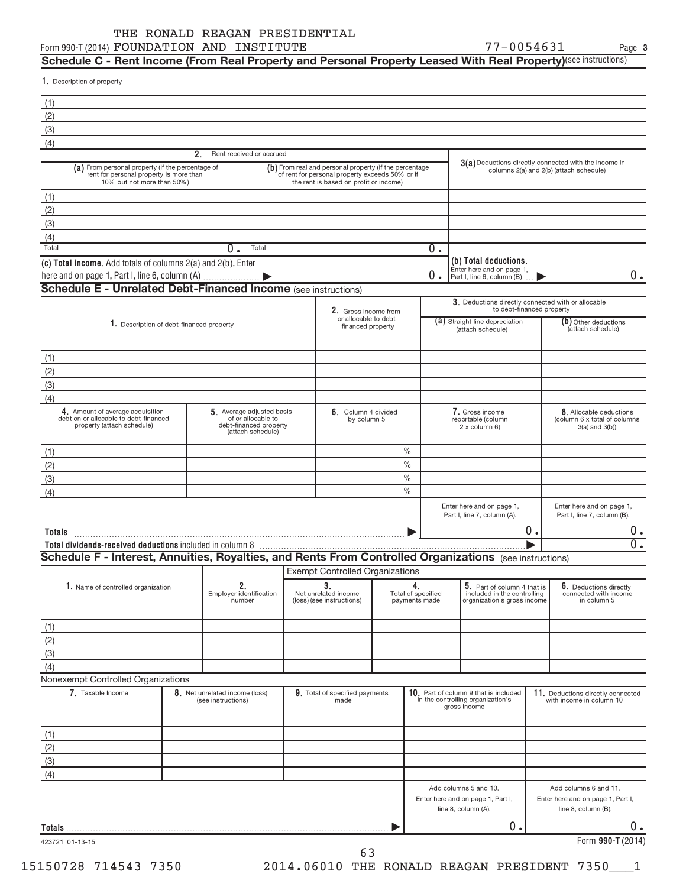THE RONALD REAGAN PRESIDENTIAL
Form 990-T (2014) FOUNDATION AND INSTITUTE 77-0054631 Page 3

## Schedule C - Rent Income (From Real Property and Personal Property Leased With Real Property) (see instructions)

1. Description of property

(1)
(2)
(3)
(4)

| | 2. Rent received or accrued | | |
|---|---|---|---|
| | (a) From personal property (if the percentage of rent for personal property is more than 10% but not more than 50%) | (b) From real and personal property (if the percentage of rent for personal property exceeds 50% or if the rent is based on profit or income) | 3(a) Deductions directly connected with the income in columns 2(a) and 2(b) (attach schedule) |
| (1) | | | |
| (2) | | | |
| (3) | | | |
| (4) | | | |
| Total | 0. | Total 0. | |

(c) Total income. Add totals of columns 2(a) and 2(b). Enter here and on page 1, Part I, line 6, column (A) ▶ 0.

(b) Total deductions. Enter here and on page 1, Part I, line 6, column (B) ▶ 0.

## Schedule E - Unrelated Debt-Financed Income (see instructions)

| 1. Description of debt-financed property | 2. Gross income from or allocable to debt-financed property | 3. Deductions directly connected with or allocable to debt-financed property (a) Straight line depreciation (attach schedule) | (b) Other deductions (attach schedule) |
|---|---|---|---|
| (1) | | | |
| (2) | | | |
| (3) | | | |
| (4) | | | |

| | 4. Amount of average acquisition debt on or allocable to debt-financed property (attach schedule) | 5. Average adjusted basis of or allocable to debt-financed property (attach schedule) | 6. Column 4 divided by column 5 | 7. Gross income reportable (column 2 x column 6) | 8. Allocable deductions (column 6 x total of columns 3(a) and 3(b)) |
|---|---|---|---|---|---|
| (1) | | | % | | |
| (2) | | | % | | |
| (3) | | | % | | |
| (4) | | | % | | |
| | | | | Enter here and on page 1, Part I, line 7, column (A). | Enter here and on page 1, Part I, line 7, column (B). |
| Totals | | | ▶ | 0. | 0. |
| Total dividends-received deductions included in column 8 | | | | ▶ | 0. |

## Schedule F - Interest, Annuities, Royalties, and Rents From Controlled Organizations (see instructions)

| | | Exempt Controlled Organizations | | | |
|---|---|---|---|---|---|
| 1. Name of controlled organization | 2. Employer identification number | 3. Net unrelated income (loss) (see instructions) | 4. Total of specified payments made | 5. Part of column 4 that is included in the controlling organization's gross income | 6. Deductions directly connected with income in column 5 |
| (1) | | | | | |
| (2) | | | | | |
| (3) | | | | | |
| (4) | | | | | |

Nonexempt Controlled Organizations

| 7. Taxable Income | 8. Net unrelated income (loss) (see instructions) | 9. Total of specified payments made | 10. Part of column 9 that is included in the controlling organization's gross income | 11. Deductions directly connected with income in column 10 |
|---|---|---|---|---|
| (1) | | | | |
| (2) | | | | |
| (3) | | | | |
| (4) | | | | |
| | | | Add columns 5 and 10. Enter here and on page 1, Part I, line 8, column (A). | Add columns 6 and 11. Enter here and on page 1, Part I, line 8, column (B). |
| Totals | | ▶ | 0. | 0. |

423721 01-13-15 Form 990-T (2014)

15150728 714543 7350 2014.06010 THE RONALD REAGAN PRESIDENT 7350___1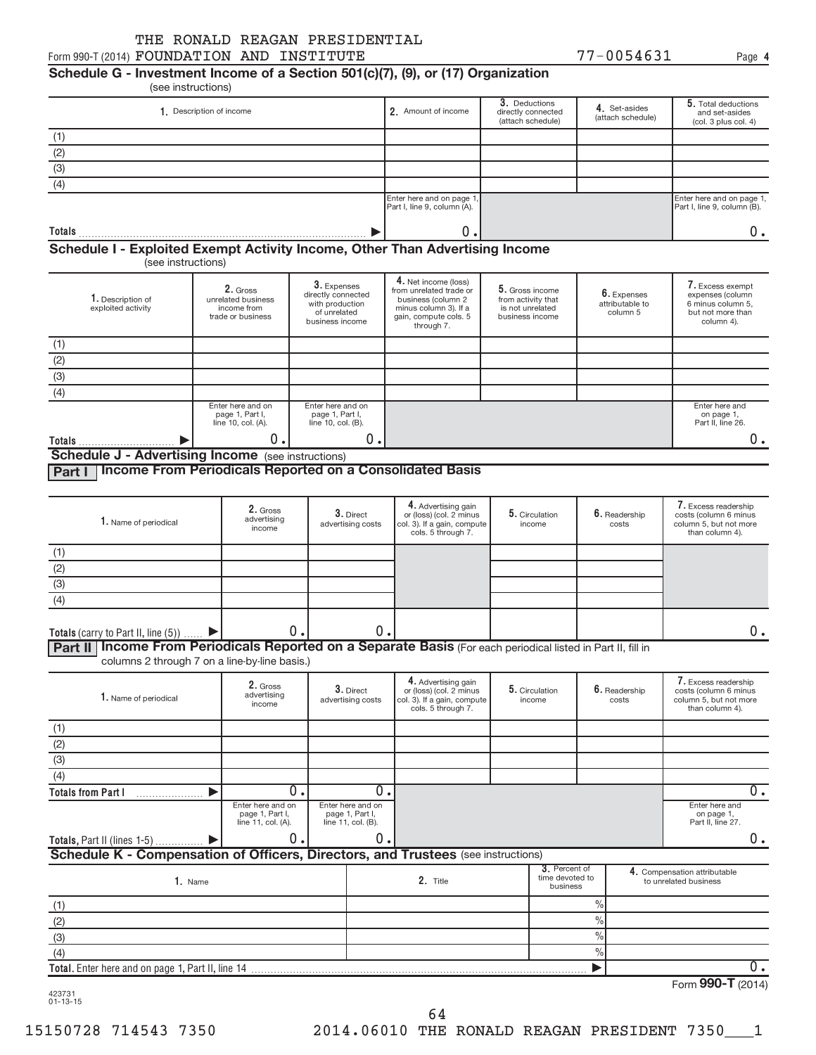THE RONALD REAGAN PRESIDENTIAL

Form 990-T (2014) FOUNDATION AND INSTITUTE 77-0054631 Page **4**

## Schedule G - Investment Income of a Section 501(c)(7), (9), or (17) Organization
(see instructions)

| 1. Description of income | 2. Amount of income | 3. Deductions directly connected (attach schedule) | 4. Set-asides (attach schedule) | 5. Total deductions and set-asides (col. 3 plus col. 4) |
|---|---|---|---|---|
| (1) | | | | |
| (2) | | | | |
| (3) | | | | |
| (4) | | | | |
| | Enter here and on page 1, Part I, line 9, column (A). | | | Enter here and on page 1, Part I, line 9, column (B). |
| **Totals** ▶ | 0. | | | 0. |

## Schedule I - Exploited Exempt Activity Income, Other Than Advertising Income
(see instructions)

| 1. Description of exploited activity | 2. Gross unrelated business income from trade or business | 3. Expenses directly connected with production of unrelated business income | 4. Net income (loss) from unrelated trade or business (column 2 minus column 3). If a gain, compute cols. 5 through 7. | 5. Gross income from activity that is not unrelated business income | 6. Expenses attributable to column 5 | 7. Excess exempt expenses (column 6 minus column 5, but not more than column 4). |
|---|---|---|---|---|---|---|
| (1) | | | | | | |
| (2) | | | | | | |
| (3) | | | | | | |
| (4) | | | | | | |
| | Enter here and on page 1, Part I, line 10, col. (A). | Enter here and on page 1, Part I, line 10, col. (B). | | | | Enter here and on page 1, Part II, line 26. |
| **Totals** ▶ | 0. | 0. | | | | 0. |

## Schedule J - Advertising Income (see instructions)

### Part I Income From Periodicals Reported on a Consolidated Basis

| 1. Name of periodical | 2. Gross advertising income | 3. Direct advertising costs | 4. Advertising gain or (loss) (col. 2 minus col. 3). If a gain, compute cols. 5 through 7. | 5. Circulation income | 6. Readership costs | 7. Excess readership costs (column 6 minus column 5, but not more than column 4). |
|---|---|---|---|---|---|---|
| (1) | | | | | | |
| (2) | | | | | | |
| (3) | | | | | | |
| (4) | | | | | | |
| **Totals** (carry to Part II, line (5)) ▶ | 0. | 0. | | | | 0. |

### Part II Income From Periodicals Reported on a Separate Basis (For each periodical listed in Part II, fill in columns 2 through 7 on a line-by-line basis.)

| 1. Name of periodical | 2. Gross advertising income | 3. Direct advertising costs | 4. Advertising gain or (loss) (col. 2 minus col. 3). If a gain, compute cols. 5 through 7. | 5. Circulation income | 6. Readership costs | 7. Excess readership costs (column 6 minus column 5, but not more than column 4). |
|---|---|---|---|---|---|---|
| (1) | | | | | | |
| (2) | | | | | | |
| (3) | | | | | | |
| (4) | | | | | | |
| **Totals from Part I** ▶ | 0. | 0. | | | | 0. |
| | Enter here and on page 1, Part I, line 11, col. (A). | Enter here and on page 1, Part I, line 11, col. (B). | | | | Enter here and on page 1, Part II, line 27. |
| **Totals,** Part II (lines 1-5) ▶ | 0. | 0. | | | | 0. |

## Schedule K - Compensation of Officers, Directors, and Trustees (see instructions)

| 1. Name | 2. Title | 3. Percent of time devoted to business | 4. Compensation attributable to unrelated business |
|---|---|---|---|
| (1) | | % | |
| (2) | | % | |
| (3) | | % | |
| (4) | | % | |
| **Total.** Enter here and on page 1, Part II, line 14 | | ▶ | 0. |

423731
01-13-15

Form **990-T** (2014)

15150728 714543 7350 2014.06010 THE RONALD REAGAN PRESIDENT 7350___1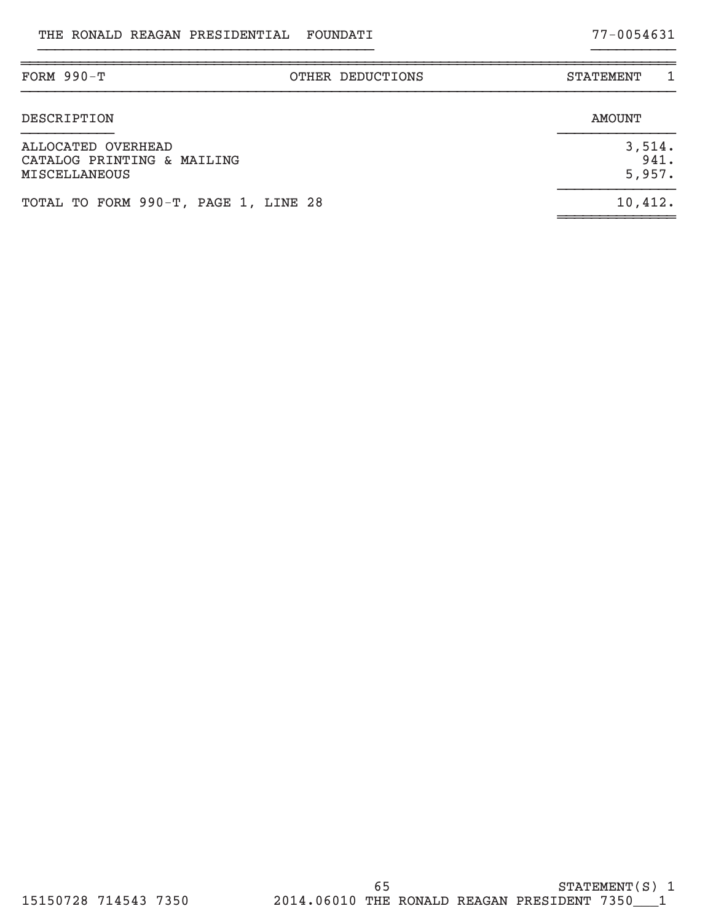THE RONALD REAGAN PRESIDENTIAL FOUNDATI 77-0054631

| FORM 990-T | OTHER DEDUCTIONS | STATEMENT 1 |
|---|---|---|

| DESCRIPTION | AMOUNT |
|---|---|
| ALLOCATED OVERHEAD | 3,514. |
| CATALOG PRINTING & MAILING | 941. |
| MISCELLANEOUS | 5,957. |
| TOTAL TO FORM 990-T, PAGE 1, LINE 28 | 10,412. |

STATEMENT(S) 1

15150728 714543 7350 2014.06010 THE RONALD REAGAN PRESIDENT 7350___1